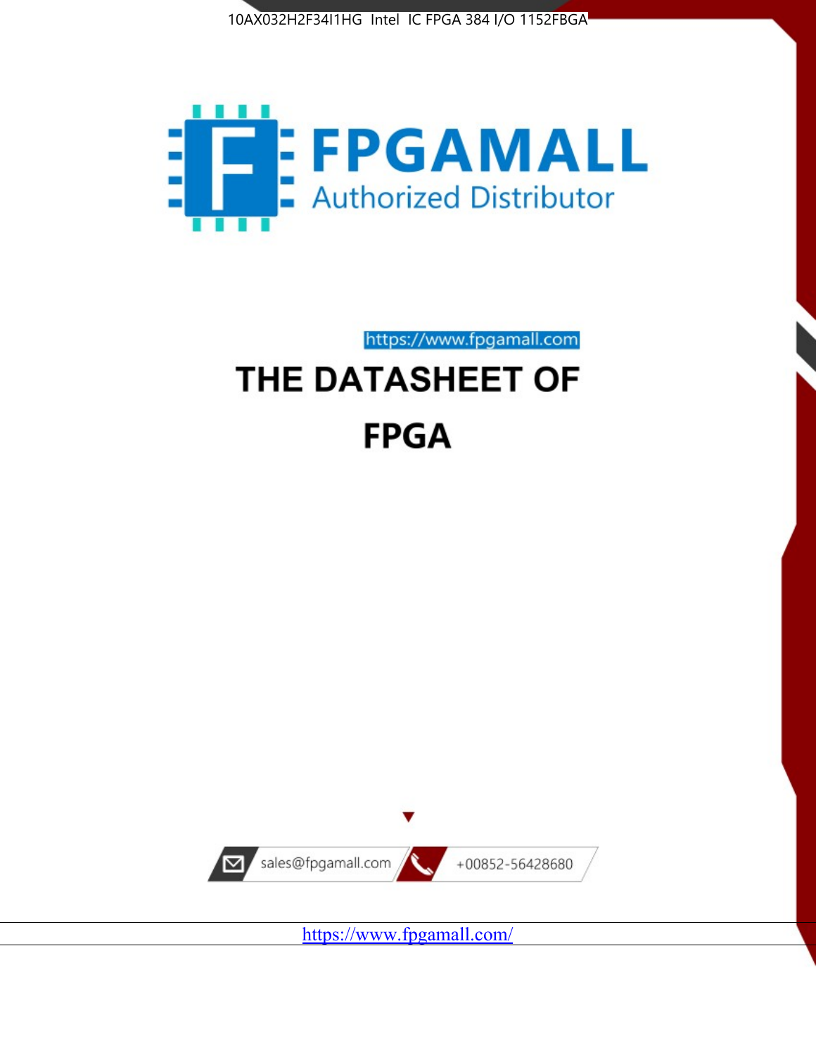10AX032H2F34I1HG Intel IC FPGA 384 I/O 1152FBGA

FPGAMALL

Authorized Distributor

https://www.fpgamall.com

# THE DATASHEET OF

# FPGA

sales@fpgamall.com

+00852-56428680

https://www.fpgamall.com/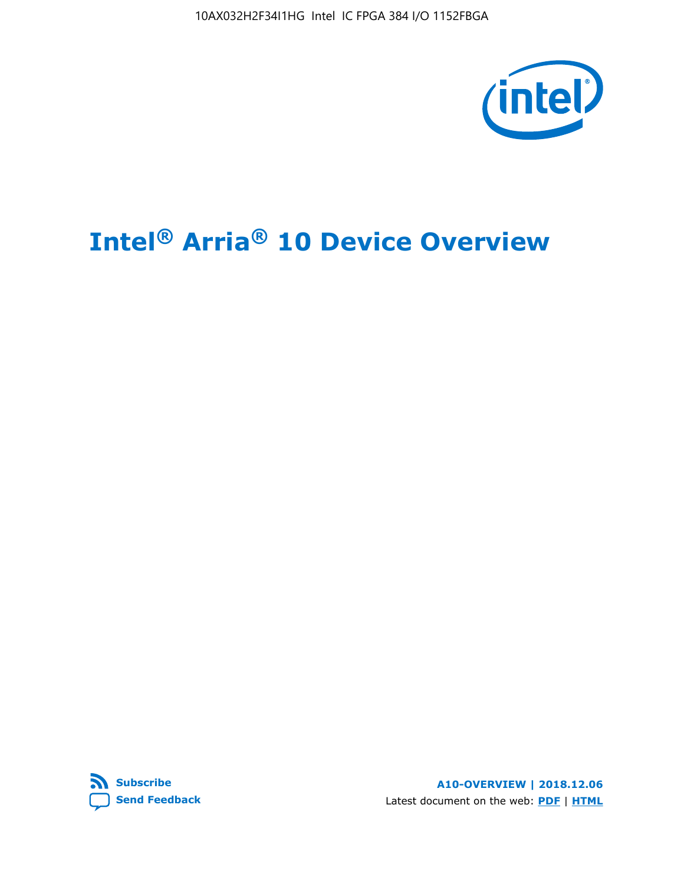10AX032H2F34I1HG Intel IC FPGA 384 I/O 1152FBGA

# Intel® Arria® 10 Device Overview

Subscribe

Send Feedback

**A10-OVERVIEW | 2018.12.06**

Latest document on the web: **PDF** | **HTML**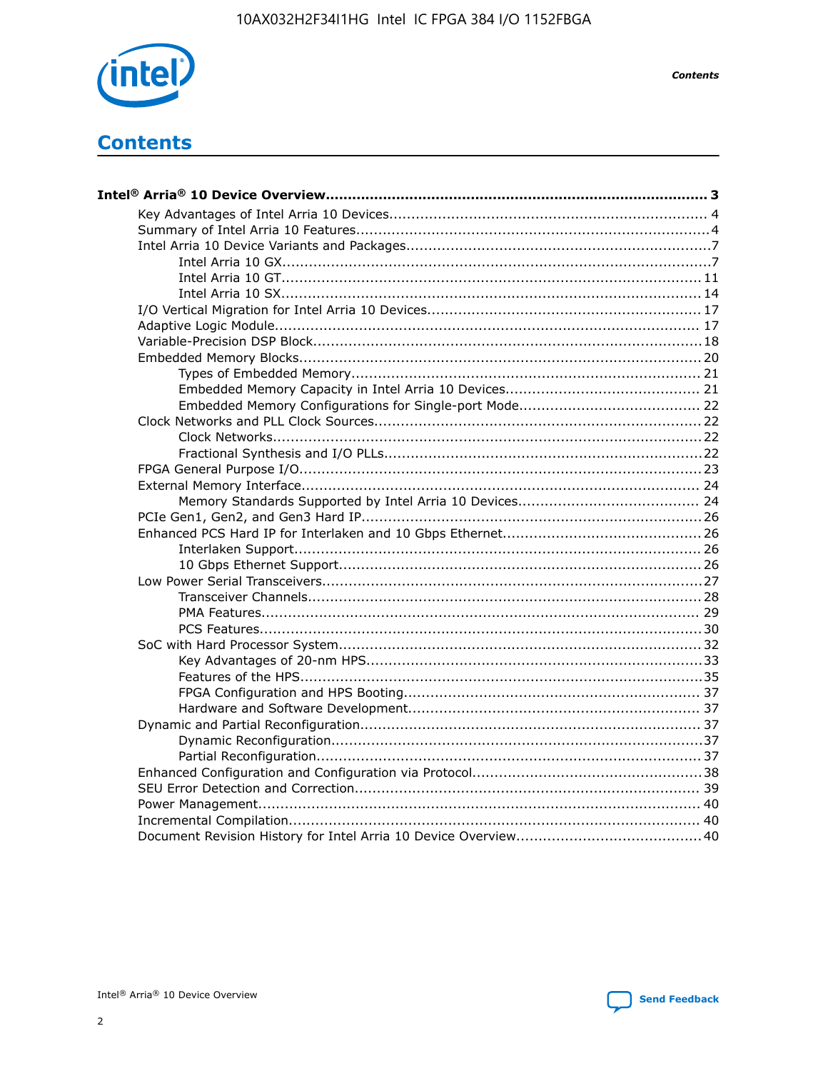# Contents

**Intel® Arria® 10 Device Overview....................................................................................... 3**

- Key Advantages of Intel Arria 10 Devices........................................................................ 4
- Summary of Intel Arria 10 Features................................................................................4
- Intel Arria 10 Device Variants and Packages.....................................................................7
    - Intel Arria 10 GX................................................................................................7
    - Intel Arria 10 GT.............................................................................................. 11
    - Intel Arria 10 SX.............................................................................................. 14
- I/O Vertical Migration for Intel Arria 10 Devices............................................................. 17
- Adaptive Logic Module................................................................................................ 17
- Variable-Precision DSP Block.......................................................................................18
- Embedded Memory Blocks..........................................................................................20
    - Types of Embedded Memory.............................................................................. 21
    - Embedded Memory Capacity in Intel Arria 10 Devices........................................... 21
    - Embedded Memory Configurations for Single-port Mode......................................... 22
- Clock Networks and PLL Clock Sources.........................................................................22
    - Clock Networks................................................................................................22
    - Fractional Synthesis and I/O PLLs.......................................................................22
- FPGA General Purpose I/O..........................................................................................23
- External Memory Interface......................................................................................... 24
    - Memory Standards Supported by Intel Arria 10 Devices........................................ 24
- PCIe Gen1, Gen2, and Gen3 Hard IP............................................................................26
- Enhanced PCS Hard IP for Interlaken and 10 Gbps Ethernet............................................26
    - Interlaken Support........................................................................................... 26
    - 10 Gbps Ethernet Support................................................................................. 26
- Low Power Serial Transceivers.....................................................................................27
    - Transceiver Channels........................................................................................28
    - PMA Features.................................................................................................. 29
    - PCS Features...................................................................................................30
- SoC with Hard Processor System.................................................................................32
    - Key Advantages of 20-nm HPS...........................................................................33
    - Features of the HPS..........................................................................................35
    - FPGA Configuration and HPS Booting.................................................................. 37
    - Hardware and Software Development................................................................. 37
- Dynamic and Partial Reconfiguration............................................................................37
    - Dynamic Reconfiguration...................................................................................37
    - Partial Reconfiguration......................................................................................37
- Enhanced Configuration and Configuration via Protocol...................................................38
- SEU Error Detection and Correction............................................................................. 39
- Power Management................................................................................................... 40
- Incremental Compilation............................................................................................ 40
- Document Revision History for Intel Arria 10 Device Overview.........................................40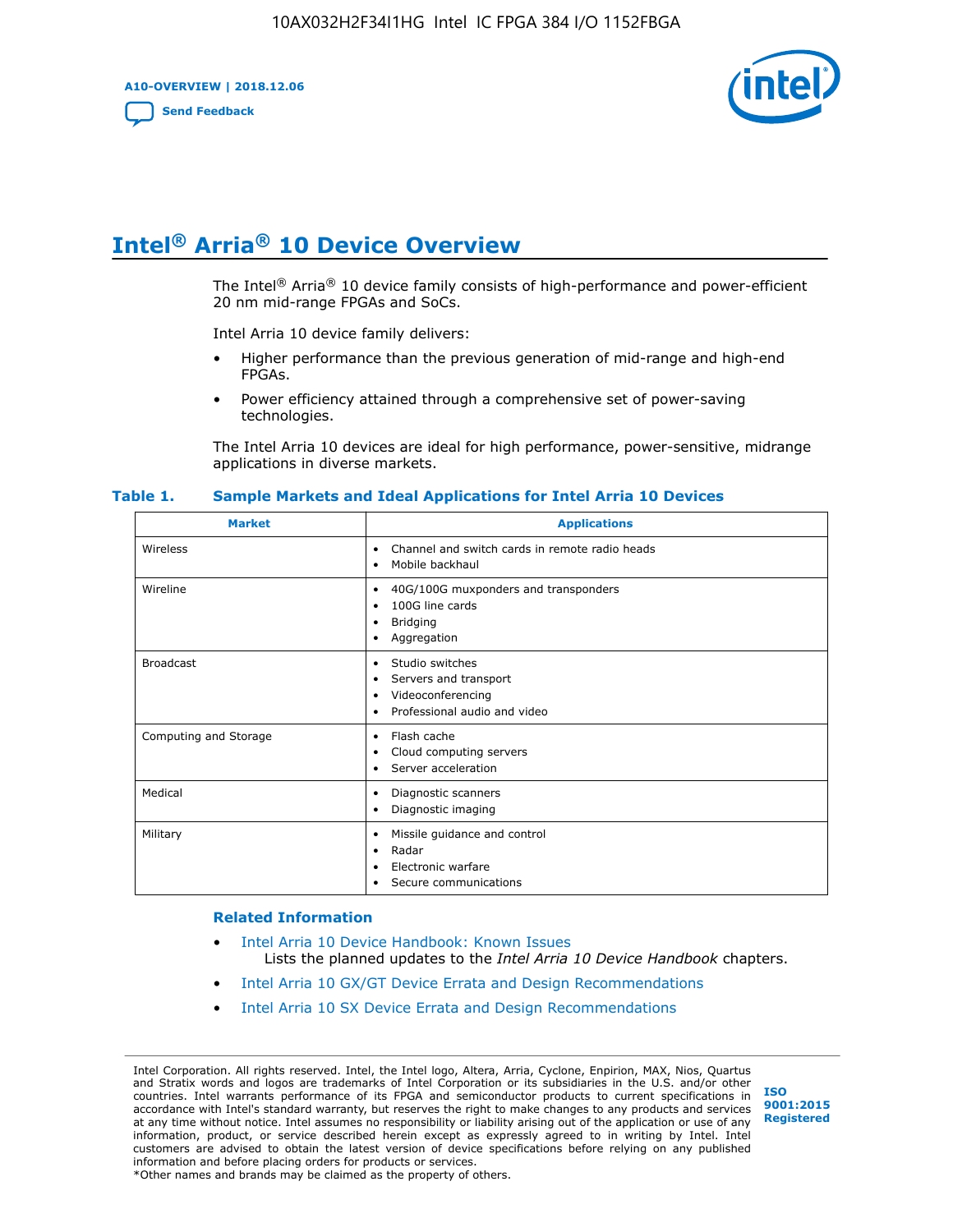# Intel® Arria® 10 Device Overview

The Intel® Arria® 10 device family consists of high-performance and power-efficient 20 nm mid-range FPGAs and SoCs.

Intel Arria 10 device family delivers:

- Higher performance than the previous generation of mid-range and high-end FPGAs.
- Power efficiency attained through a comprehensive set of power-saving technologies.

The Intel Arria 10 devices are ideal for high performance, power-sensitive, midrange applications in diverse markets.

**Table 1. Sample Markets and Ideal Applications for Intel Arria 10 Devices**

| Market | Applications |
| --- | --- |
| Wireless | • Channel and switch cards in remote radio heads<br>• Mobile backhaul |
| Wireline | • 40G/100G muxponders and transponders<br>• 100G line cards<br>• Bridging<br>• Aggregation |
| Broadcast | • Studio switches<br>• Servers and transport<br>• Videoconferencing<br>• Professional audio and video |
| Computing and Storage | • Flash cache<br>• Cloud computing servers<br>• Server acceleration |
| Medical | • Diagnostic scanners<br>• Diagnostic imaging |
| Military | • Missile guidance and control<br>• Radar<br>• Electronic warfare<br>• Secure communications |

**Related Information**

- Intel Arria 10 Device Handbook: Known Issues
  Lists the planned updates to the *Intel Arria 10 Device Handbook* chapters.
- Intel Arria 10 GX/GT Device Errata and Design Recommendations
- Intel Arria 10 SX Device Errata and Design Recommendations

Intel Corporation. All rights reserved. Intel, the Intel logo, Altera, Arria, Cyclone, Enpirion, MAX, Nios, Quartus and Stratix words and logos are trademarks of Intel Corporation or its subsidiaries in the U.S. and/or other countries. Intel warrants performance of its FPGA and semiconductor products to current specifications in accordance with Intel's standard warranty, but reserves the right to make changes to any products and services at any time without notice. Intel assumes no responsibility or liability arising out of the application or use of any information, product, or service described herein except as expressly agreed to in writing by Intel. Intel customers are advised to obtain the latest version of device specifications before relying on any published information and before placing orders for products or services.
*Other names and brands may be claimed as the property of others.

ISO 9001:2015 Registered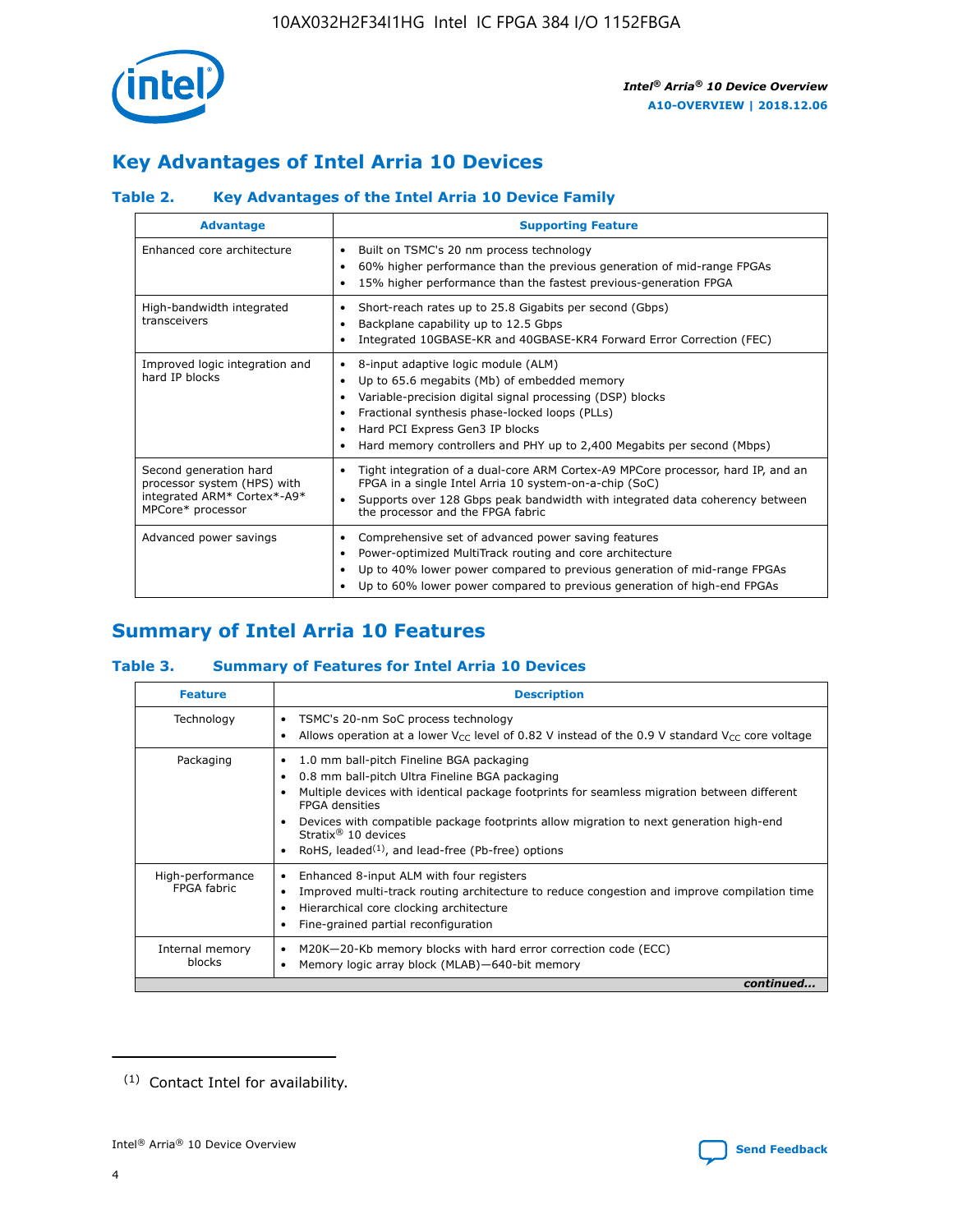## Key Advantages of Intel Arria 10 Devices

### Table 2. Key Advantages of the Intel Arria 10 Device Family

| Advantage | Supporting Feature |
| --- | --- |
| Enhanced core architecture | • Built on TSMC's 20 nm process technology<br>• 60% higher performance than the previous generation of mid-range FPGAs<br>• 15% higher performance than the fastest previous-generation FPGA |
| High-bandwidth integrated transceivers | • Short-reach rates up to 25.8 Gigabits per second (Gbps)<br>• Backplane capability up to 12.5 Gbps<br>• Integrated 10GBASE-KR and 40GBASE-KR4 Forward Error Correction (FEC) |
| Improved logic integration and hard IP blocks | • 8-input adaptive logic module (ALM)<br>• Up to 65.6 megabits (Mb) of embedded memory<br>• Variable-precision digital signal processing (DSP) blocks<br>• Fractional synthesis phase-locked loops (PLLs)<br>• Hard PCI Express Gen3 IP blocks<br>• Hard memory controllers and PHY up to 2,400 Megabits per second (Mbps) |
| Second generation hard processor system (HPS) with integrated ARM* Cortex*-A9* MPCore* processor | • Tight integration of a dual-core ARM Cortex-A9 MPCore processor, hard IP, and an FPGA in a single Intel Arria 10 system-on-a-chip (SoC)<br>• Supports over 128 Gbps peak bandwidth with integrated data coherency between the processor and the FPGA fabric |
| Advanced power savings | • Comprehensive set of advanced power saving features<br>• Power-optimized MultiTrack routing and core architecture<br>• Up to 40% lower power compared to previous generation of mid-range FPGAs<br>• Up to 60% lower power compared to previous generation of high-end FPGAs |

## Summary of Intel Arria 10 Features

### Table 3. Summary of Features for Intel Arria 10 Devices

| Feature | Description |
| --- | --- |
| Technology | • TSMC's 20-nm SoC process technology<br>• Allows operation at a lower $V_{CC}$ level of 0.82 V instead of the 0.9 V standard $V_{CC}$ core voltage |
| Packaging | • 1.0 mm ball-pitch Fineline BGA packaging<br>• 0.8 mm ball-pitch Ultra Fineline BGA packaging<br>• Multiple devices with identical package footprints for seamless migration between different FPGA densities<br>• Devices with compatible package footprints allow migration to next generation high-end Stratix® 10 devices<br>• RoHS, leaded[(1)], and lead-free (Pb-free) options |
| High-performance FPGA fabric | • Enhanced 8-input ALM with four registers<br>• Improved multi-track routing architecture to reduce congestion and improve compilation time<br>• Hierarchical core clocking architecture<br>• Fine-grained partial reconfiguration |
| Internal memory blocks | • M20K—20-Kb memory blocks with hard error correction code (ECC)<br>• Memory logic array block (MLAB)—640-bit memory |

*continued...*

(1) Contact Intel for availability.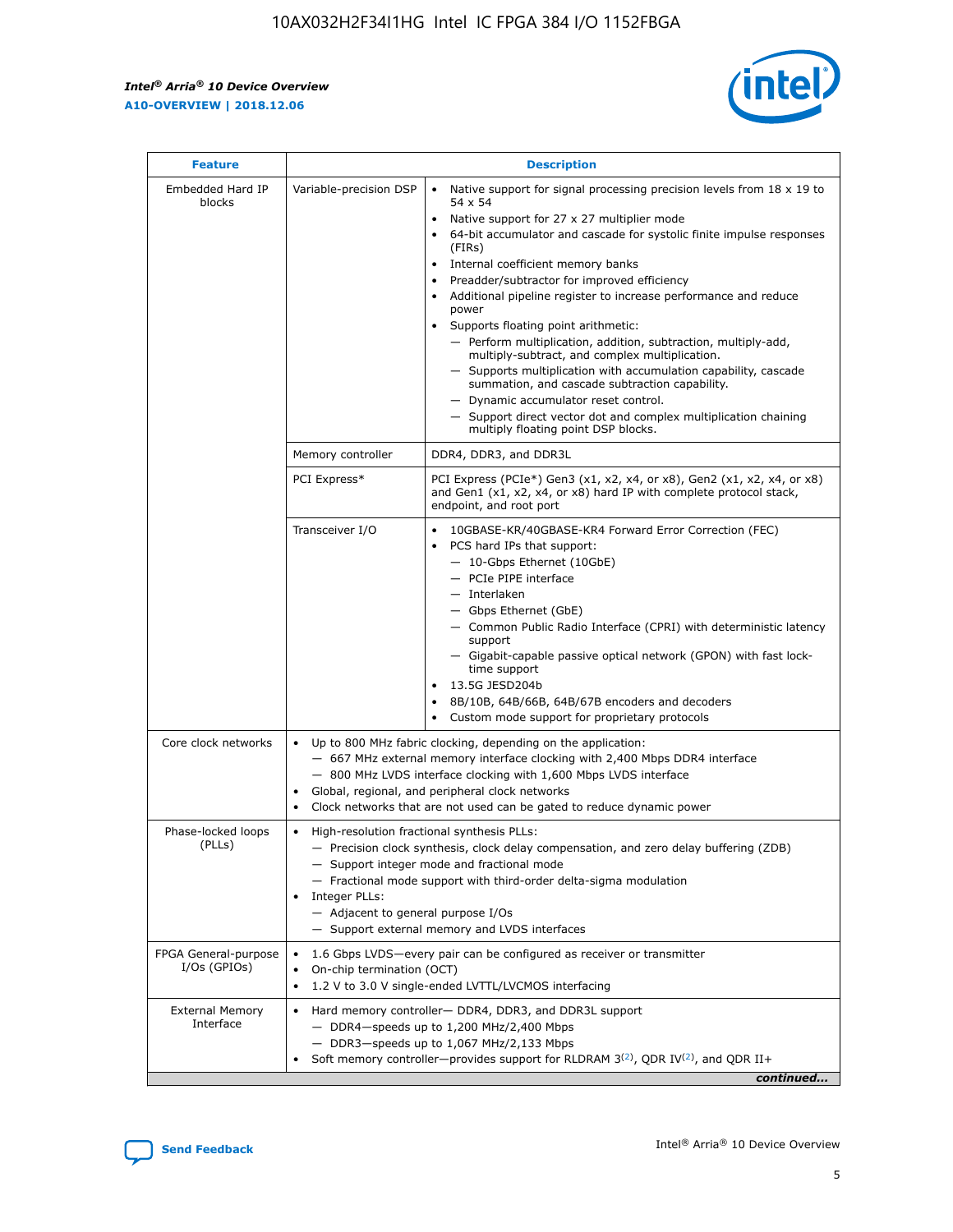| Feature | Description | |
|---|---|---|
| Embedded Hard IP blocks | Variable-precision DSP | • Native support for signal processing precision levels from 18 x 19 to 54 x 54<br>• Native support for 27 x 27 multiplier mode<br>• 64-bit accumulator and cascade for systolic finite impulse responses (FIRs)<br>• Internal coefficient memory banks<br>• Preadder/subtractor for improved efficiency<br>• Additional pipeline register to increase performance and reduce power<br>• Supports floating point arithmetic:<br>— Perform multiplication, addition, subtraction, multiply-add, multiply-subtract, and complex multiplication.<br>— Supports multiplication with accumulation capability, cascade summation, and cascade subtraction capability.<br>— Dynamic accumulator reset control.<br>— Support direct vector dot and complex multiplication chaining multiply floating point DSP blocks. |
| | Memory controller | DDR4, DDR3, and DDR3L |
| | PCI Express* | PCI Express (PCIe*) Gen3 (x1, x2, x4, or x8), Gen2 (x1, x2, x4, or x8) and Gen1 (x1, x2, x4, or x8) hard IP with complete protocol stack, endpoint, and root port |
| | Transceiver I/O | • 10GBASE-KR/40GBASE-KR4 Forward Error Correction (FEC)<br>• PCS hard IPs that support:<br>— 10-Gbps Ethernet (10GbE)<br>— PCIe PIPE interface<br>— Interlaken<br>— Gbps Ethernet (GbE)<br>— Common Public Radio Interface (CPRI) with deterministic latency support<br>— Gigabit-capable passive optical network (GPON) with fast lock-time support<br>• 13.5G JESD204b<br>• 8B/10B, 64B/66B, 64B/67B encoders and decoders<br>• Custom mode support for proprietary protocols |
| Core clock networks | • Up to 800 MHz fabric clocking, depending on the application:<br>— 667 MHz external memory interface clocking with 2,400 Mbps DDR4 interface<br>— 800 MHz LVDS interface clocking with 1,600 Mbps LVDS interface<br>• Global, regional, and peripheral clock networks<br>• Clock networks that are not used can be gated to reduce dynamic power | |
| Phase-locked loops (PLLs) | • High-resolution fractional synthesis PLLs:<br>— Precision clock synthesis, clock delay compensation, and zero delay buffering (ZDB)<br>— Support integer mode and fractional mode<br>— Fractional mode support with third-order delta-sigma modulation<br>• Integer PLLs:<br>— Adjacent to general purpose I/Os<br>— Support external memory and LVDS interfaces | |
| FPGA General-purpose I/Os (GPIOs) | • 1.6 Gbps LVDS—every pair can be configured as receiver or transmitter<br>• On-chip termination (OCT)<br>• 1.2 V to 3.0 V single-ended LVTTL/LVCMOS interfacing | |
| External Memory Interface | • Hard memory controller— DDR4, DDR3, and DDR3L support<br>— DDR4—speeds up to 1,200 MHz/2,400 Mbps<br>— DDR3—speeds up to 1,067 MHz/2,133 Mbps<br>• Soft memory controller—provides support for RLDRAM 3[(2)], QDR IV[(2)], and QDR II+ | |

*continued...*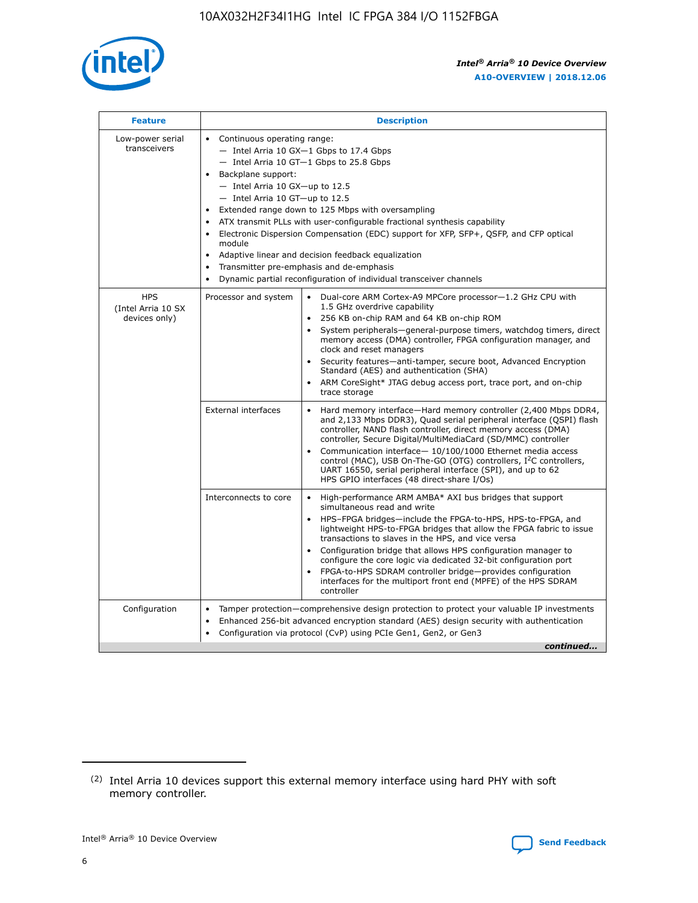| Feature | Description | |
|---|---|---|
| Low-power serial transceivers | • Continuous operating range:<br>— Intel Arria 10 GX—1 Gbps to 17.4 Gbps<br>— Intel Arria 10 GT—1 Gbps to 25.8 Gbps<br>• Backplane support:<br>— Intel Arria 10 GX—up to 12.5<br>— Intel Arria 10 GT—up to 12.5<br>• Extended range down to 125 Mbps with oversampling<br>• ATX transmit PLLs with user-configurable fractional synthesis capability<br>• Electronic Dispersion Compensation (EDC) support for XFP, SFP+, QSFP, and CFP optical module<br>• Adaptive linear and decision feedback equalization<br>• Transmitter pre-emphasis and de-emphasis<br>• Dynamic partial reconfiguration of individual transceiver channels | |
| HPS (Intel Arria 10 SX devices only) | Processor and system | • Dual-core ARM Cortex-A9 MPCore processor—1.2 GHz CPU with 1.5 GHz overdrive capability<br>• 256 KB on-chip RAM and 64 KB on-chip ROM<br>• System peripherals—general-purpose timers, watchdog timers, direct memory access (DMA) controller, FPGA configuration manager, and clock and reset managers<br>• Security features—anti-tamper, secure boot, Advanced Encryption Standard (AES) and authentication (SHA)<br>• ARM CoreSight* JTAG debug access port, trace port, and on-chip trace storage |
| | External interfaces | • Hard memory interface—Hard memory controller (2,400 Mbps DDR4, and 2,133 Mbps DDR3), Quad serial peripheral interface (QSPI) flash controller, NAND flash controller, direct memory access (DMA) controller, Secure Digital/MultiMediaCard (SD/MMC) controller<br>• Communication interface— 10/100/1000 Ethernet media access control (MAC), USB On-The-GO (OTG) controllers, I$^2$C controllers, UART 16550, serial peripheral interface (SPI), and up to 62 HPS GPIO interfaces (48 direct-share I/Os) |
| | Interconnects to core | • High-performance ARM AMBA* AXI bus bridges that support simultaneous read and write<br>• HPS–FPGA bridges—include the FPGA-to-HPS, HPS-to-FPGA, and lightweight HPS-to-FPGA bridges that allow the FPGA fabric to issue transactions to slaves in the HPS, and vice versa<br>• Configuration bridge that allows HPS configuration manager to configure the core logic via dedicated 32-bit configuration port<br>• FPGA-to-HPS SDRAM controller bridge—provides configuration interfaces for the multiport front end (MPFE) of the HPS SDRAM controller |
| Configuration | • Tamper protection—comprehensive design protection to protect your valuable IP investments<br>• Enhanced 256-bit advanced encryption standard (AES) design security with authentication<br>• Configuration via protocol (CvP) using PCIe Gen1, Gen2, or Gen3 | |

*continued...*

(2) Intel Arria 10 devices support this external memory interface using hard PHY with soft memory controller.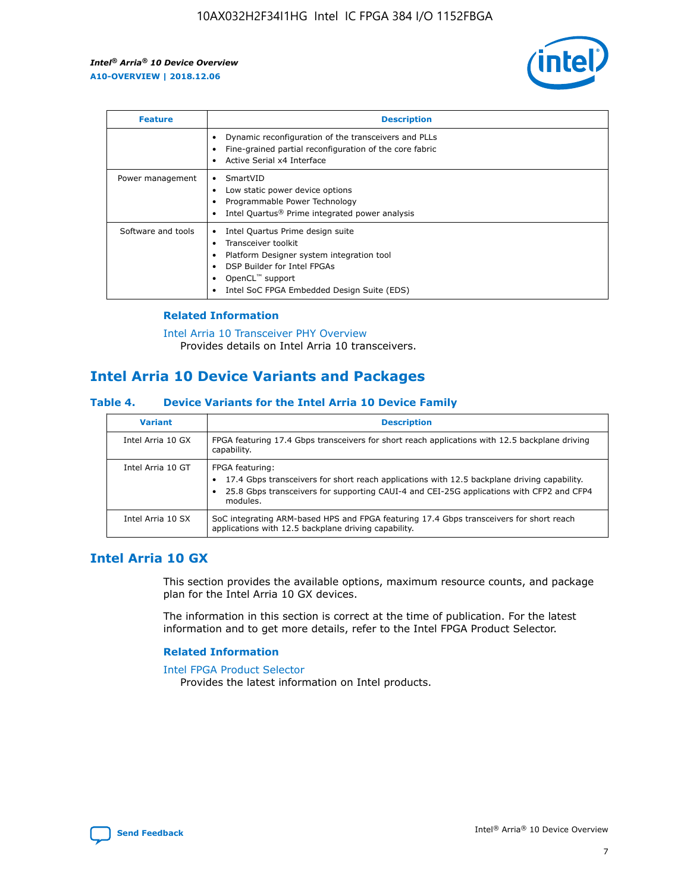| Feature | Description |
| --- | --- |
|  | • Dynamic reconfiguration of the transceivers and PLLs<br>• Fine-grained partial reconfiguration of the core fabric<br>• Active Serial x4 Interface |
| Power management | • SmartVID<br>• Low static power device options<br>• Programmable Power Technology<br>• Intel Quartus® Prime integrated power analysis |
| Software and tools | • Intel Quartus Prime design suite<br>• Transceiver toolkit<br>• Platform Designer system integration tool<br>• DSP Builder for Intel FPGAs<br>• OpenCL™ support<br>• Intel SoC FPGA Embedded Design Suite (EDS) |

### Related Information

Intel Arria 10 Transceiver PHY Overview
Provides details on Intel Arria 10 transceivers.

## Intel Arria 10 Device Variants and Packages

### Table 4. Device Variants for the Intel Arria 10 Device Family

| Variant | Description |
| --- | --- |
| Intel Arria 10 GX | FPGA featuring 17.4 Gbps transceivers for short reach applications with 12.5 backplane driving capability. |
| Intel Arria 10 GT | FPGA featuring:<br>• 17.4 Gbps transceivers for short reach applications with 12.5 backplane driving capability.<br>• 25.8 Gbps transceivers for supporting CAUI-4 and CEI-25G applications with CFP2 and CFP4 modules. |
| Intel Arria 10 SX | SoC integrating ARM-based HPS and FPGA featuring 17.4 Gbps transceivers for short reach applications with 12.5 backplane driving capability. |

## Intel Arria 10 GX

This section provides the available options, maximum resource counts, and package plan for the Intel Arria 10 GX devices.

The information in this section is correct at the time of publication. For the latest information and to get more details, refer to the Intel FPGA Product Selector.

### Related Information

Intel FPGA Product Selector
Provides the latest information on Intel products.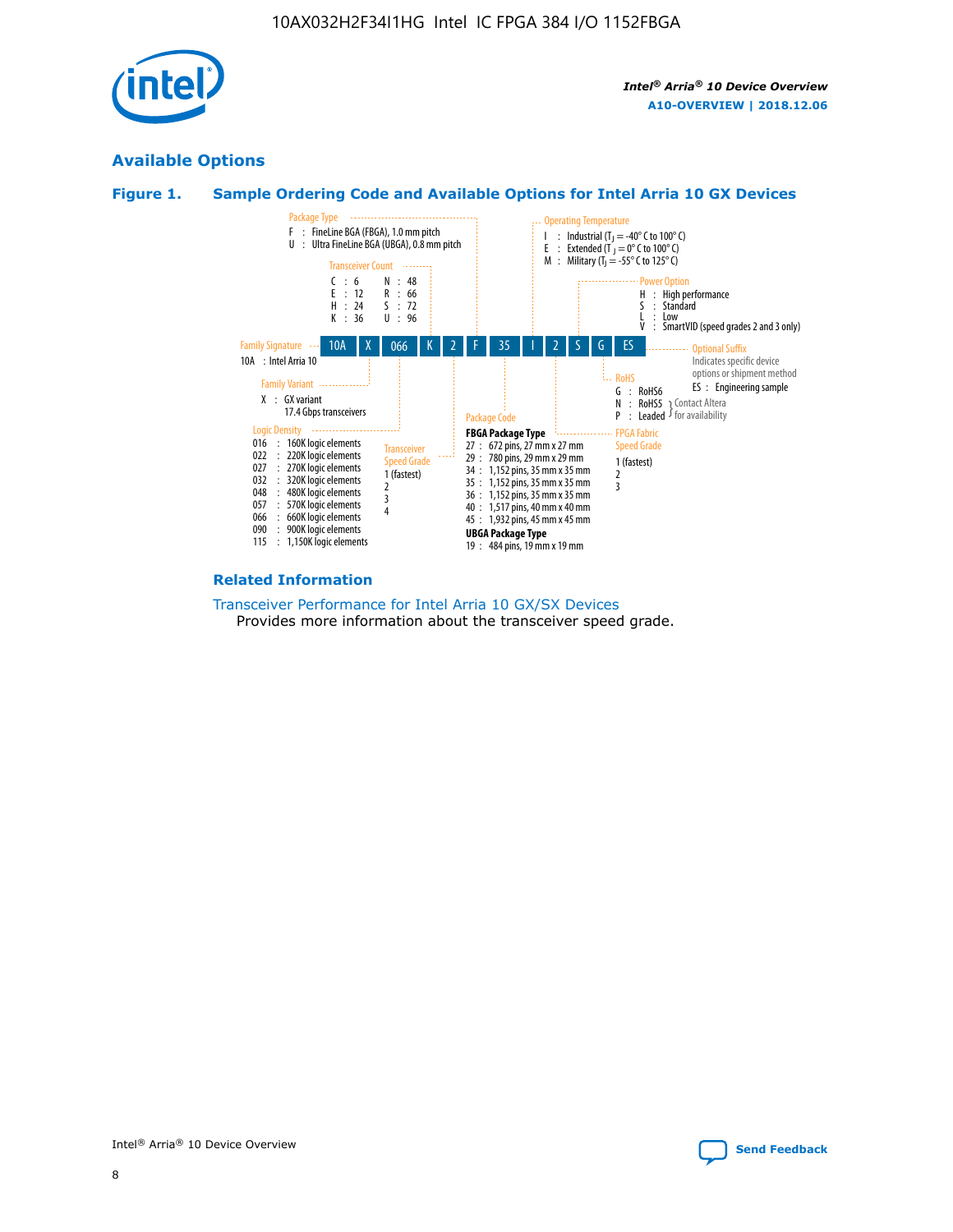## Available Options

### Figure 1. Sample Ordering Code and Available Options for Intel Arria 10 GX Devices

| 10A | X | 066 | K | 2 | F | 35 | I | 2 | S | G | ES |
|---|---|---|---|---|---|---|---|---|---|---|---|

**Family Signature**
10A : Intel Arria 10

**Family Variant**
X : GX variant
17.4 Gbps transceivers

**Logic Density**
016 : 160K logic elements
022 : 220K logic elements
027 : 270K logic elements
032 : 320K logic elements
048 : 480K logic elements
057 : 570K logic elements
066 : 660K logic elements
090 : 900K logic elements
115 : 1,150K logic elements

**Transceiver Count**
C : 6
E : 12
H : 24
K : 36
N : 48
R : 66
S : 72
U : 96

**Transceiver Speed Grade**
1 (fastest)
2
3
4

**Package Type**
F : FineLine BGA (FBGA), 1.0 mm pitch
U : Ultra FineLine BGA (UBGA), 0.8 mm pitch

**Package Code**

**FBGA Package Type**
27 : 672 pins, 27 mm x 27 mm
29 : 780 pins, 29 mm x 29 mm
34 : 1,152 pins, 35 mm x 35 mm
35 : 1,152 pins, 35 mm x 35 mm
36 : 1,152 pins, 35 mm x 35 mm
40 : 1,517 pins, 40 mm x 40 mm
45 : 1,932 pins, 45 mm x 45 mm

**UBGA Package Type**
19 : 484 pins, 19 mm x 19 mm

**Operating Temperature**
I : Industrial ($T_J$ = -40° C to 100° C)
E : Extended ($T_J$ = 0° C to 100° C)
M : Military ($T_J$ = -55° C to 125° C)

**FPGA Fabric Speed Grade**
1 (fastest)
2
3

**Power Option**
H : High performance
S : Standard
L : Low
V : SmartVID (speed grades 2 and 3 only)

**RoHS**
G : RoHS6
N : RoHS5 } Contact Altera for availability
P : Leaded } Contact Altera for availability

**Optional Suffix**
Indicates specific device options or shipment method
ES : Engineering sample

### Related Information

Transceiver Performance for Intel Arria 10 GX/SX Devices
Provides more information about the transceiver speed grade.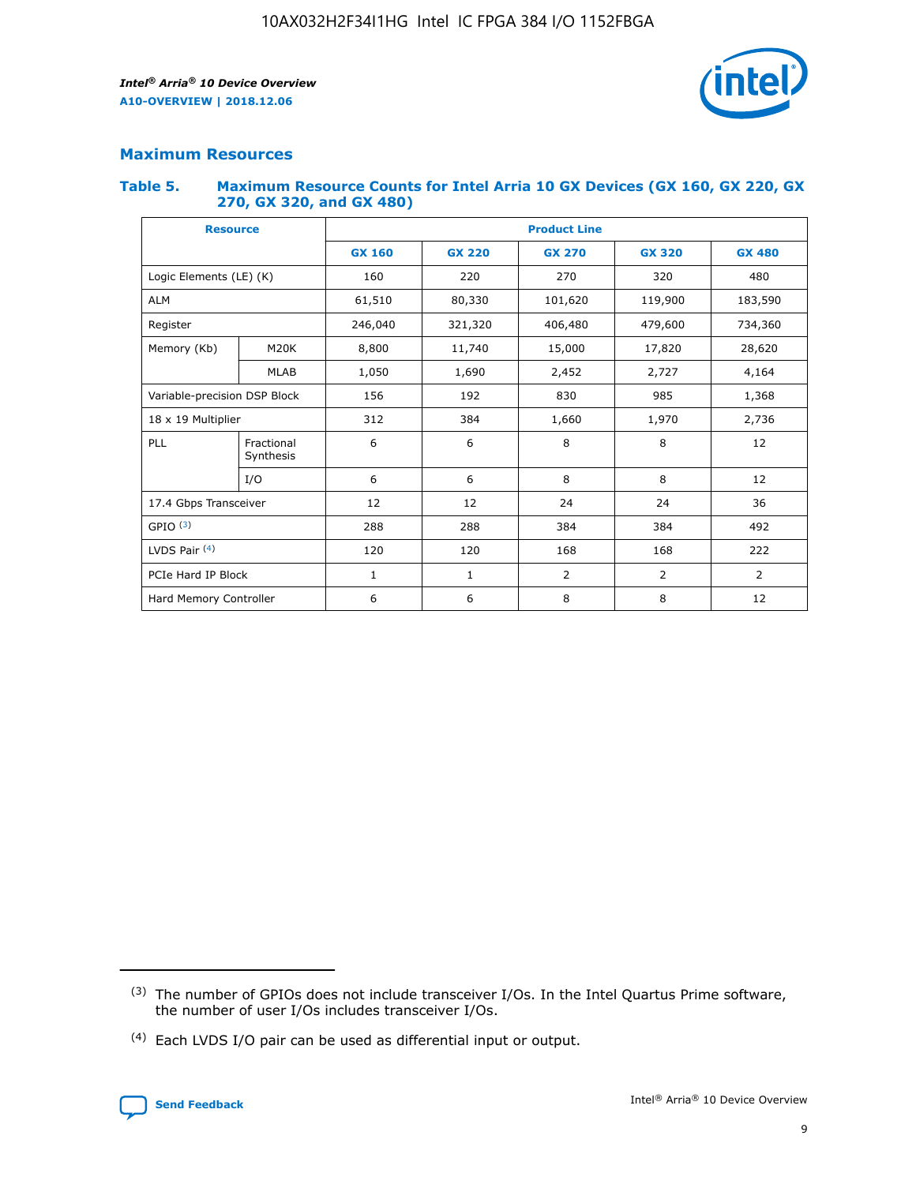## Maximum Resources

### Table 5. Maximum Resource Counts for Intel Arria 10 GX Devices (GX 160, GX 220, GX 270, GX 320, and GX 480)

| Resource | | Product Line | | | | |
|---|---|---|---|---|---|---|
| | | GX 160 | GX 220 | GX 270 | GX 320 | GX 480 |
| Logic Elements (LE) (K) | | 160 | 220 | 270 | 320 | 480 |
| ALM | | 61,510 | 80,330 | 101,620 | 119,900 | 183,590 |
| Register | | 246,040 | 321,320 | 406,480 | 479,600 | 734,360 |
| Memory (Kb) | M20K | 8,800 | 11,740 | 15,000 | 17,820 | 28,620 |
| | MLAB | 1,050 | 1,690 | 2,452 | 2,727 | 4,164 |
| Variable-precision DSP Block | | 156 | 192 | 830 | 985 | 1,368 |
| 18 x 19 Multiplier | | 312 | 384 | 1,660 | 1,970 | 2,736 |
| PLL | Fractional Synthesis | 6 | 6 | 8 | 8 | 12 |
| | I/O | 6 | 6 | 8 | 8 | 12 |
| 17.4 Gbps Transceiver | | 12 | 12 | 24 | 24 | 36 |
| GPIO (3) | | 288 | 288 | 384 | 384 | 492 |
| LVDS Pair (4) | | 120 | 120 | 168 | 168 | 222 |
| PCIe Hard IP Block | | 1 | 1 | 2 | 2 | 2 |
| Hard Memory Controller | | 6 | 6 | 8 | 8 | 12 |

(3) The number of GPIOs does not include transceiver I/Os. In the Intel Quartus Prime software, the number of user I/Os includes transceiver I/Os.

(4) Each LVDS I/O pair can be used as differential input or output.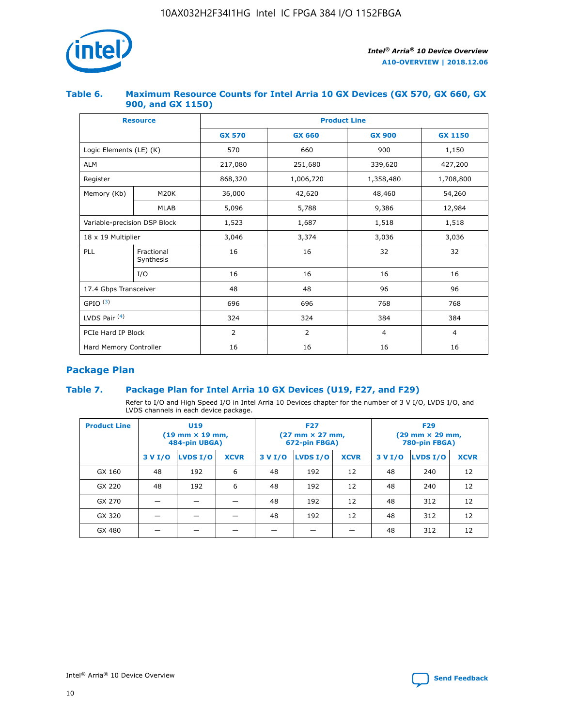### Table 6. Maximum Resource Counts for Intel Arria 10 GX Devices (GX 570, GX 660, GX 900, and GX 1150)

| Resource | | Product Line | | | |
|---|---|---|---|---|---|
| | | GX 570 | GX 660 | GX 900 | GX 1150 |
| Logic Elements (LE) (K) | | 570 | 660 | 900 | 1,150 |
| ALM | | 217,080 | 251,680 | 339,620 | 427,200 |
| Register | | 868,320 | 1,006,720 | 1,358,480 | 1,708,800 |
| Memory (Kb) | M20K | 36,000 | 42,620 | 48,460 | 54,260 |
| | MLAB | 5,096 | 5,788 | 9,386 | 12,984 |
| Variable-precision DSP Block | | 1,523 | 1,687 | 1,518 | 1,518 |
| 18 x 19 Multiplier | | 3,046 | 3,374 | 3,036 | 3,036 |
| PLL | Fractional Synthesis | 16 | 16 | 32 | 32 |
| | I/O | 16 | 16 | 16 | 16 |
| 17.4 Gbps Transceiver | | 48 | 48 | 96 | 96 |
| GPIO [(3)] | | 696 | 696 | 768 | 768 |
| LVDS Pair [(4)] | | 324 | 324 | 384 | 384 |
| PCIe Hard IP Block | | 2 | 2 | 4 | 4 |
| Hard Memory Controller | | 16 | 16 | 16 | 16 |

## Package Plan

### Table 7. Package Plan for Intel Arria 10 GX Devices (U19, F27, and F29)

Refer to I/O and High Speed I/O in Intel Arria 10 Devices chapter for the number of 3 V I/O, LVDS I/O, and LVDS channels in each device package.

| Product Line | U19 (19 mm × 19 mm, 484-pin UBGA) | | | F27 (27 mm × 27 mm, 672-pin FBGA) | | | F29 (29 mm × 29 mm, 780-pin FBGA) | | |
|---|---|---|---|---|---|---|---|---|---|
| | 3 V I/O | LVDS I/O | XCVR | 3 V I/O | LVDS I/O | XCVR | 3 V I/O | LVDS I/O | XCVR |
| GX 160 | 48 | 192 | 6 | 48 | 192 | 12 | 48 | 240 | 12 |
| GX 220 | 48 | 192 | 6 | 48 | 192 | 12 | 48 | 240 | 12 |
| GX 270 | — | — | — | 48 | 192 | 12 | 48 | 312 | 12 |
| GX 320 | — | — | — | 48 | 192 | 12 | 48 | 312 | 12 |
| GX 480 | — | — | — | — | — | — | 48 | 312 | 12 |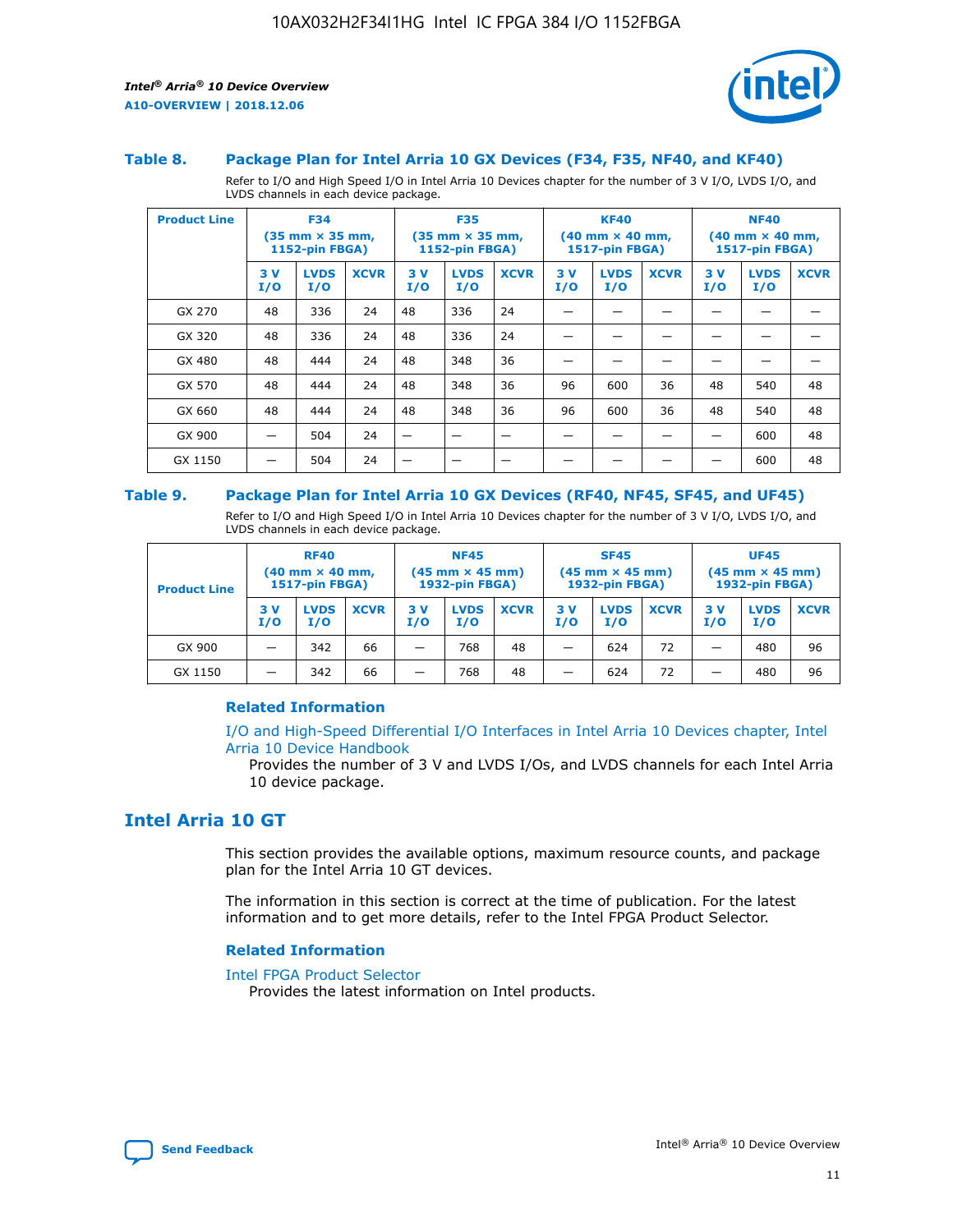### Table 8. Package Plan for Intel Arria 10 GX Devices (F34, F35, NF40, and KF40)

Refer to I/O and High Speed I/O in Intel Arria 10 Devices chapter for the number of 3 V I/O, LVDS I/O, and LVDS channels in each device package.

| Product Line | F34 (35 mm × 35 mm, 1152-pin FBGA) | | | F35 (35 mm × 35 mm, 1152-pin FBGA) | | | KF40 (40 mm × 40 mm, 1517-pin FBGA) | | | NF40 (40 mm × 40 mm, 1517-pin FBGA) | | |
|---|---|---|---|---|---|---|---|---|---|---|---|---|
| | 3 V I/O | LVDS I/O | XCVR | 3 V I/O | LVDS I/O | XCVR | 3 V I/O | LVDS I/O | XCVR | 3 V I/O | LVDS I/O | XCVR |
| GX 270 | 48 | 336 | 24 | 48 | 336 | 24 | — | — | — | — | — | — |
| GX 320 | 48 | 336 | 24 | 48 | 336 | 24 | — | — | — | — | — | — |
| GX 480 | 48 | 444 | 24 | 48 | 348 | 36 | — | — | — | — | — | — |
| GX 570 | 48 | 444 | 24 | 48 | 348 | 36 | 96 | 600 | 36 | 48 | 540 | 48 |
| GX 660 | 48 | 444 | 24 | 48 | 348 | 36 | 96 | 600 | 36 | 48 | 540 | 48 |
| GX 900 | — | 504 | 24 | — | — | — | — | — | — | — | 600 | 48 |
| GX 1150 | — | 504 | 24 | — | — | — | — | — | — | — | 600 | 48 |

### Table 9. Package Plan for Intel Arria 10 GX Devices (RF40, NF45, SF45, and UF45)

Refer to I/O and High Speed I/O in Intel Arria 10 Devices chapter for the number of 3 V I/O, LVDS I/O, and LVDS channels in each device package.

| Product Line | RF40 (40 mm × 40 mm, 1517-pin FBGA) | | | NF45 (45 mm × 45 mm) 1932-pin FBGA) | | | SF45 (45 mm × 45 mm) 1932-pin FBGA) | | | UF45 (45 mm × 45 mm) 1932-pin FBGA) | | |
|---|---|---|---|---|---|---|---|---|---|---|---|---|
| | 3 V I/O | LVDS I/O | XCVR | 3 V I/O | LVDS I/O | XCVR | 3 V I/O | LVDS I/O | XCVR | 3 V I/O | LVDS I/O | XCVR |
| GX 900 | — | 342 | 66 | — | 768 | 48 | — | 624 | 72 | — | 480 | 96 |
| GX 1150 | — | 342 | 66 | — | 768 | 48 | — | 624 | 72 | — | 480 | 96 |

#### Related Information

I/O and High-Speed Differential I/O Interfaces in Intel Arria 10 Devices chapter, Intel Arria 10 Device Handbook
Provides the number of 3 V and LVDS I/Os, and LVDS channels for each Intel Arria 10 device package.

## Intel Arria 10 GT

This section provides the available options, maximum resource counts, and package plan for the Intel Arria 10 GT devices.

The information in this section is correct at the time of publication. For the latest information and to get more details, refer to the Intel FPGA Product Selector.

#### Related Information

Intel FPGA Product Selector
Provides the latest information on Intel products.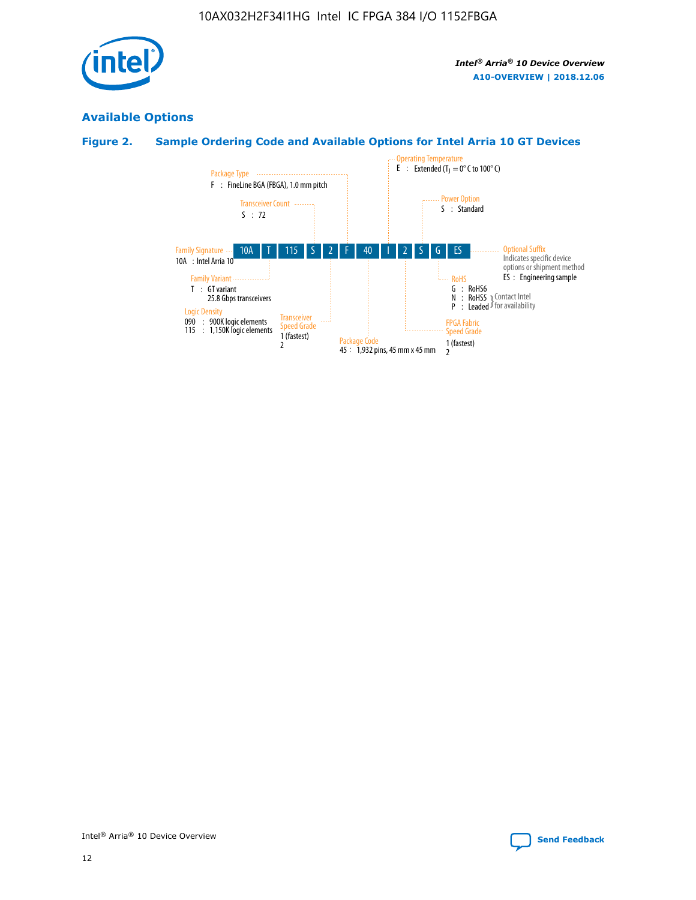## Available Options

### Figure 2. Sample Ordering Code and Available Options for Intel Arria 10 GT Devices

| 10A | T | 115 | S | 2 | F | 40 | I | 2 | S | G | ES |
|---|---|---|---|---|---|---|---|---|---|---|---|

**Family Signature**
10A : Intel Arria 10

**Family Variant**
T : GT variant
25.8 Gbps transceivers

**Logic Density**
090 : 900K logic elements
115 : 1,150K logic elements

**Transceiver Count**
S : 72

**Transceiver Speed Grade**
1 (fastest)
2

**Package Type**
F : FineLine BGA (FBGA), 1.0 mm pitch

**Package Code**
45 : 1,932 pins, 45 mm x 45 mm

**Operating Temperature**
E : Extended ($T_J$ = 0° C to 100° C)

**FPGA Fabric Speed Grade**
1 (fastest)
2

**Power Option**
S : Standard

**RoHS**
G : RoHS6
N : RoHS5 } Contact Intel for availability
P : Leaded } Contact Intel for availability

**Optional Suffix**
Indicates specific device options or shipment method
ES : Engineering sample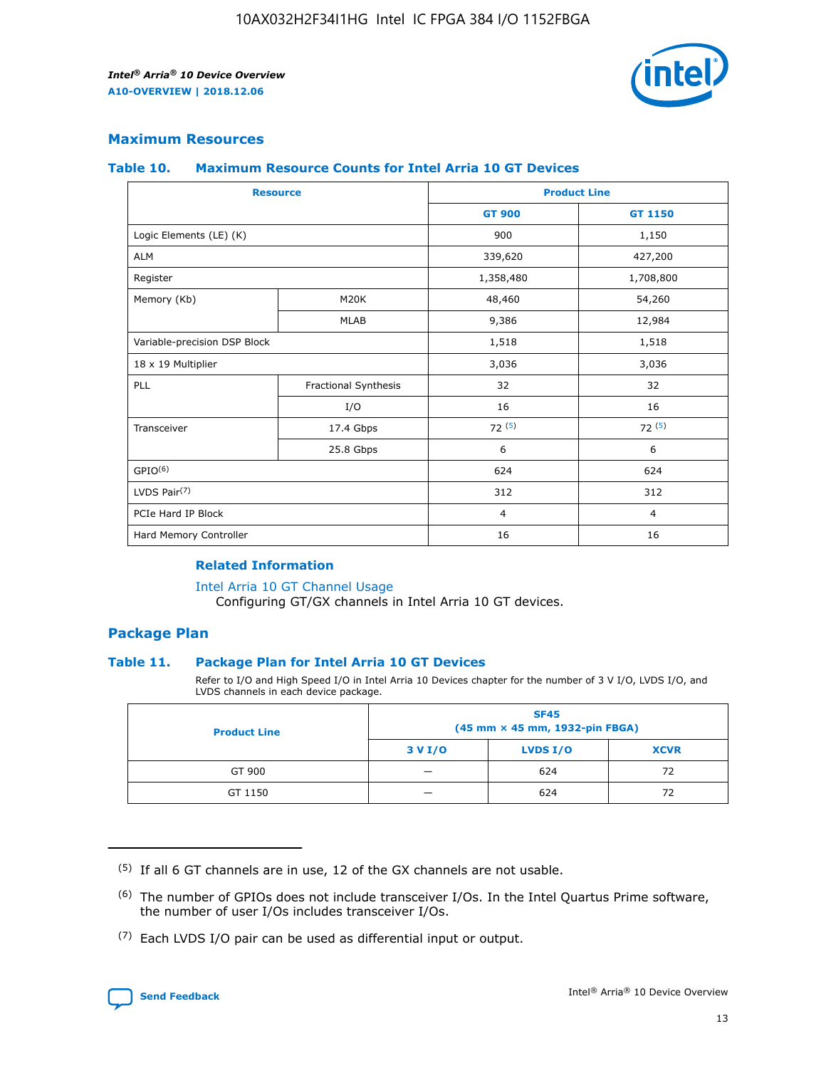## Maximum Resources

### Table 10. Maximum Resource Counts for Intel Arria 10 GT Devices

| Resource | | Product Line | |
|---|---|---|---|
| | | GT 900 | GT 1150 |
| Logic Elements (LE) (K) | | 900 | 1,150 |
| ALM | | 339,620 | 427,200 |
| Register | | 1,358,480 | 1,708,800 |
| Memory (Kb) | M20K | 48,460 | 54,260 |
| | MLAB | 9,386 | 12,984 |
| Variable-precision DSP Block | | 1,518 | 1,518 |
| 18 x 19 Multiplier | | 3,036 | 3,036 |
| PLL | Fractional Synthesis | 32 | 32 |
| | I/O | 16 | 16 |
| Transceiver | 17.4 Gbps | 72 (5) | 72 (5) |
| | 25.8 Gbps | 6 | 6 |
| GPIO(6) | | 624 | 624 |
| LVDS Pair(7) | | 312 | 312 |
| PCIe Hard IP Block | | 4 | 4 |
| Hard Memory Controller | | 16 | 16 |

#### Related Information

Intel Arria 10 GT Channel Usage
Configuring GT/GX channels in Intel Arria 10 GT devices.

## Package Plan

### Table 11. Package Plan for Intel Arria 10 GT Devices

Refer to I/O and High Speed I/O in Intel Arria 10 Devices chapter for the number of 3 V I/O, LVDS I/O, and LVDS channels in each device package.

| Product Line | SF45 (45 mm × 45 mm, 1932-pin FBGA) | | |
|---|---|---|---|
| | 3 V I/O | LVDS I/O | XCVR |
| GT 900 | — | 624 | 72 |
| GT 1150 | — | 624 | 72 |

(5) If all 6 GT channels are in use, 12 of the GX channels are not usable.

(6) The number of GPIOs does not include transceiver I/Os. In the Intel Quartus Prime software, the number of user I/Os includes transceiver I/Os.

(7) Each LVDS I/O pair can be used as differential input or output.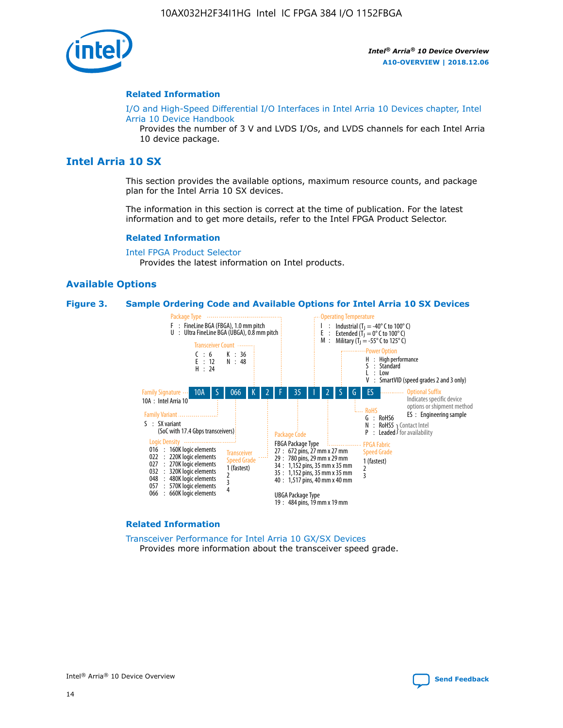## Related Information

I/O and High-Speed Differential I/O Interfaces in Intel Arria 10 Devices chapter, Intel Arria 10 Device Handbook

Provides the number of 3 V and LVDS I/Os, and LVDS channels for each Intel Arria 10 device package.

# Intel Arria 10 SX

This section provides the available options, maximum resource counts, and package plan for the Intel Arria 10 SX devices.

The information in this section is correct at the time of publication. For the latest information and to get more details, refer to the Intel FPGA Product Selector.

## Related Information

Intel FPGA Product Selector

Provides the latest information on Intel products.

## Available Options

**Figure 3. Sample Ordering Code and Available Options for Intel Arria 10 SX Devices**

Sample ordering code: 10A S 066 K 2 F 35 I 2 S G ES

- **Family Signature**
  - 10A : Intel Arria 10
- **Family Variant**
  - S : SX variant (SoC with 17.4 Gbps transceivers)
- **Logic Density**
  - 016 : 160K logic elements
  - 022 : 220K logic elements
  - 027 : 270K logic elements
  - 032 : 320K logic elements
  - 048 : 480K logic elements
  - 057 : 570K logic elements
  - 066 : 660K logic elements
- **Transceiver Count**
  - C : 6
  - E : 12
  - H : 24
  - K : 36
  - N : 48
- **Transceiver Speed Grade**
  - 1 (fastest)
  - 2
  - 3
  - 4
- **Package Type**
  - F : FineLine BGA (FBGA), 1.0 mm pitch
  - U : Ultra FineLine BGA (UBGA), 0.8 mm pitch
- **Package Code**
  - FBGA Package Type
    - 27 : 672 pins, 27 mm x 27 mm
    - 29 : 780 pins, 29 mm x 29 mm
    - 34 : 1,152 pins, 35 mm x 35 mm
    - 35 : 1,152 pins, 35 mm x 35 mm
    - 40 : 1,517 pins, 40 mm x 40 mm
  - UBGA Package Type
    - 19 : 484 pins, 19 mm x 19 mm
- **Operating Temperature**
  - I : Industrial ($T_J$ = -40° C to 100° C)
  - E : Extended ($T_J$ = 0° C to 100° C)
  - M : Military ($T_J$ = -55° C to 125° C)
- **FPGA Fabric Speed Grade**
  - 1 (fastest)
  - 2
  - 3
- **Power Option**
  - H : High performance
  - S : Standard
  - L : Low
  - V : SmartVID (speed grades 2 and 3 only)
- **RoHS**
  - G : RoHS6
  - N : RoHS5 (Contact Intel for availability)
  - P : Leaded (Contact Intel for availability)
- **Optional Suffix**
  - Indicates specific device options or shipment method
  - ES : Engineering sample

## Related Information

Transceiver Performance for Intel Arria 10 GX/SX Devices

Provides more information about the transceiver speed grade.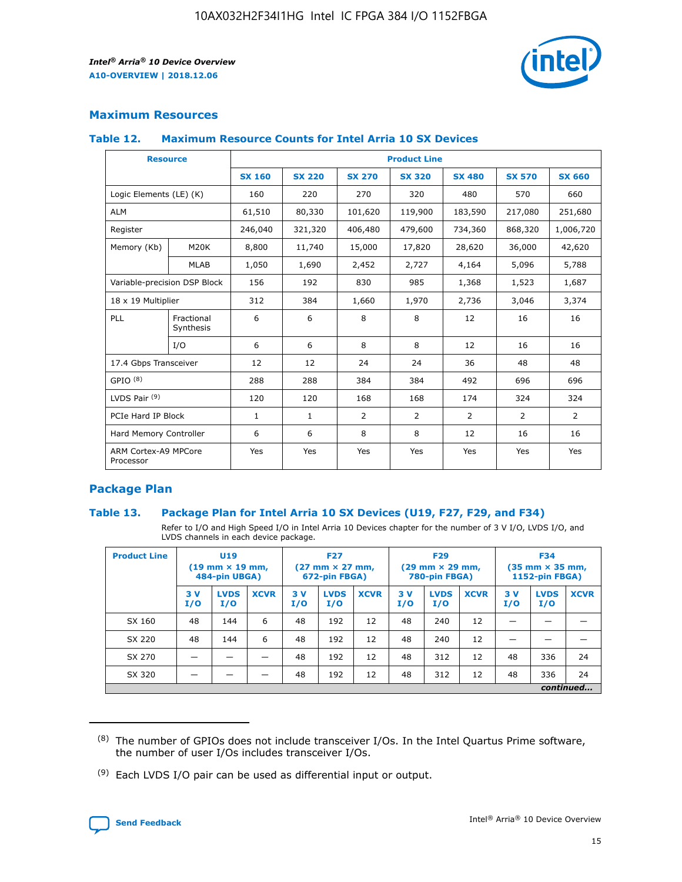## Maximum Resources

### Table 12. Maximum Resource Counts for Intel Arria 10 SX Devices

| Resource | | Product Line | | | | | | |
|---|---|---|---|---|---|---|---|---|
| | | SX 160 | SX 220 | SX 270 | SX 320 | SX 480 | SX 570 | SX 660 |
| Logic Elements (LE) (K) | | 160 | 220 | 270 | 320 | 480 | 570 | 660 |
| ALM | | 61,510 | 80,330 | 101,620 | 119,900 | 183,590 | 217,080 | 251,680 |
| Register | | 246,040 | 321,320 | 406,480 | 479,600 | 734,360 | 868,320 | 1,006,720 |
| Memory (Kb) | M20K | 8,800 | 11,740 | 15,000 | 17,820 | 28,620 | 36,000 | 42,620 |
| | MLAB | 1,050 | 1,690 | 2,452 | 2,727 | 4,164 | 5,096 | 5,788 |
| Variable-precision DSP Block | | 156 | 192 | 830 | 985 | 1,368 | 1,523 | 1,687 |
| 18 x 19 Multiplier | | 312 | 384 | 1,660 | 1,970 | 2,736 | 3,046 | 3,374 |
| PLL | Fractional Synthesis | 6 | 6 | 8 | 8 | 12 | 16 | 16 |
| | I/O | 6 | 6 | 8 | 8 | 12 | 16 | 16 |
| 17.4 Gbps Transceiver | | 12 | 12 | 24 | 24 | 36 | 48 | 48 |
| GPIO [8] | | 288 | 288 | 384 | 384 | 492 | 696 | 696 |
| LVDS Pair [9] | | 120 | 120 | 168 | 168 | 174 | 324 | 324 |
| PCIe Hard IP Block | | 1 | 1 | 2 | 2 | 2 | 2 | 2 |
| Hard Memory Controller | | 6 | 6 | 8 | 8 | 12 | 16 | 16 |
| ARM Cortex-A9 MPCore Processor | | Yes | Yes | Yes | Yes | Yes | Yes | Yes |

## Package Plan

### Table 13. Package Plan for Intel Arria 10 SX Devices (U19, F27, F29, and F34)

Refer to I/O and High Speed I/O in Intel Arria 10 Devices chapter for the number of 3 V I/O, LVDS I/O, and LVDS channels in each device package.

| Product Line | U19 (19 mm × 19 mm, 484-pin UBGA) | | | F27 (27 mm × 27 mm, 672-pin FBGA) | | | F29 (29 mm × 29 mm, 780-pin FBGA) | | | F34 (35 mm × 35 mm, 1152-pin FBGA) | | |
|---|---|---|---|---|---|---|---|---|---|---|---|---|
| | 3 V I/O | LVDS I/O | XCVR | 3 V I/O | LVDS I/O | XCVR | 3 V I/O | LVDS I/O | XCVR | 3 V I/O | LVDS I/O | XCVR |
| SX 160 | 48 | 144 | 6 | 48 | 192 | 12 | 48 | 240 | 12 | — | — | — |
| SX 220 | 48 | 144 | 6 | 48 | 192 | 12 | 48 | 240 | 12 | — | — | — |
| SX 270 | — | — | — | 48 | 192 | 12 | 48 | 312 | 12 | 48 | 336 | 24 |
| SX 320 | — | — | — | 48 | 192 | 12 | 48 | 312 | 12 | 48 | 336 | 24 |

*continued...*

[8] The number of GPIOs does not include transceiver I/Os. In the Intel Quartus Prime software, the number of user I/Os includes transceiver I/Os.

[9] Each LVDS I/O pair can be used as differential input or output.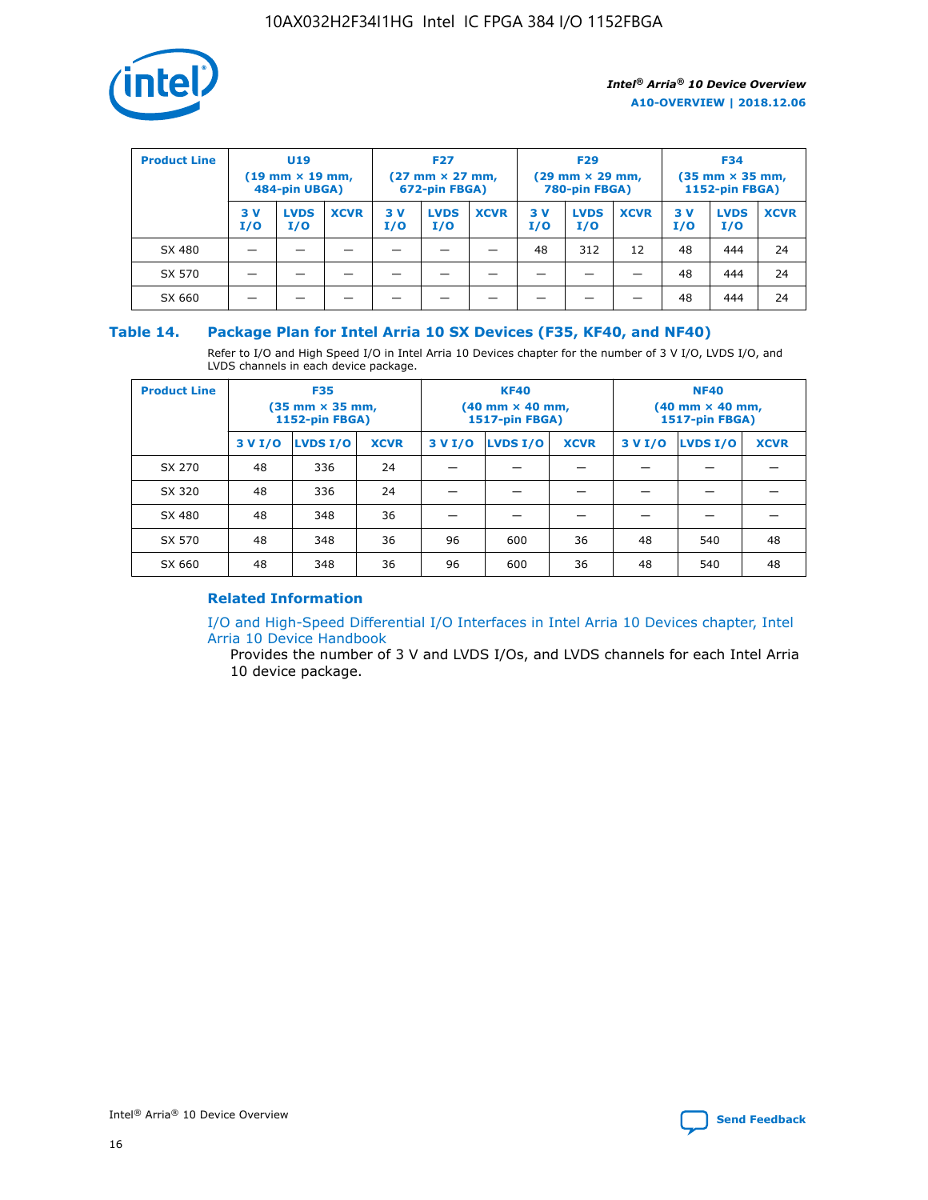| Product Line | U19 (19 mm × 19 mm, 484-pin UBGA) | | | F27 (27 mm × 27 mm, 672-pin FBGA) | | | F29 (29 mm × 29 mm, 780-pin FBGA) | | | F34 (35 mm × 35 mm, 1152-pin FBGA) | | |
|---|---|---|---|---|---|---|---|---|---|---|---|---|
| | 3 V I/O | LVDS I/O | XCVR | 3 V I/O | LVDS I/O | XCVR | 3 V I/O | LVDS I/O | XCVR | 3 V I/O | LVDS I/O | XCVR |
| SX 480 | — | — | — | — | — | — | 48 | 312 | 12 | 48 | 444 | 24 |
| SX 570 | — | — | — | — | — | — | — | — | — | 48 | 444 | 24 |
| SX 660 | — | — | — | — | — | — | — | — | — | 48 | 444 | 24 |

### Table 14. Package Plan for Intel Arria 10 SX Devices (F35, KF40, and NF40)

Refer to I/O and High Speed I/O in Intel Arria 10 Devices chapter for the number of 3 V I/O, LVDS I/O, and LVDS channels in each device package.

| Product Line | F35 (35 mm × 35 mm, 1152-pin FBGA) | | | KF40 (40 mm × 40 mm, 1517-pin FBGA) | | | NF40 (40 mm × 40 mm, 1517-pin FBGA) | | |
|---|---|---|---|---|---|---|---|---|---|
| | 3 V I/O | LVDS I/O | XCVR | 3 V I/O | LVDS I/O | XCVR | 3 V I/O | LVDS I/O | XCVR |
| SX 270 | 48 | 336 | 24 | — | — | — | — | — | — |
| SX 320 | 48 | 336 | 24 | — | — | — | — | — | — |
| SX 480 | 48 | 348 | 36 | — | — | — | — | — | — |
| SX 570 | 48 | 348 | 36 | 96 | 600 | 36 | 48 | 540 | 48 |
| SX 660 | 48 | 348 | 36 | 96 | 600 | 36 | 48 | 540 | 48 |

#### Related Information

I/O and High-Speed Differential I/O Interfaces in Intel Arria 10 Devices chapter, Intel Arria 10 Device Handbook

Provides the number of 3 V and LVDS I/Os, and LVDS channels for each Intel Arria 10 device package.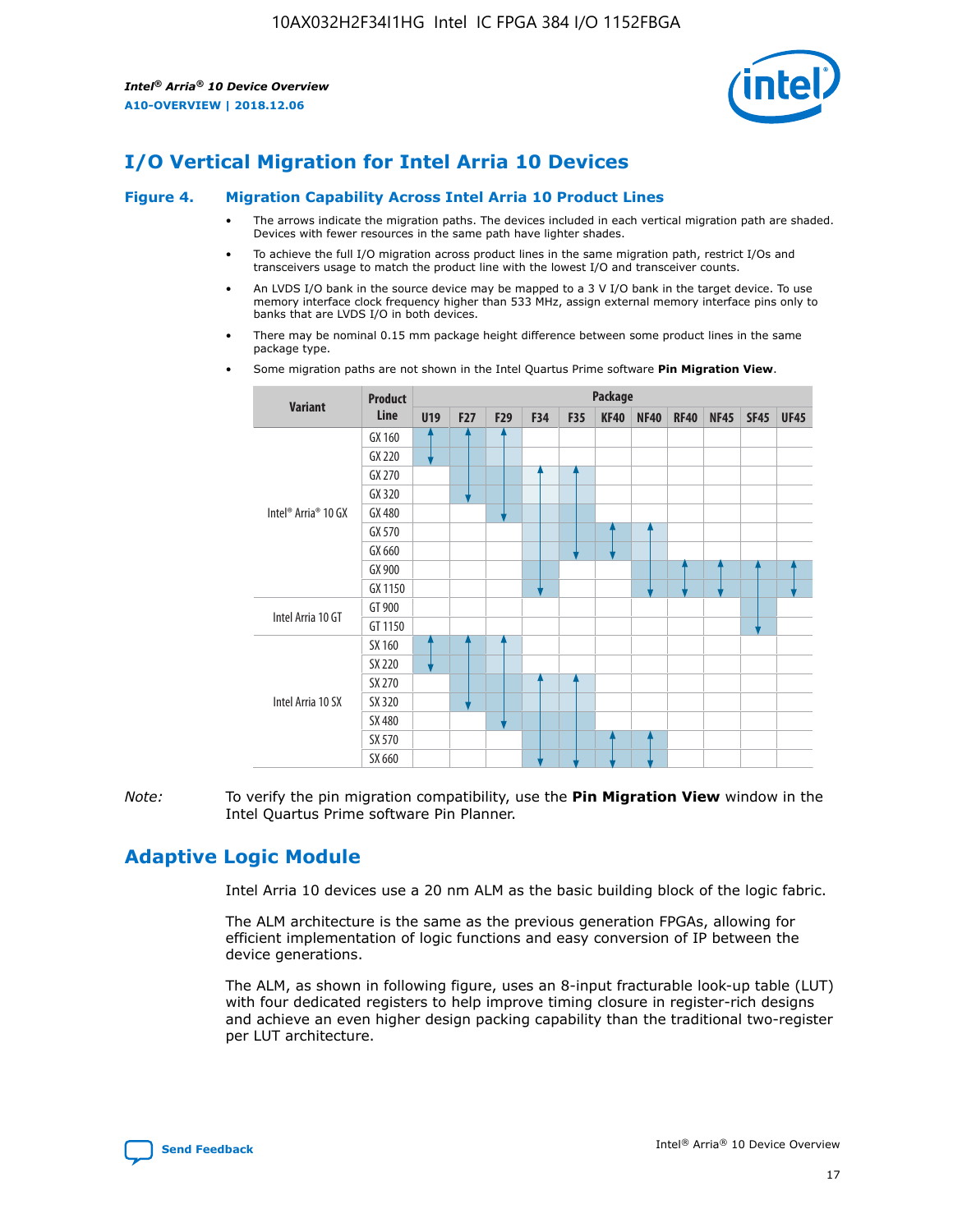# I/O Vertical Migration for Intel Arria 10 Devices

## Figure 4. Migration Capability Across Intel Arria 10 Product Lines

- The arrows indicate the migration paths. The devices included in each vertical migration path are shaded. Devices with fewer resources in the same path have lighter shades.
- To achieve the full I/O migration across product lines in the same migration path, restrict I/Os and transceivers usage to match the product line with the lowest I/O and transceiver counts.
- An LVDS I/O bank in the source device may be mapped to a 3 V I/O bank in the target device. To use memory interface clock frequency higher than 533 MHz, assign external memory interface pins only to banks that are LVDS I/O in both devices.
- There may be nominal 0.15 mm package height difference between some product lines in the same package type.
- Some migration paths are not shown in the Intel Quartus Prime software **Pin Migration View**.

| Variant | Product Line | U19 | F27 | F29 | F34 | F35 | KF40 | NF40 | RF40 | NF45 | SF45 | UF45 |
|---|---|---|---|---|---|---|---|---|---|---|---|---|
| Intel® Arria® 10 GX | GX 160 | | | | | | | | | | | |
| | GX 220 | | | | | | | | | | | |
| | GX 270 | | | | | | | | | | | |
| | GX 320 | | | | | | | | | | | |
| | GX 480 | | | | | | | | | | | |
| | GX 570 | | | | | | | | | | | |
| | GX 660 | | | | | | | | | | | |
| | GX 900 | | | | | | | | | | | |
| | GX 1150 | | | | | | | | | | | |
| Intel Arria 10 GT | GT 900 | | | | | | | | | | | |
| | GT 1150 | | | | | | | | | | | |
| Intel Arria 10 SX | SX 160 | | | | | | | | | | | |
| | SX 220 | | | | | | | | | | | |
| | SX 270 | | | | | | | | | | | |
| | SX 320 | | | | | | | | | | | |
| | SX 480 | | | | | | | | | | | |
| | SX 570 | | | | | | | | | | | |
| | SX 660 | | | | | | | | | | | |

*Note:* To verify the pin migration compatibility, use the **Pin Migration View** window in the Intel Quartus Prime software Pin Planner.

# Adaptive Logic Module

Intel Arria 10 devices use a 20 nm ALM as the basic building block of the logic fabric.

The ALM architecture is the same as the previous generation FPGAs, allowing for efficient implementation of logic functions and easy conversion of IP between the device generations.

The ALM, as shown in following figure, uses an 8-input fracturable look-up table (LUT) with four dedicated registers to help improve timing closure in register-rich designs and achieve an even higher design packing capability than the traditional two-register per LUT architecture.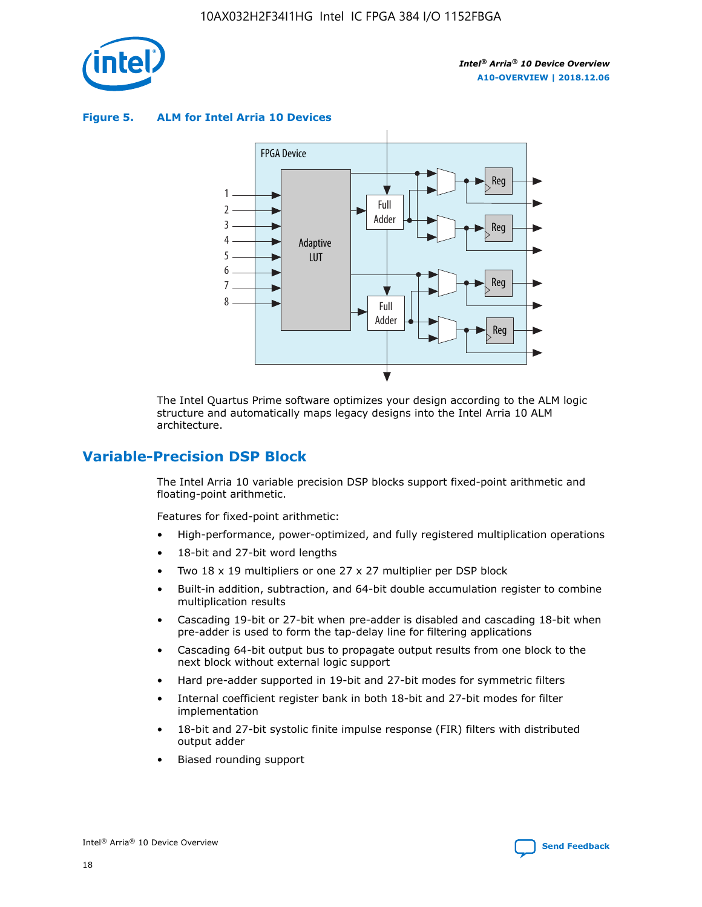**Figure 5. ALM for Intel Arria 10 Devices**

The Intel Quartus Prime software optimizes your design according to the ALM logic structure and automatically maps legacy designs into the Intel Arria 10 ALM architecture.

## Variable-Precision DSP Block

The Intel Arria 10 variable precision DSP blocks support fixed-point arithmetic and floating-point arithmetic.

Features for fixed-point arithmetic:

- High-performance, power-optimized, and fully registered multiplication operations
- 18-bit and 27-bit word lengths
- Two 18 x 19 multipliers or one 27 x 27 multiplier per DSP block
- Built-in addition, subtraction, and 64-bit double accumulation register to combine multiplication results
- Cascading 19-bit or 27-bit when pre-adder is disabled and cascading 18-bit when pre-adder is used to form the tap-delay line for filtering applications
- Cascading 64-bit output bus to propagate output results from one block to the next block without external logic support
- Hard pre-adder supported in 19-bit and 27-bit modes for symmetric filters
- Internal coefficient register bank in both 18-bit and 27-bit modes for filter implementation
- 18-bit and 27-bit systolic finite impulse response (FIR) filters with distributed output adder
- Biased rounding support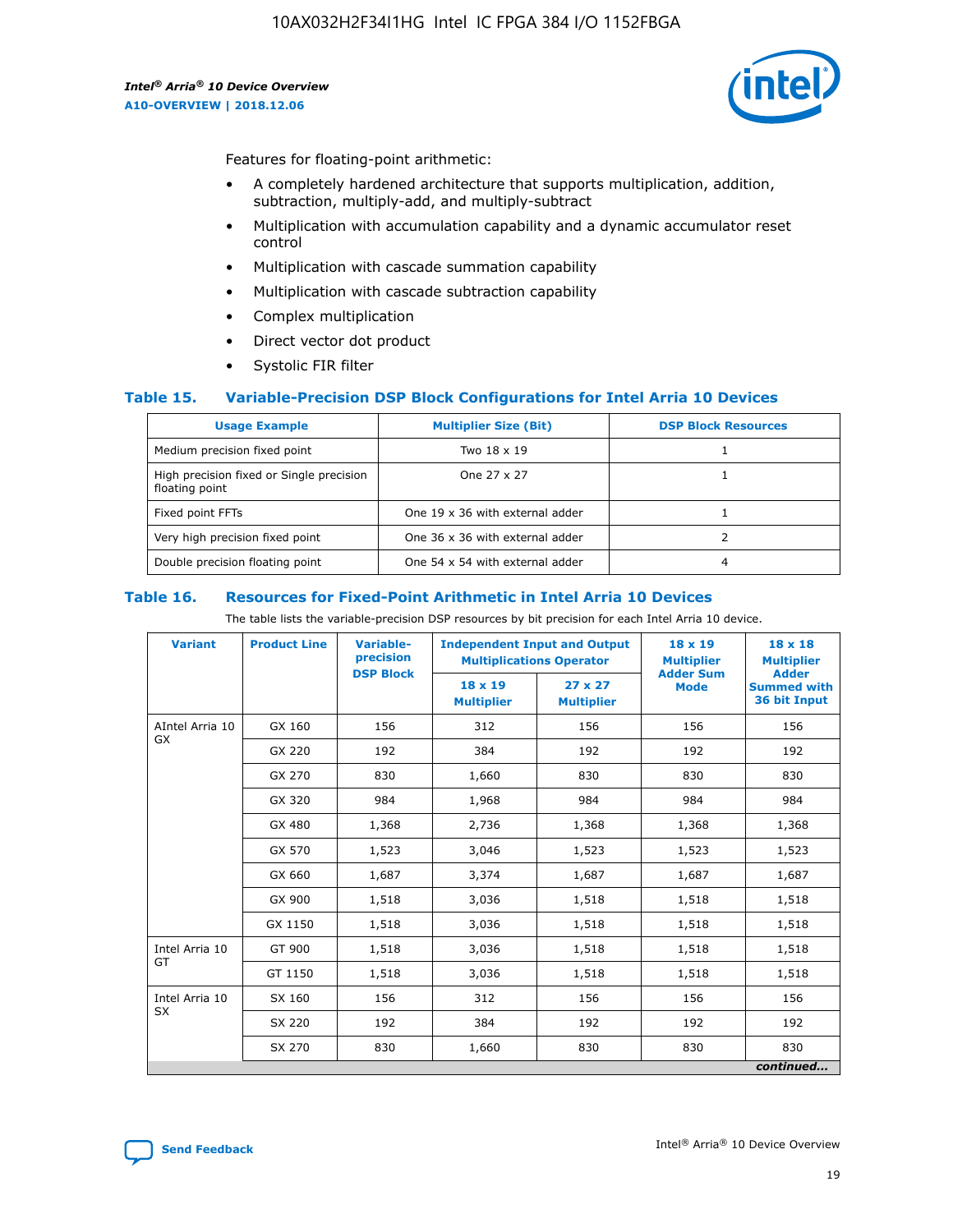Features for floating-point arithmetic:

- A completely hardened architecture that supports multiplication, addition, subtraction, multiply-add, and multiply-subtract
- Multiplication with accumulation capability and a dynamic accumulator reset control
- Multiplication with cascade summation capability
- Multiplication with cascade subtraction capability
- Complex multiplication
- Direct vector dot product
- Systolic FIR filter

## Table 15. Variable-Precision DSP Block Configurations for Intel Arria 10 Devices

| Usage Example | Multiplier Size (Bit) | DSP Block Resources |
|---|---|---|
| Medium precision fixed point | Two 18 x 19 | 1 |
| High precision fixed or Single precision floating point | One 27 x 27 | 1 |
| Fixed point FFTs | One 19 x 36 with external adder | 1 |
| Very high precision fixed point | One 36 x 36 with external adder | 2 |
| Double precision floating point | One 54 x 54 with external adder | 4 |

## Table 16. Resources for Fixed-Point Arithmetic in Intel Arria 10 Devices

The table lists the variable-precision DSP resources by bit precision for each Intel Arria 10 device.

| Variant | Product Line | Variable-precision DSP Block | Independent Input and Output Multiplications Operator | | 18 x 19 Multiplier Adder Sum Mode | 18 x 18 Multiplier Adder Summed with 36 bit Input |
|---|---|---|---|---|---|---|
| | | | 18 x 19 Multiplier | 27 x 27 Multiplier | | |
| AIntel Arria 10 GX | GX 160 | 156 | 312 | 156 | 156 | 156 |
| | GX 220 | 192 | 384 | 192 | 192 | 192 |
| | GX 270 | 830 | 1,660 | 830 | 830 | 830 |
| | GX 320 | 984 | 1,968 | 984 | 984 | 984 |
| | GX 480 | 1,368 | 2,736 | 1,368 | 1,368 | 1,368 |
| | GX 570 | 1,523 | 3,046 | 1,523 | 1,523 | 1,523 |
| | GX 660 | 1,687 | 3,374 | 1,687 | 1,687 | 1,687 |
| | GX 900 | 1,518 | 3,036 | 1,518 | 1,518 | 1,518 |
| | GX 1150 | 1,518 | 3,036 | 1,518 | 1,518 | 1,518 |
| Intel Arria 10 GT | GT 900 | 1,518 | 3,036 | 1,518 | 1,518 | 1,518 |
| | GT 1150 | 1,518 | 3,036 | 1,518 | 1,518 | 1,518 |
| Intel Arria 10 SX | SX 160 | 156 | 312 | 156 | 156 | 156 |
| | SX 220 | 192 | 384 | 192 | 192 | 192 |
| | SX 270 | 830 | 1,660 | 830 | 830 | 830 |

*continued...*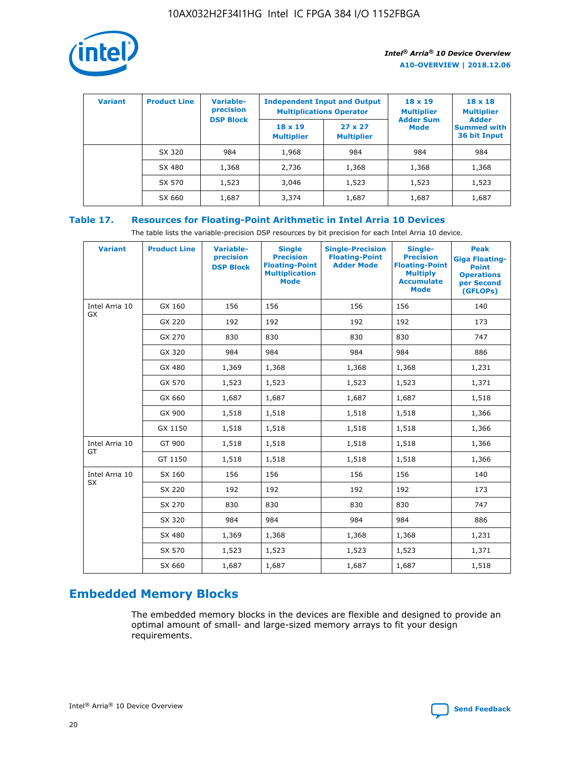| Variant | Product Line | Variable-precision DSP Block | Independent Input and Output Multiplications Operator | | 18 x 19 Multiplier Adder Sum Mode | 18 x 18 Multiplier Adder Summed with 36 bit Input |
|---|---|---|---|---|---|---|
| | | | 18 x 19 Multiplier | 27 x 27 Multiplier | | |
| | SX 320 | 984 | 1,968 | 984 | 984 | 984 |
| | SX 480 | 1,368 | 2,736 | 1,368 | 1,368 | 1,368 |
| | SX 570 | 1,523 | 3,046 | 1,523 | 1,523 | 1,523 |
| | SX 660 | 1,687 | 3,374 | 1,687 | 1,687 | 1,687 |

## Table 17. Resources for Floating-Point Arithmetic in Intel Arria 10 Devices

The table lists the variable-precision DSP resources by bit precision for each Intel Arria 10 device.

| Variant | Product Line | Variable-precision DSP Block | Single Precision Floating-Point Multiplication Mode | Single-Precision Floating-Point Adder Mode | Single-Precision Floating-Point Multiply Accumulate Mode | Peak Giga Floating-Point Operations per Second (GFLOPs) |
|---|---|---|---|---|---|---|
| Intel Arria 10 GX | GX 160 | 156 | 156 | 156 | 156 | 140 |
| | GX 220 | 192 | 192 | 192 | 192 | 173 |
| | GX 270 | 830 | 830 | 830 | 830 | 747 |
| | GX 320 | 984 | 984 | 984 | 984 | 886 |
| | GX 480 | 1,369 | 1,368 | 1,368 | 1,368 | 1,231 |
| | GX 570 | 1,523 | 1,523 | 1,523 | 1,523 | 1,371 |
| | GX 660 | 1,687 | 1,687 | 1,687 | 1,687 | 1,518 |
| | GX 900 | 1,518 | 1,518 | 1,518 | 1,518 | 1,366 |
| | GX 1150 | 1,518 | 1,518 | 1,518 | 1,518 | 1,366 |
| Intel Arria 10 GT | GT 900 | 1,518 | 1,518 | 1,518 | 1,518 | 1,366 |
| | GT 1150 | 1,518 | 1,518 | 1,518 | 1,518 | 1,366 |
| Intel Arria 10 SX | SX 160 | 156 | 156 | 156 | 156 | 140 |
| | SX 220 | 192 | 192 | 192 | 192 | 173 |
| | SX 270 | 830 | 830 | 830 | 830 | 747 |
| | SX 320 | 984 | 984 | 984 | 984 | 886 |
| | SX 480 | 1,369 | 1,368 | 1,368 | 1,368 | 1,231 |
| | SX 570 | 1,523 | 1,523 | 1,523 | 1,523 | 1,371 |
| | SX 660 | 1,687 | 1,687 | 1,687 | 1,687 | 1,518 |

# Embedded Memory Blocks

The embedded memory blocks in the devices are flexible and designed to provide an optimal amount of small- and large-sized memory arrays to fit your design requirements.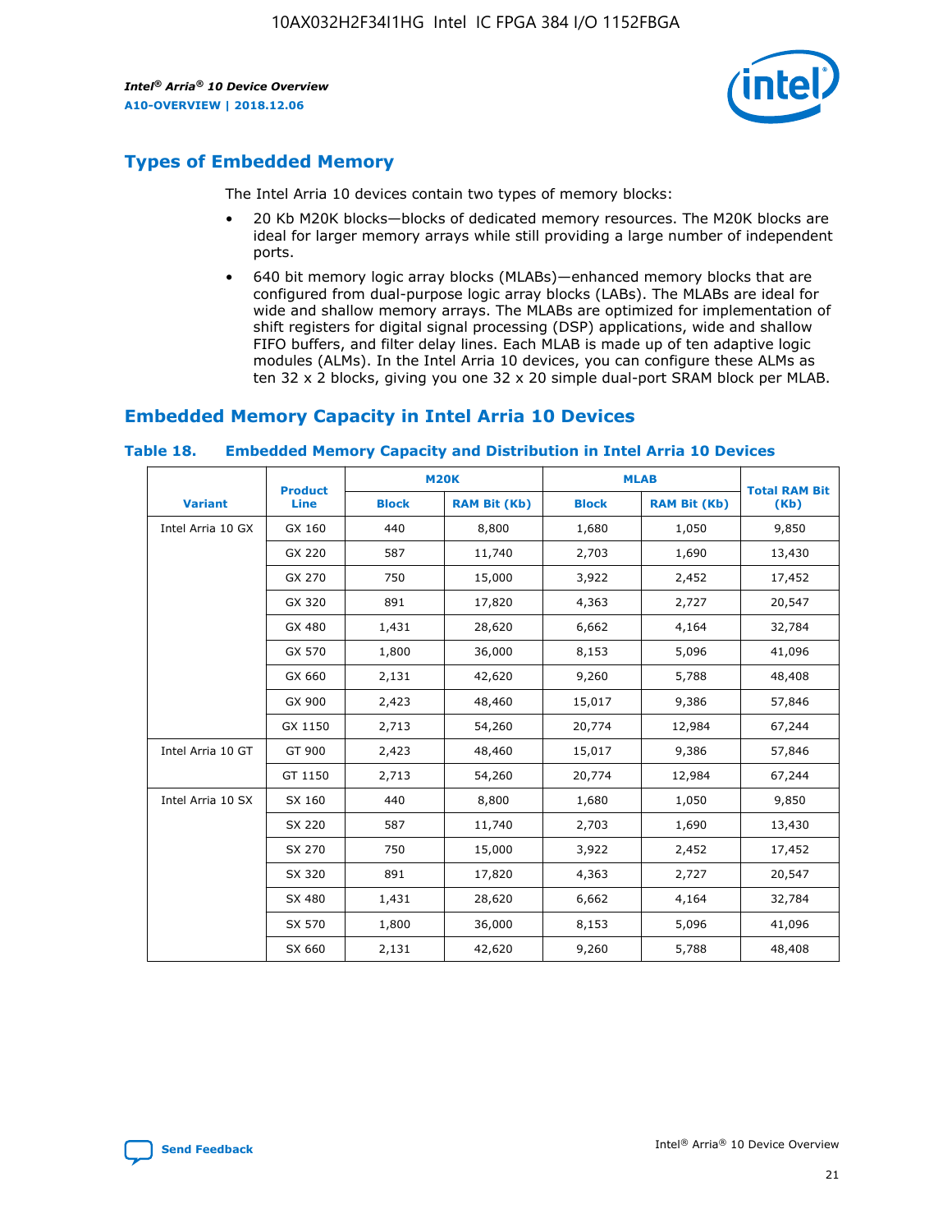## Types of Embedded Memory

The Intel Arria 10 devices contain two types of memory blocks:

- 20 Kb M20K blocks—blocks of dedicated memory resources. The M20K blocks are ideal for larger memory arrays while still providing a large number of independent ports.
- 640 bit memory logic array blocks (MLABs)—enhanced memory blocks that are configured from dual-purpose logic array blocks (LABs). The MLABs are ideal for wide and shallow memory arrays. The MLABs are optimized for implementation of shift registers for digital signal processing (DSP) applications, wide and shallow FIFO buffers, and filter delay lines. Each MLAB is made up of ten adaptive logic modules (ALMs). In the Intel Arria 10 devices, you can configure these ALMs as ten 32 x 2 blocks, giving you one 32 x 20 simple dual-port SRAM block per MLAB.

## Embedded Memory Capacity in Intel Arria 10 Devices

**Table 18. Embedded Memory Capacity and Distribution in Intel Arria 10 Devices**

| Variant | Product Line | M20K | | MLAB | | Total RAM Bit (Kb) |
|---|---|---|---|---|---|---|
| | | Block | RAM Bit (Kb) | Block | RAM Bit (Kb) | |
| Intel Arria 10 GX | GX 160 | 440 | 8,800 | 1,680 | 1,050 | 9,850 |
| | GX 220 | 587 | 11,740 | 2,703 | 1,690 | 13,430 |
| | GX 270 | 750 | 15,000 | 3,922 | 2,452 | 17,452 |
| | GX 320 | 891 | 17,820 | 4,363 | 2,727 | 20,547 |
| | GX 480 | 1,431 | 28,620 | 6,662 | 4,164 | 32,784 |
| | GX 570 | 1,800 | 36,000 | 8,153 | 5,096 | 41,096 |
| | GX 660 | 2,131 | 42,620 | 9,260 | 5,788 | 48,408 |
| | GX 900 | 2,423 | 48,460 | 15,017 | 9,386 | 57,846 |
| | GX 1150 | 2,713 | 54,260 | 20,774 | 12,984 | 67,244 |
| Intel Arria 10 GT | GT 900 | 2,423 | 48,460 | 15,017 | 9,386 | 57,846 |
| | GT 1150 | 2,713 | 54,260 | 20,774 | 12,984 | 67,244 |
| Intel Arria 10 SX | SX 160 | 440 | 8,800 | 1,680 | 1,050 | 9,850 |
| | SX 220 | 587 | 11,740 | 2,703 | 1,690 | 13,430 |
| | SX 270 | 750 | 15,000 | 3,922 | 2,452 | 17,452 |
| | SX 320 | 891 | 17,820 | 4,363 | 2,727 | 20,547 |
| | SX 480 | 1,431 | 28,620 | 6,662 | 4,164 | 32,784 |
| | SX 570 | 1,800 | 36,000 | 8,153 | 5,096 | 41,096 |
| | SX 660 | 2,131 | 42,620 | 9,260 | 5,788 | 48,408 |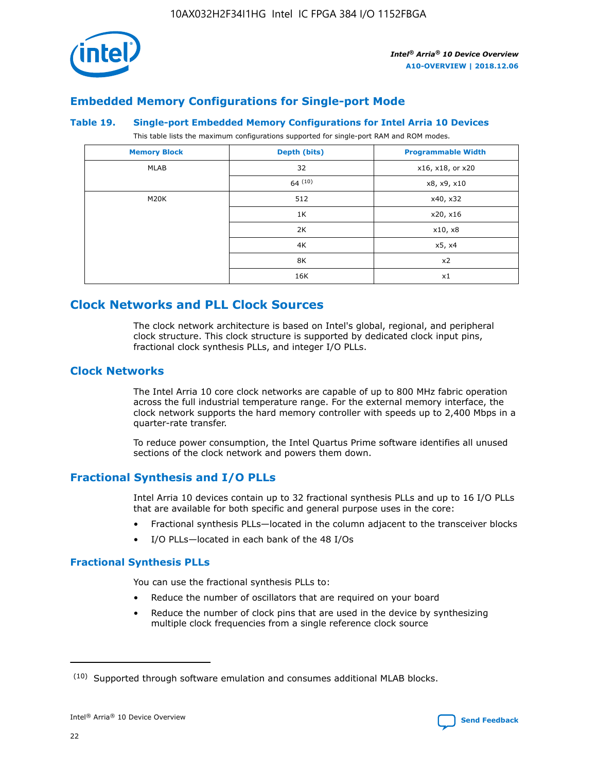## Embedded Memory Configurations for Single-port Mode

### Table 19. Single-port Embedded Memory Configurations for Intel Arria 10 Devices

This table lists the maximum configurations supported for single-port RAM and ROM modes.

| Memory Block | Depth (bits) | Programmable Width |
| --- | --- | --- |
| MLAB | 32 | x16, x18, or x20 |
| | 64 [10] | x8, x9, x10 |
| M20K | 512 | x40, x32 |
| | 1K | x20, x16 |
| | 2K | x10, x8 |
| | 4K | x5, x4 |
| | 8K | x2 |
| | 16K | x1 |

## Clock Networks and PLL Clock Sources

The clock network architecture is based on Intel's global, regional, and peripheral clock structure. This clock structure is supported by dedicated clock input pins, fractional clock synthesis PLLs, and integer I/O PLLs.

## Clock Networks

The Intel Arria 10 core clock networks are capable of up to 800 MHz fabric operation across the full industrial temperature range. For the external memory interface, the clock network supports the hard memory controller with speeds up to 2,400 Mbps in a quarter-rate transfer.

To reduce power consumption, the Intel Quartus Prime software identifies all unused sections of the clock network and powers them down.

## Fractional Synthesis and I/O PLLs

Intel Arria 10 devices contain up to 32 fractional synthesis PLLs and up to 16 I/O PLLs that are available for both specific and general purpose uses in the core:

- Fractional synthesis PLLs—located in the column adjacent to the transceiver blocks
- I/O PLLs—located in each bank of the 48 I/Os

### Fractional Synthesis PLLs

You can use the fractional synthesis PLLs to:

- Reduce the number of oscillators that are required on your board
- Reduce the number of clock pins that are used in the device by synthesizing multiple clock frequencies from a single reference clock source

[10] Supported through software emulation and consumes additional MLAB blocks.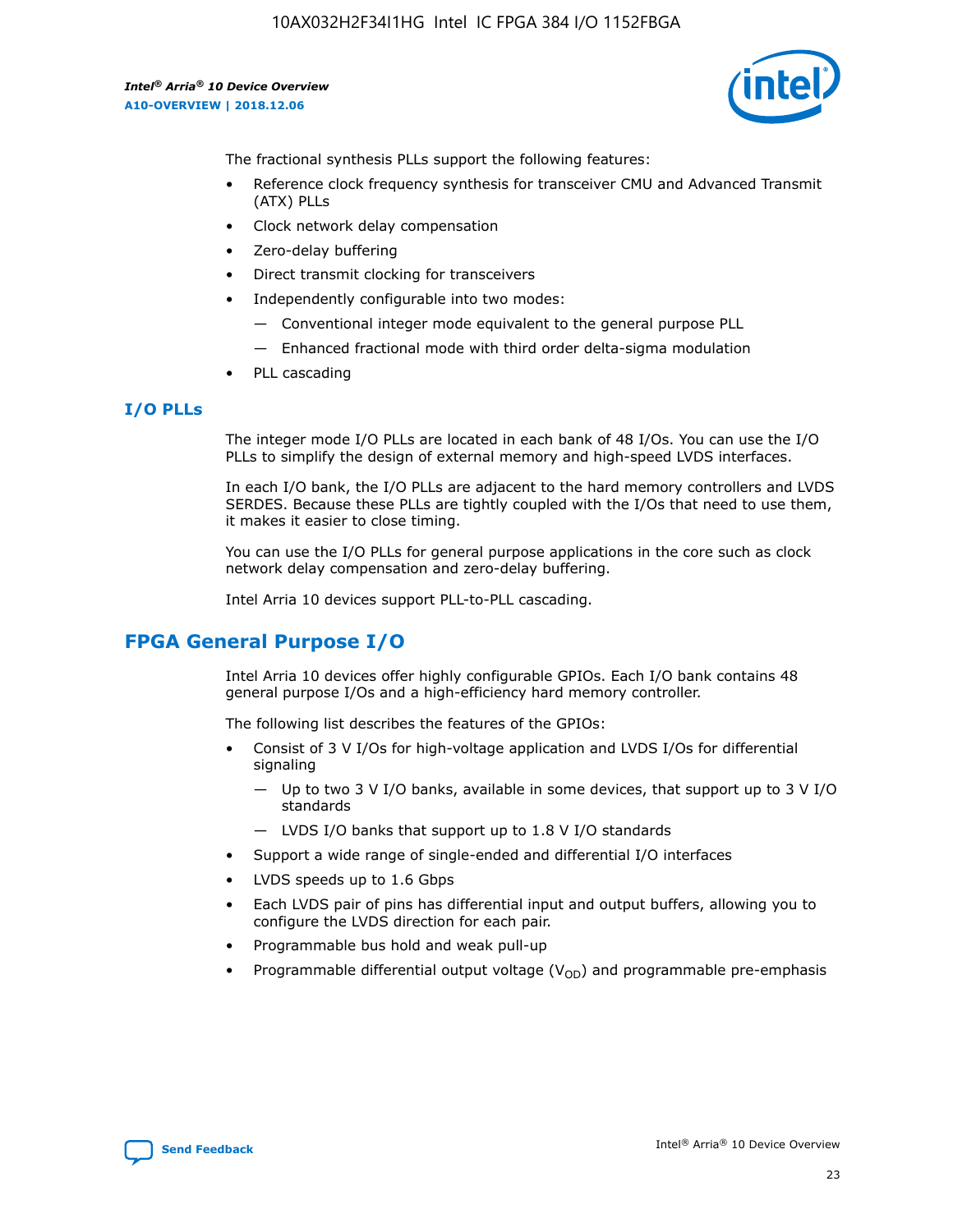The fractional synthesis PLLs support the following features:

- Reference clock frequency synthesis for transceiver CMU and Advanced Transmit (ATX) PLLs
- Clock network delay compensation
- Zero-delay buffering
- Direct transmit clocking for transceivers
- Independently configurable into two modes:
  - — Conventional integer mode equivalent to the general purpose PLL
  - — Enhanced fractional mode with third order delta-sigma modulation
- PLL cascading

### I/O PLLs

The integer mode I/O PLLs are located in each bank of 48 I/Os. You can use the I/O PLLs to simplify the design of external memory and high-speed LVDS interfaces.

In each I/O bank, the I/O PLLs are adjacent to the hard memory controllers and LVDS SERDES. Because these PLLs are tightly coupled with the I/Os that need to use them, it makes it easier to close timing.

You can use the I/O PLLs for general purpose applications in the core such as clock network delay compensation and zero-delay buffering.

Intel Arria 10 devices support PLL-to-PLL cascading.

## FPGA General Purpose I/O

Intel Arria 10 devices offer highly configurable GPIOs. Each I/O bank contains 48 general purpose I/Os and a high-efficiency hard memory controller.

The following list describes the features of the GPIOs:

- Consist of 3 V I/Os for high-voltage application and LVDS I/Os for differential signaling
  - — Up to two 3 V I/O banks, available in some devices, that support up to 3 V I/O standards
  - — LVDS I/O banks that support up to 1.8 V I/O standards
- Support a wide range of single-ended and differential I/O interfaces
- LVDS speeds up to 1.6 Gbps
- Each LVDS pair of pins has differential input and output buffers, allowing you to configure the LVDS direction for each pair.
- Programmable bus hold and weak pull-up
- Programmable differential output voltage ($V_{OD}$) and programmable pre-emphasis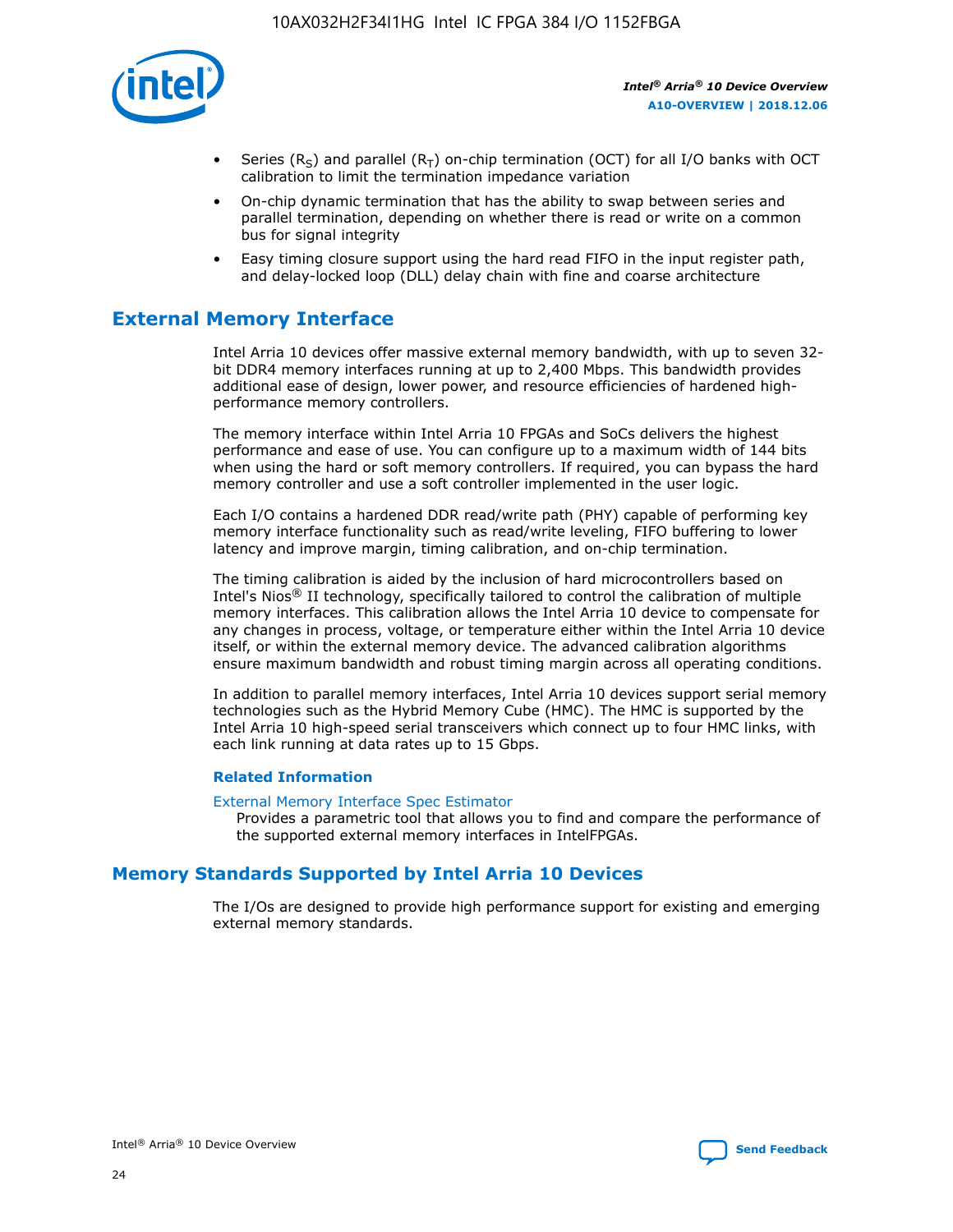- Series ($R_S$) and parallel ($R_T$) on-chip termination (OCT) for all I/O banks with OCT calibration to limit the termination impedance variation
- On-chip dynamic termination that has the ability to swap between series and parallel termination, depending on whether there is read or write on a common bus for signal integrity
- Easy timing closure support using the hard read FIFO in the input register path, and delay-locked loop (DLL) delay chain with fine and coarse architecture

## External Memory Interface

Intel Arria 10 devices offer massive external memory bandwidth, with up to seven 32-bit DDR4 memory interfaces running at up to 2,400 Mbps. This bandwidth provides additional ease of design, lower power, and resource efficiencies of hardened high-performance memory controllers.

The memory interface within Intel Arria 10 FPGAs and SoCs delivers the highest performance and ease of use. You can configure up to a maximum width of 144 bits when using the hard or soft memory controllers. If required, you can bypass the hard memory controller and use a soft controller implemented in the user logic.

Each I/O contains a hardened DDR read/write path (PHY) capable of performing key memory interface functionality such as read/write leveling, FIFO buffering to lower latency and improve margin, timing calibration, and on-chip termination.

The timing calibration is aided by the inclusion of hard microcontrollers based on Intel's Nios® II technology, specifically tailored to control the calibration of multiple memory interfaces. This calibration allows the Intel Arria 10 device to compensate for any changes in process, voltage, or temperature either within the Intel Arria 10 device itself, or within the external memory device. The advanced calibration algorithms ensure maximum bandwidth and robust timing margin across all operating conditions.

In addition to parallel memory interfaces, Intel Arria 10 devices support serial memory technologies such as the Hybrid Memory Cube (HMC). The HMC is supported by the Intel Arria 10 high-speed serial transceivers which connect up to four HMC links, with each link running at data rates up to 15 Gbps.

**Related Information**

External Memory Interface Spec Estimator
Provides a parametric tool that allows you to find and compare the performance of the supported external memory interfaces in IntelFPGAs.

## Memory Standards Supported by Intel Arria 10 Devices

The I/Os are designed to provide high performance support for existing and emerging external memory standards.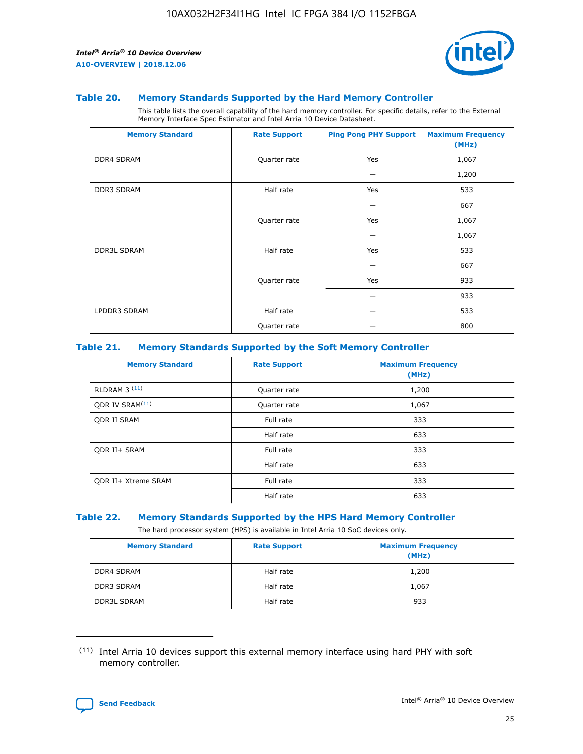### Table 20. Memory Standards Supported by the Hard Memory Controller

This table lists the overall capability of the hard memory controller. For specific details, refer to the External Memory Interface Spec Estimator and Intel Arria 10 Device Datasheet.

| Memory Standard | Rate Support | Ping Pong PHY Support | Maximum Frequency (MHz) |
|---|---|---|---|
| DDR4 SDRAM | Quarter rate | Yes | 1,067 |
| | | — | 1,200 |
| DDR3 SDRAM | Half rate | Yes | 533 |
| | | — | 667 |
| | Quarter rate | Yes | 1,067 |
| | | — | 1,067 |
| DDR3L SDRAM | Half rate | Yes | 533 |
| | | — | 667 |
| | Quarter rate | Yes | 933 |
| | | — | 933 |
| LPDDR3 SDRAM | Half rate | — | 533 |
| | Quarter rate | — | 800 |

### Table 21. Memory Standards Supported by the Soft Memory Controller

| Memory Standard | Rate Support | Maximum Frequency (MHz) |
|---|---|---|
| RLDRAM 3 [(11)] | Quarter rate | 1,200 |
| QDR IV SRAM[(11)] | Quarter rate | 1,067 |
| QDR II SRAM | Full rate | 333 |
| | Half rate | 633 |
| QDR II+ SRAM | Full rate | 333 |
| | Half rate | 633 |
| QDR II+ Xtreme SRAM | Full rate | 333 |
| | Half rate | 633 |

### Table 22. Memory Standards Supported by the HPS Hard Memory Controller

The hard processor system (HPS) is available in Intel Arria 10 SoC devices only.

| Memory Standard | Rate Support | Maximum Frequency (MHz) |
|---|---|---|
| DDR4 SDRAM | Half rate | 1,200 |
| DDR3 SDRAM | Half rate | 1,067 |
| DDR3L SDRAM | Half rate | 933 |

(11) Intel Arria 10 devices support this external memory interface using hard PHY with soft memory controller.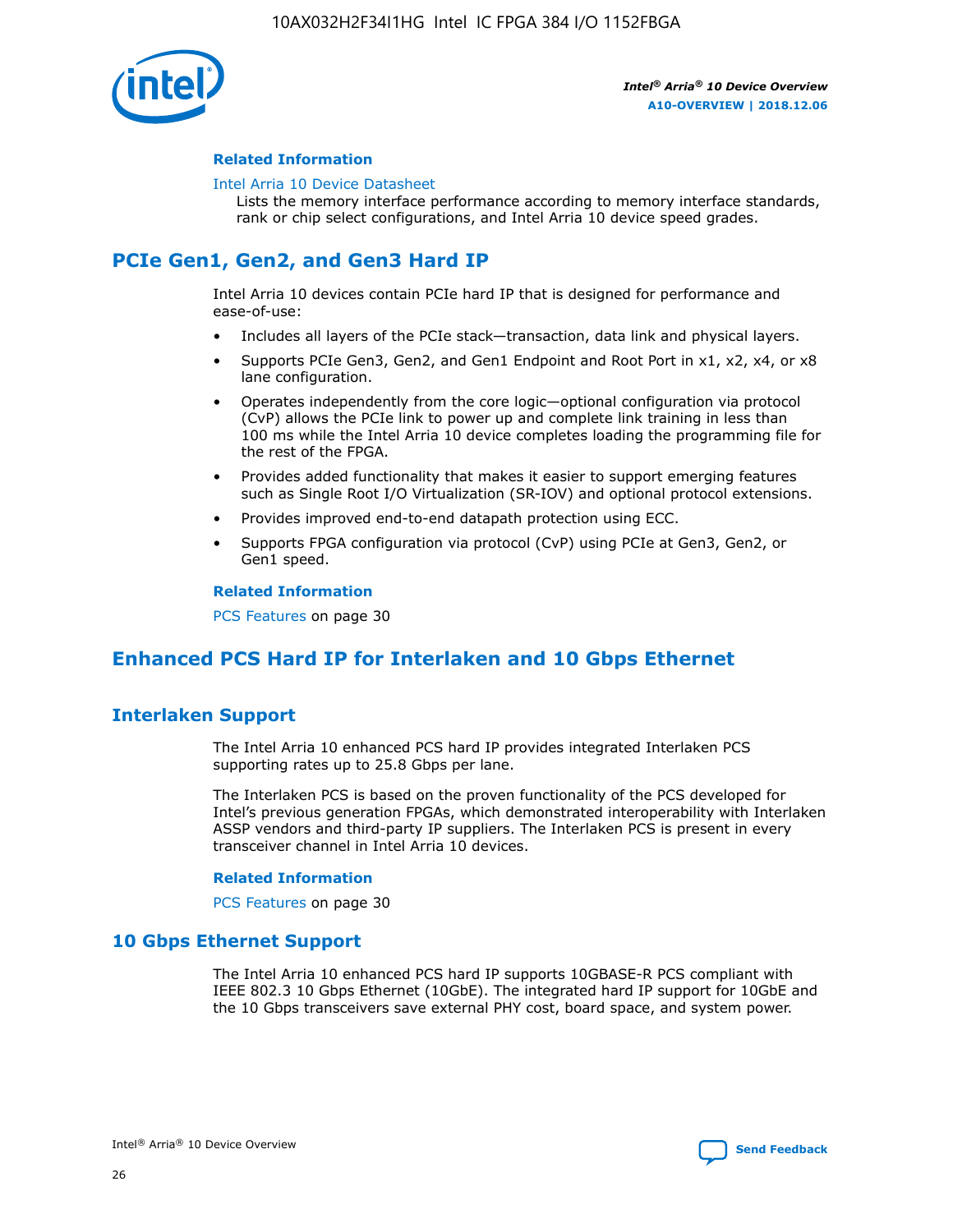#### Related Information

Intel Arria 10 Device Datasheet
Lists the memory interface performance according to memory interface standards, rank or chip select configurations, and Intel Arria 10 device speed grades.

## PCIe Gen1, Gen2, and Gen3 Hard IP

Intel Arria 10 devices contain PCIe hard IP that is designed for performance and ease-of-use:

- Includes all layers of the PCIe stack—transaction, data link and physical layers.
- Supports PCIe Gen3, Gen2, and Gen1 Endpoint and Root Port in x1, x2, x4, or x8 lane configuration.
- Operates independently from the core logic—optional configuration via protocol (CvP) allows the PCIe link to power up and complete link training in less than 100 ms while the Intel Arria 10 device completes loading the programming file for the rest of the FPGA.
- Provides added functionality that makes it easier to support emerging features such as Single Root I/O Virtualization (SR-IOV) and optional protocol extensions.
- Provides improved end-to-end datapath protection using ECC.
- Supports FPGA configuration via protocol (CvP) using PCIe at Gen3, Gen2, or Gen1 speed.

#### Related Information

PCS Features on page 30

## Enhanced PCS Hard IP for Interlaken and 10 Gbps Ethernet

### Interlaken Support

The Intel Arria 10 enhanced PCS hard IP provides integrated Interlaken PCS supporting rates up to 25.8 Gbps per lane.

The Interlaken PCS is based on the proven functionality of the PCS developed for Intel's previous generation FPGAs, which demonstrated interoperability with Interlaken ASSP vendors and third-party IP suppliers. The Interlaken PCS is present in every transceiver channel in Intel Arria 10 devices.

#### Related Information

PCS Features on page 30

### 10 Gbps Ethernet Support

The Intel Arria 10 enhanced PCS hard IP supports 10GBASE-R PCS compliant with IEEE 802.3 10 Gbps Ethernet (10GbE). The integrated hard IP support for 10GbE and the 10 Gbps transceivers save external PHY cost, board space, and system power.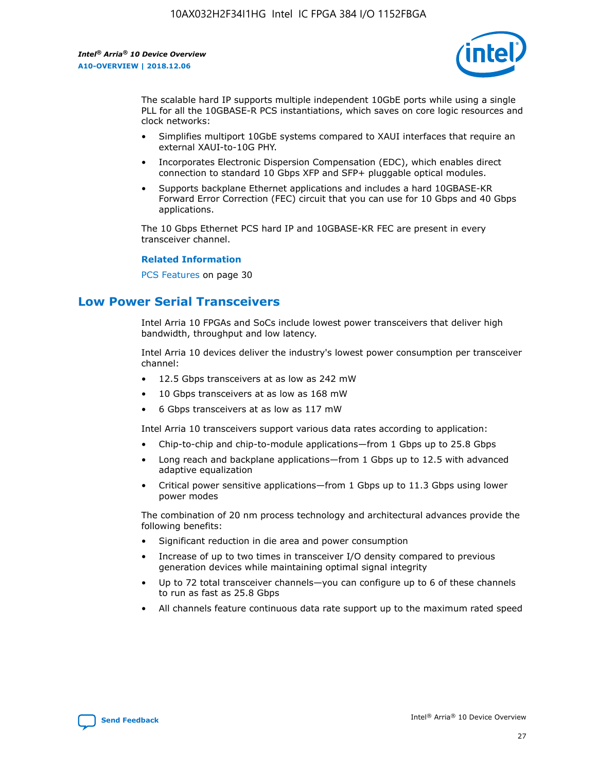The scalable hard IP supports multiple independent 10GbE ports while using a single PLL for all the 10GBASE-R PCS instantiations, which saves on core logic resources and clock networks:

- Simplifies multiport 10GbE systems compared to XAUI interfaces that require an external XAUI-to-10G PHY.
- Incorporates Electronic Dispersion Compensation (EDC), which enables direct connection to standard 10 Gbps XFP and SFP+ pluggable optical modules.
- Supports backplane Ethernet applications and includes a hard 10GBASE-KR Forward Error Correction (FEC) circuit that you can use for 10 Gbps and 40 Gbps applications.

The 10 Gbps Ethernet PCS hard IP and 10GBASE-KR FEC are present in every transceiver channel.

**Related Information**

PCS Features on page 30

## Low Power Serial Transceivers

Intel Arria 10 FPGAs and SoCs include lowest power transceivers that deliver high bandwidth, throughput and low latency.

Intel Arria 10 devices deliver the industry's lowest power consumption per transceiver channel:

- 12.5 Gbps transceivers at as low as 242 mW
- 10 Gbps transceivers at as low as 168 mW
- 6 Gbps transceivers at as low as 117 mW

Intel Arria 10 transceivers support various data rates according to application:

- Chip-to-chip and chip-to-module applications—from 1 Gbps up to 25.8 Gbps
- Long reach and backplane applications—from 1 Gbps up to 12.5 with advanced adaptive equalization
- Critical power sensitive applications—from 1 Gbps up to 11.3 Gbps using lower power modes

The combination of 20 nm process technology and architectural advances provide the following benefits:

- Significant reduction in die area and power consumption
- Increase of up to two times in transceiver I/O density compared to previous generation devices while maintaining optimal signal integrity
- Up to 72 total transceiver channels—you can configure up to 6 of these channels to run as fast as 25.8 Gbps
- All channels feature continuous data rate support up to the maximum rated speed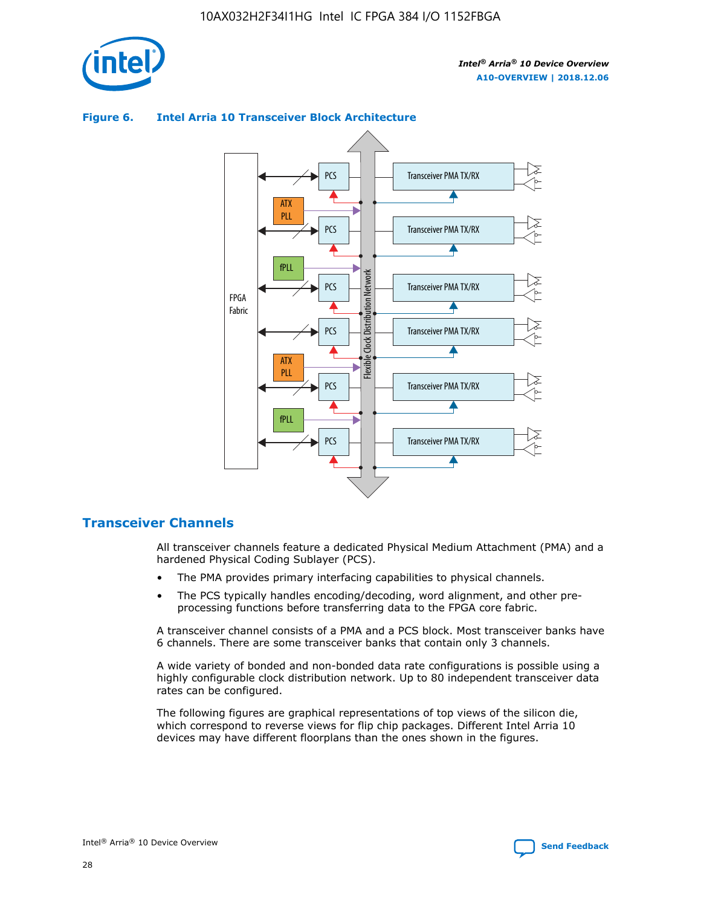**Figure 6. Intel Arria 10 Transceiver Block Architecture**

## Transceiver Channels

All transceiver channels feature a dedicated Physical Medium Attachment (PMA) and a hardened Physical Coding Sublayer (PCS).

- The PMA provides primary interfacing capabilities to physical channels.
- The PCS typically handles encoding/decoding, word alignment, and other pre-processing functions before transferring data to the FPGA core fabric.

A transceiver channel consists of a PMA and a PCS block. Most transceiver banks have 6 channels. There are some transceiver banks that contain only 3 channels.

A wide variety of bonded and non-bonded data rate configurations is possible using a highly configurable clock distribution network. Up to 80 independent transceiver data rates can be configured.

The following figures are graphical representations of top views of the silicon die, which correspond to reverse views for flip chip packages. Different Intel Arria 10 devices may have different floorplans than the ones shown in the figures.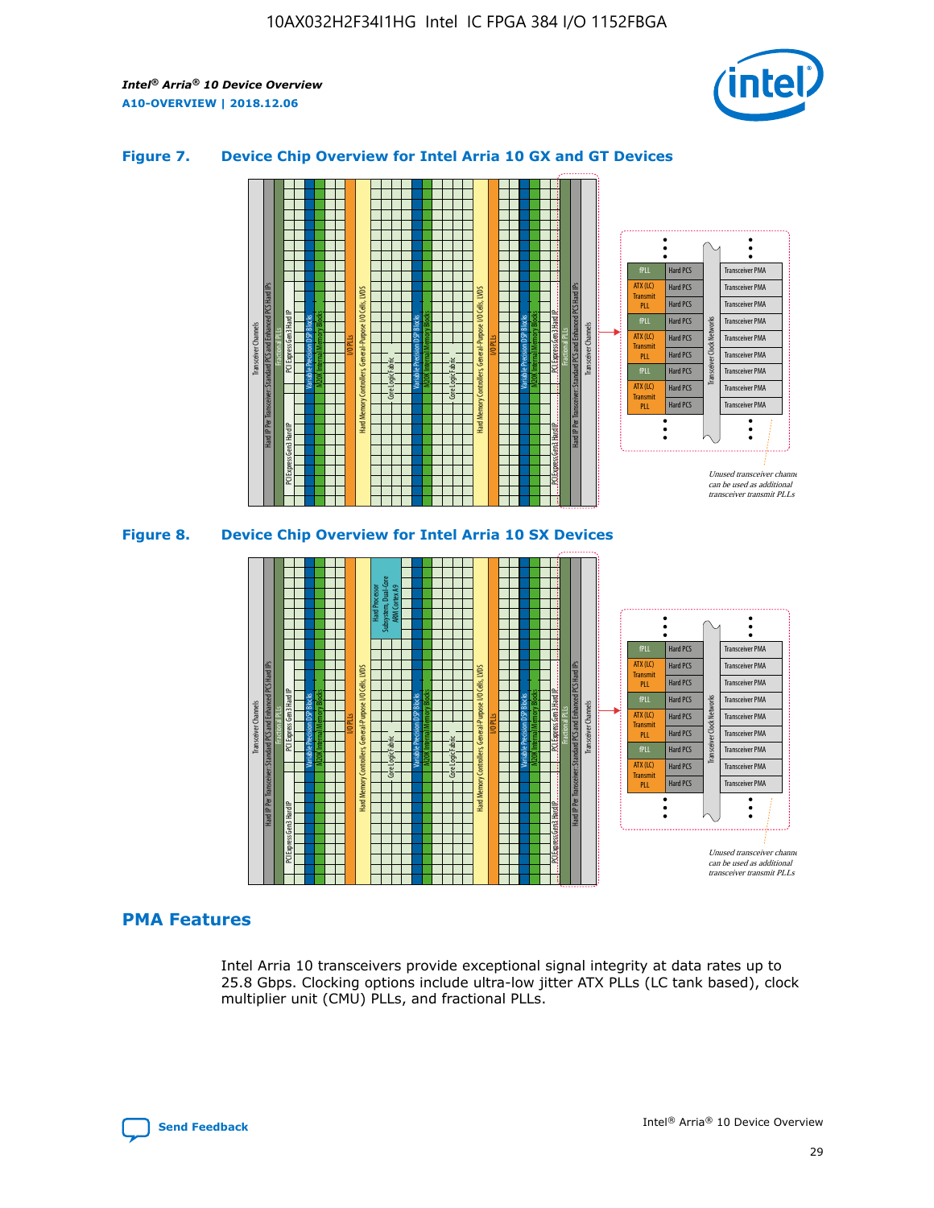## Figure 7. Device Chip Overview for Intel Arria 10 GX and GT Devices

## Figure 8. Device Chip Overview for Intel Arria 10 SX Devices

## PMA Features

Intel Arria 10 transceivers provide exceptional signal integrity at data rates up to 25.8 Gbps. Clocking options include ultra-low jitter ATX PLLs (LC tank based), clock multiplier unit (CMU) PLLs, and fractional PLLs.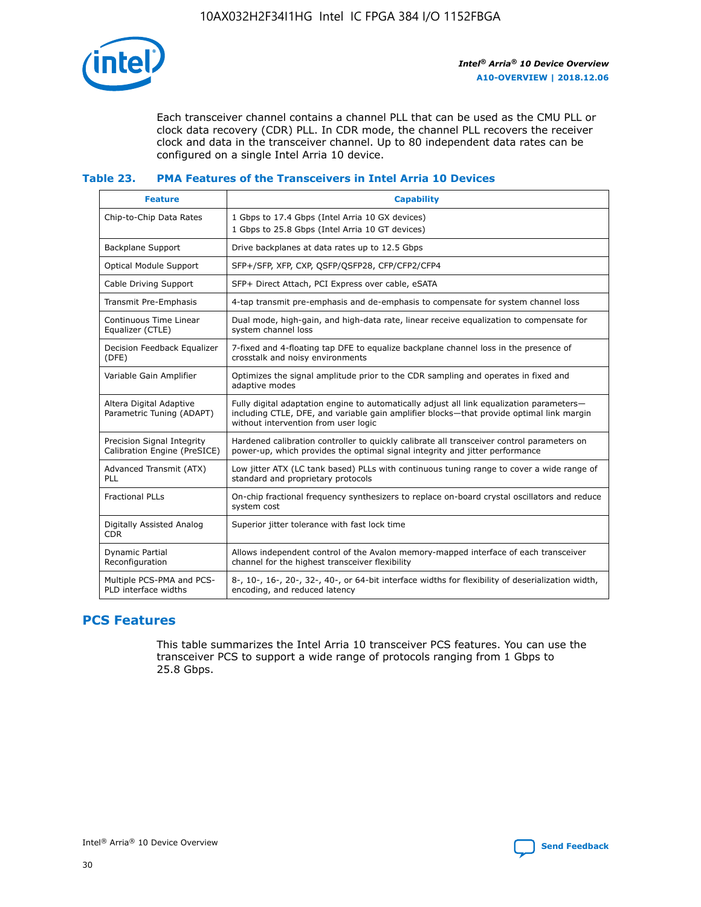Each transceiver channel contains a channel PLL that can be used as the CMU PLL or clock data recovery (CDR) PLL. In CDR mode, the channel PLL recovers the receiver clock and data in the transceiver channel. Up to 80 independent data rates can be configured on a single Intel Arria 10 device.

### Table 23. PMA Features of the Transceivers in Intel Arria 10 Devices

| Feature | Capability |
| --- | --- |
| Chip-to-Chip Data Rates | 1 Gbps to 17.4 Gbps (Intel Arria 10 GX devices)<br>1 Gbps to 25.8 Gbps (Intel Arria 10 GT devices) |
| Backplane Support | Drive backplanes at data rates up to 12.5 Gbps |
| Optical Module Support | SFP+/SFP, XFP, CXP, QSFP/QSFP28, CFP/CFP2/CFP4 |
| Cable Driving Support | SFP+ Direct Attach, PCI Express over cable, eSATA |
| Transmit Pre-Emphasis | 4-tap transmit pre-emphasis and de-emphasis to compensate for system channel loss |
| Continuous Time Linear Equalizer (CTLE) | Dual mode, high-gain, and high-data rate, linear receive equalization to compensate for system channel loss |
| Decision Feedback Equalizer (DFE) | 7-fixed and 4-floating tap DFE to equalize backplane channel loss in the presence of crosstalk and noisy environments |
| Variable Gain Amplifier | Optimizes the signal amplitude prior to the CDR sampling and operates in fixed and adaptive modes |
| Altera Digital Adaptive Parametric Tuning (ADAPT) | Fully digital adaptation engine to automatically adjust all link equalization parameters—including CTLE, DFE, and variable gain amplifier blocks—that provide optimal link margin without intervention from user logic |
| Precision Signal Integrity Calibration Engine (PreSICE) | Hardened calibration controller to quickly calibrate all transceiver control parameters on power-up, which provides the optimal signal integrity and jitter performance |
| Advanced Transmit (ATX) PLL | Low jitter ATX (LC tank based) PLLs with continuous tuning range to cover a wide range of standard and proprietary protocols |
| Fractional PLLs | On-chip fractional frequency synthesizers to replace on-board crystal oscillators and reduce system cost |
| Digitally Assisted Analog CDR | Superior jitter tolerance with fast lock time |
| Dynamic Partial Reconfiguration | Allows independent control of the Avalon memory-mapped interface of each transceiver channel for the highest transceiver flexibility |
| Multiple PCS-PMA and PCS-PLD interface widths | 8-, 10-, 16-, 20-, 32-, 40-, or 64-bit interface widths for flexibility of deserialization width, encoding, and reduced latency |

## PCS Features

This table summarizes the Intel Arria 10 transceiver PCS features. You can use the transceiver PCS to support a wide range of protocols ranging from 1 Gbps to 25.8 Gbps.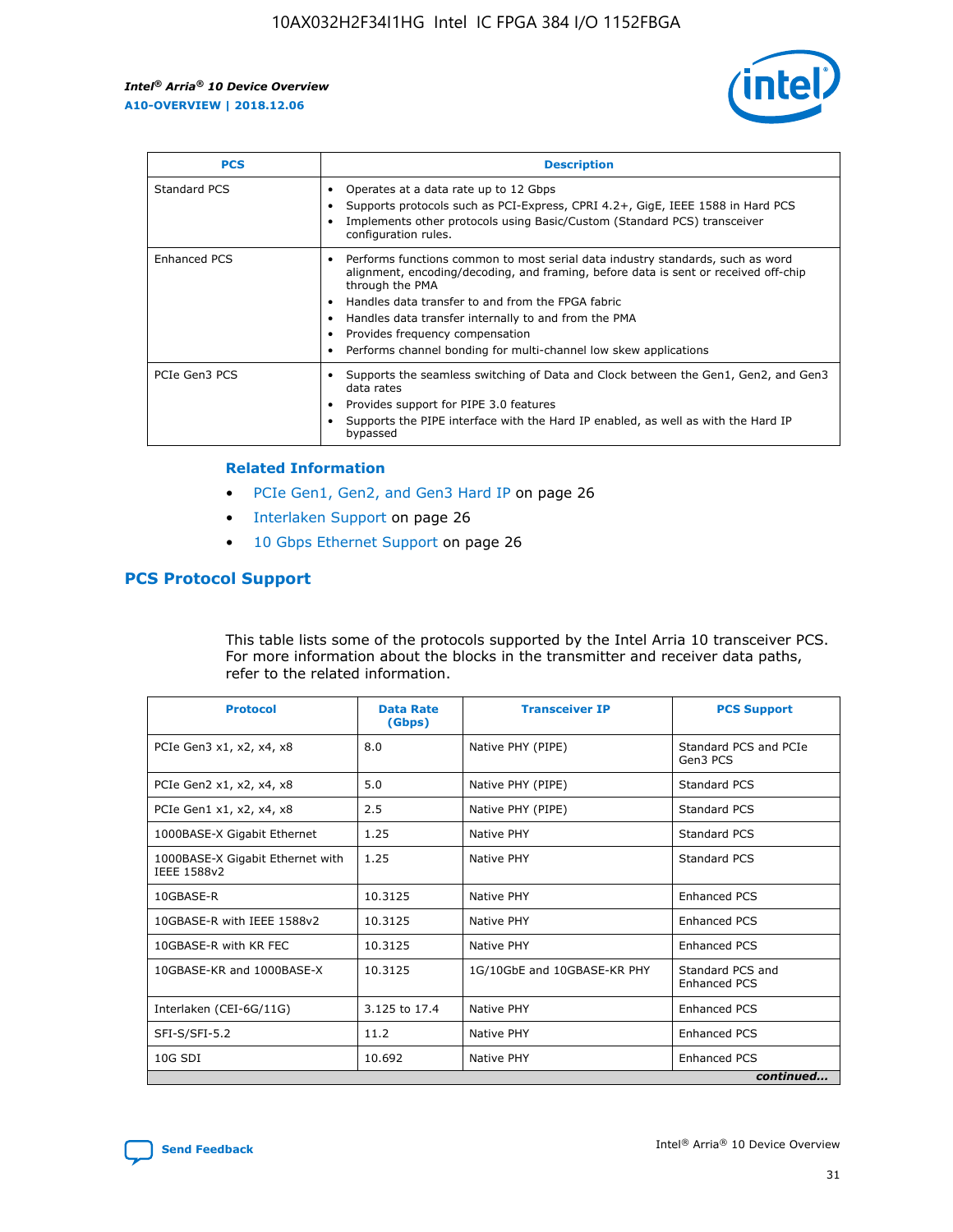| PCS | Description |
| --- | --- |
| Standard PCS | • Operates at a data rate up to 12 Gbps<br>• Supports protocols such as PCI-Express, CPRI 4.2+, GigE, IEEE 1588 in Hard PCS<br>• Implements other protocols using Basic/Custom (Standard PCS) transceiver configuration rules. |
| Enhanced PCS | • Performs functions common to most serial data industry standards, such as word alignment, encoding/decoding, and framing, before data is sent or received off-chip through the PMA<br>• Handles data transfer to and from the FPGA fabric<br>• Handles data transfer internally to and from the PMA<br>• Provides frequency compensation<br>• Performs channel bonding for multi-channel low skew applications |
| PCIe Gen3 PCS | • Supports the seamless switching of Data and Clock between the Gen1, Gen2, and Gen3 data rates<br>• Provides support for PIPE 3.0 features<br>• Supports the PIPE interface with the Hard IP enabled, as well as with the Hard IP bypassed |

**Related Information**

- PCIe Gen1, Gen2, and Gen3 Hard IP on page 26
- Interlaken Support on page 26
- 10 Gbps Ethernet Support on page 26

## PCS Protocol Support

This table lists some of the protocols supported by the Intel Arria 10 transceiver PCS. For more information about the blocks in the transmitter and receiver data paths, refer to the related information.

| Protocol | Data Rate (Gbps) | Transceiver IP | PCS Support |
| --- | --- | --- | --- |
| PCIe Gen3 x1, x2, x4, x8 | 8.0 | Native PHY (PIPE) | Standard PCS and PCIe Gen3 PCS |
| PCIe Gen2 x1, x2, x4, x8 | 5.0 | Native PHY (PIPE) | Standard PCS |
| PCIe Gen1 x1, x2, x4, x8 | 2.5 | Native PHY (PIPE) | Standard PCS |
| 1000BASE-X Gigabit Ethernet | 1.25 | Native PHY | Standard PCS |
| 1000BASE-X Gigabit Ethernet with IEEE 1588v2 | 1.25 | Native PHY | Standard PCS |
| 10GBASE-R | 10.3125 | Native PHY | Enhanced PCS |
| 10GBASE-R with IEEE 1588v2 | 10.3125 | Native PHY | Enhanced PCS |
| 10GBASE-R with KR FEC | 10.3125 | Native PHY | Enhanced PCS |
| 10GBASE-KR and 1000BASE-X | 10.3125 | 1G/10GbE and 10GBASE-KR PHY | Standard PCS and Enhanced PCS |
| Interlaken (CEI-6G/11G) | 3.125 to 17.4 | Native PHY | Enhanced PCS |
| SFI-S/SFI-5.2 | 11.2 | Native PHY | Enhanced PCS |
| 10G SDI | 10.692 | Native PHY | Enhanced PCS |

*continued...*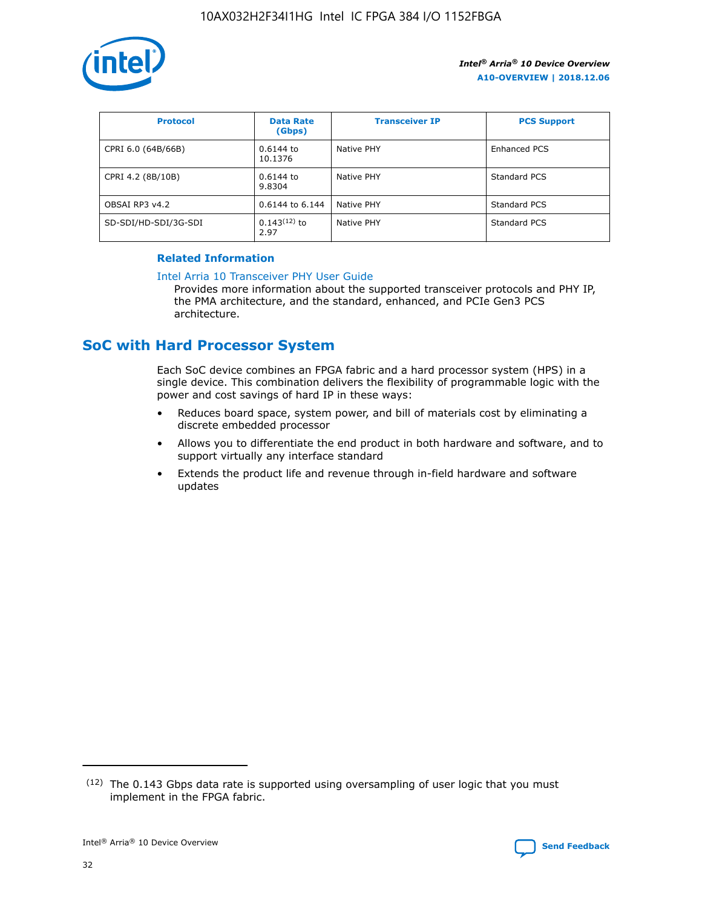| Protocol | Data Rate (Gbps) | Transceiver IP | PCS Support |
| --- | --- | --- | --- |
| CPRI 6.0 (64B/66B) | 0.6144 to 10.1376 | Native PHY | Enhanced PCS |
| CPRI 4.2 (8B/10B) | 0.6144 to 9.8304 | Native PHY | Standard PCS |
| OBSAI RP3 v4.2 | 0.6144 to 6.144 | Native PHY | Standard PCS |
| SD-SDI/HD-SDI/3G-SDI | 0.143[12] to 2.97 | Native PHY | Standard PCS |

**Related Information**

Intel Arria 10 Transceiver PHY User Guide

Provides more information about the supported transceiver protocols and PHY IP, the PMA architecture, and the standard, enhanced, and PCIe Gen3 PCS architecture.

## SoC with Hard Processor System

Each SoC device combines an FPGA fabric and a hard processor system (HPS) in a single device. This combination delivers the flexibility of programmable logic with the power and cost savings of hard IP in these ways:

- Reduces board space, system power, and bill of materials cost by eliminating a discrete embedded processor
- Allows you to differentiate the end product in both hardware and software, and to support virtually any interface standard
- Extends the product life and revenue through in-field hardware and software updates

[12] The 0.143 Gbps data rate is supported using oversampling of user logic that you must implement in the FPGA fabric.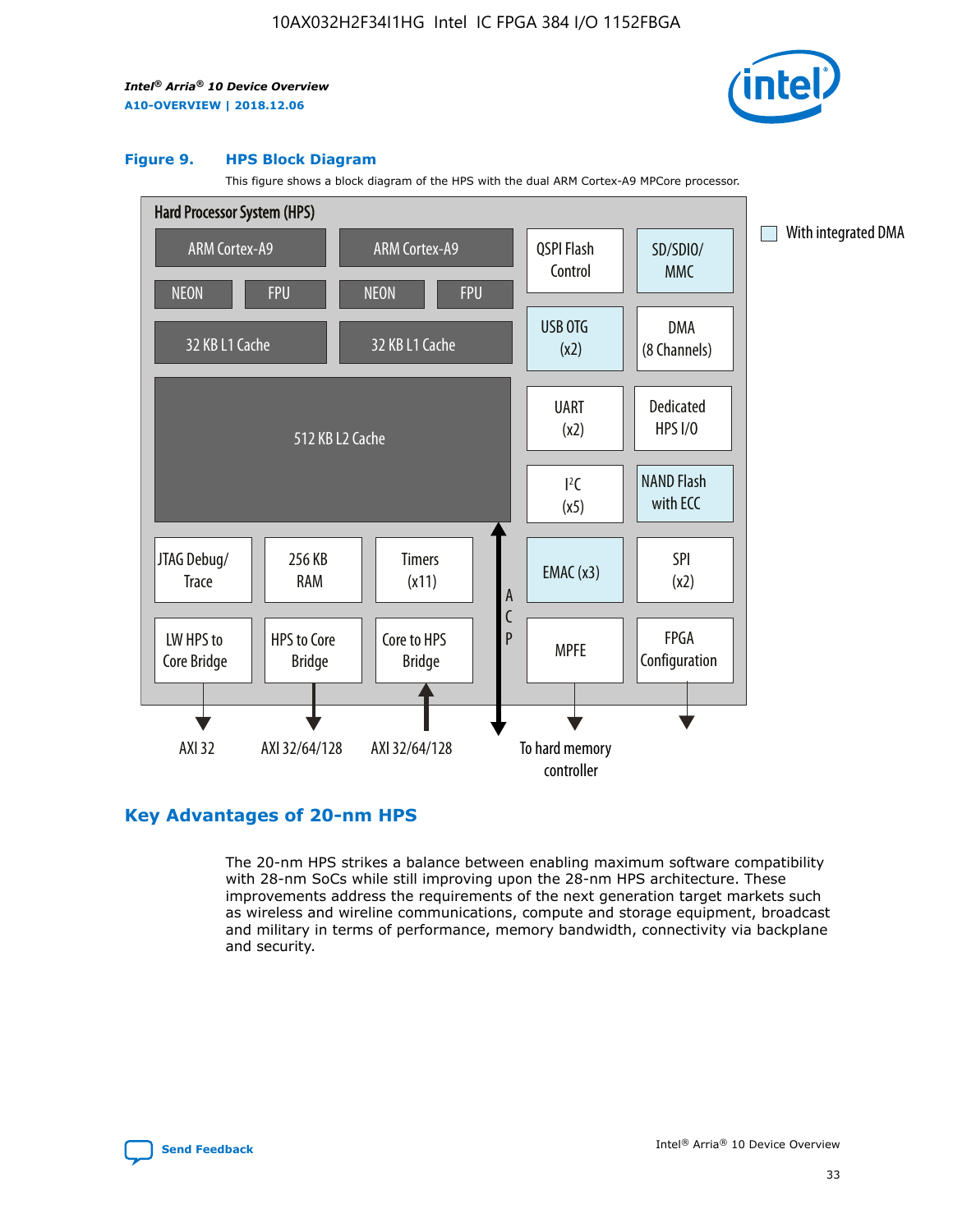**Figure 9. HPS Block Diagram**

This figure shows a block diagram of the HPS with the dual ARM Cortex-A9 MPCore processor.

Hard Processor System (HPS)

ARM Cortex-A9 | ARM Cortex-A9 | QSPI Flash Control | SD/SDIO/MMC

NEON | FPU | NEON | FPU | USB OTG (x2) | DMA (8 Channels)

32 KB L1 Cache | 32 KB L1 Cache | UART (x2) | Dedicated HPS I/O

512 KB L2 Cache | I²C (x5) | NAND Flash with ECC

JTAG Debug/Trace | 256 KB RAM | Timers (x11) | ACP | EMAC (x3) | SPI (x2)

LW HPS to Core Bridge | HPS to Core Bridge | Core to HPS Bridge | MPFE | FPGA Configuration

AXI 32 | AXI 32/64/128 | AXI 32/64/128 | To hard memory controller

With integrated DMA

## Key Advantages of 20-nm HPS

The 20-nm HPS strikes a balance between enabling maximum software compatibility with 28-nm SoCs while still improving upon the 28-nm HPS architecture. These improvements address the requirements of the next generation target markets such as wireless and wireline communications, compute and storage equipment, broadcast and military in terms of performance, memory bandwidth, connectivity via backplane and security.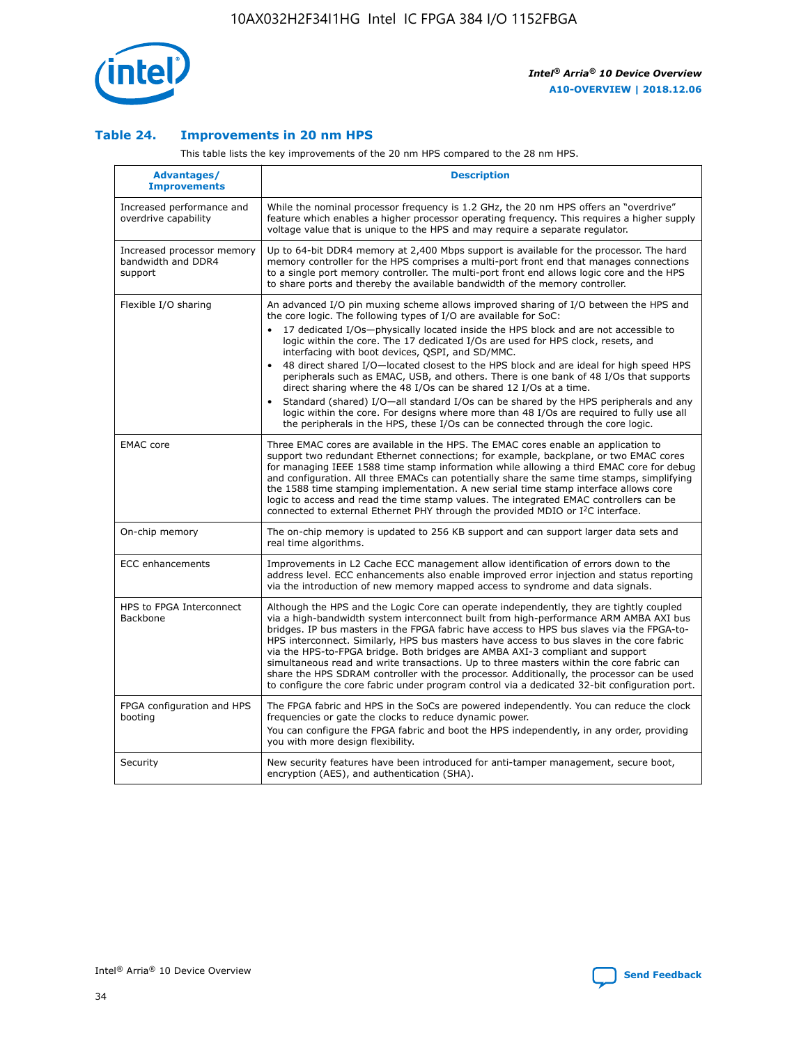## Table 24. Improvements in 20 nm HPS

This table lists the key improvements of the 20 nm HPS compared to the 28 nm HPS.

| Advantages/ Improvements | Description |
|---|---|
| Increased performance and overdrive capability | While the nominal processor frequency is 1.2 GHz, the 20 nm HPS offers an "overdrive" feature which enables a higher processor operating frequency. This requires a higher supply voltage value that is unique to the HPS and may require a separate regulator. |
| Increased processor memory bandwidth and DDR4 support | Up to 64-bit DDR4 memory at 2,400 Mbps support is available for the processor. The hard memory controller for the HPS comprises a multi-port front end that manages connections to a single port memory controller. The multi-port front end allows logic core and the HPS to share ports and thereby the available bandwidth of the memory controller. |
| Flexible I/O sharing | An advanced I/O pin muxing scheme allows improved sharing of I/O between the HPS and the core logic. The following types of I/O are available for SoC:<br>• 17 dedicated I/Os—physically located inside the HPS block and are not accessible to logic within the core. The 17 dedicated I/Os are used for HPS clock, resets, and interfacing with boot devices, QSPI, and SD/MMC.<br>• 48 direct shared I/O—located closest to the HPS block and are ideal for high speed HPS peripherals such as EMAC, USB, and others. There is one bank of 48 I/Os that supports direct sharing where the 48 I/Os can be shared 12 I/Os at a time.<br>• Standard (shared) I/O—all standard I/Os can be shared by the HPS peripherals and any logic within the core. For designs where more than 48 I/Os are required to fully use all the peripherals in the HPS, these I/Os can be connected through the core logic. |
| EMAC core | Three EMAC cores are available in the HPS. The EMAC cores enable an application to support two redundant Ethernet connections; for example, backplane, or two EMAC cores for managing IEEE 1588 time stamp information while allowing a third EMAC core for debug and configuration. All three EMACs can potentially share the same time stamps, simplifying the 1588 time stamping implementation. A new serial time stamp interface allows core logic to access and read the time stamp values. The integrated EMAC controllers can be connected to external Ethernet PHY through the provided MDIO or I²C interface. |
| On-chip memory | The on-chip memory is updated to 256 KB support and can support larger data sets and real time algorithms. |
| ECC enhancements | Improvements in L2 Cache ECC management allow identification of errors down to the address level. ECC enhancements also enable improved error injection and status reporting via the introduction of new memory mapped access to syndrome and data signals. |
| HPS to FPGA Interconnect Backbone | Although the HPS and the Logic Core can operate independently, they are tightly coupled via a high-bandwidth system interconnect built from high-performance ARM AMBA AXI bus bridges. IP bus masters in the FPGA fabric have access to HPS bus slaves via the FPGA-to-HPS interconnect. Similarly, HPS bus masters have access to bus slaves in the core fabric via the HPS-to-FPGA bridge. Both bridges are AMBA AXI-3 compliant and support simultaneous read and write transactions. Up to three masters within the core fabric can share the HPS SDRAM controller with the processor. Additionally, the processor can be used to configure the core fabric under program control via a dedicated 32-bit configuration port. |
| FPGA configuration and HPS booting | The FPGA fabric and HPS in the SoCs are powered independently. You can reduce the clock frequencies or gate the clocks to reduce dynamic power.<br>You can configure the FPGA fabric and boot the HPS independently, in any order, providing you with more design flexibility. |
| Security | New security features have been introduced for anti-tamper management, secure boot, encryption (AES), and authentication (SHA). |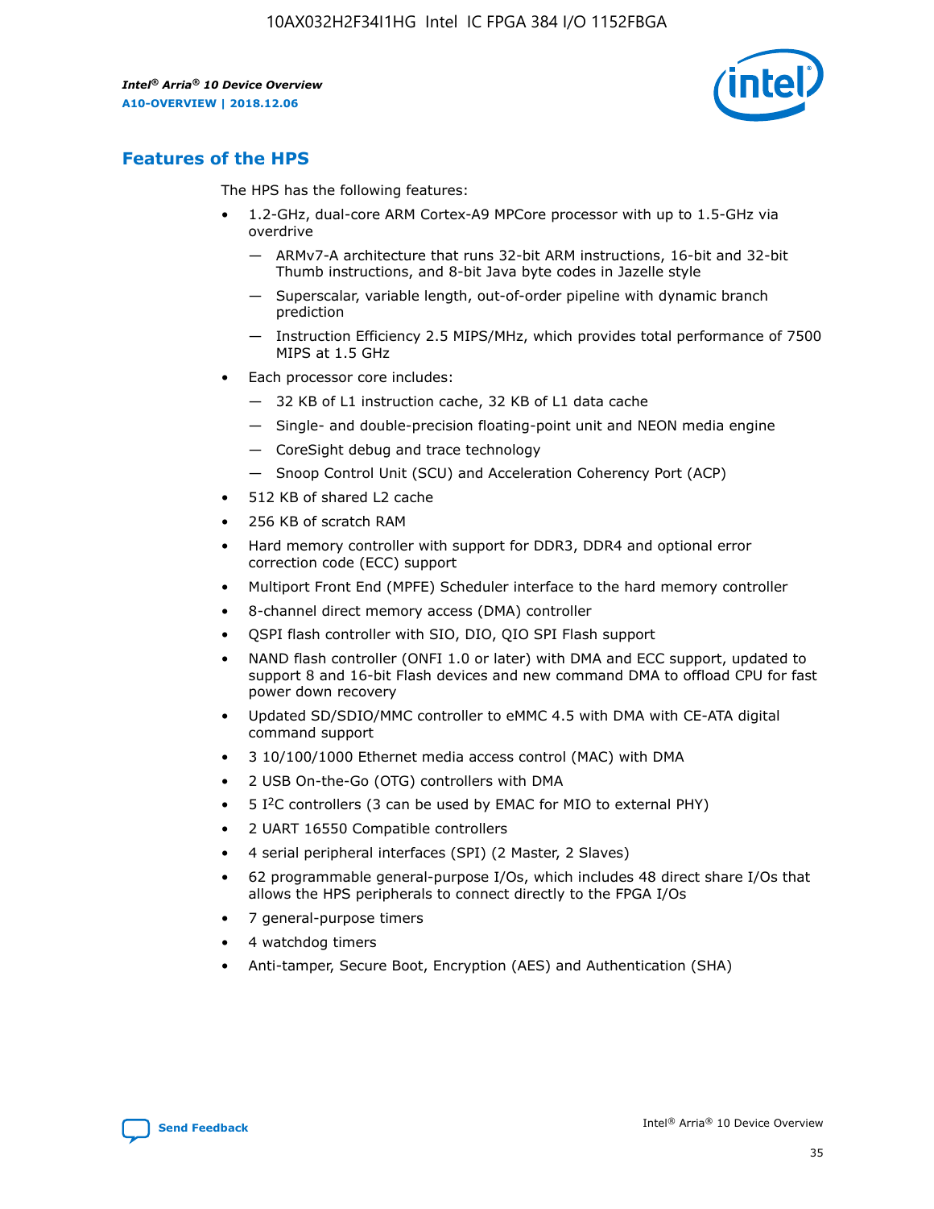## Features of the HPS

The HPS has the following features:

- 1.2-GHz, dual-core ARM Cortex-A9 MPCore processor with up to 1.5-GHz via overdrive
  - ARMv7-A architecture that runs 32-bit ARM instructions, 16-bit and 32-bit Thumb instructions, and 8-bit Java byte codes in Jazelle style
  - Superscalar, variable length, out-of-order pipeline with dynamic branch prediction
  - Instruction Efficiency 2.5 MIPS/MHz, which provides total performance of 7500 MIPS at 1.5 GHz
- Each processor core includes:
  - 32 KB of L1 instruction cache, 32 KB of L1 data cache
  - Single- and double-precision floating-point unit and NEON media engine
  - CoreSight debug and trace technology
  - Snoop Control Unit (SCU) and Acceleration Coherency Port (ACP)
- 512 KB of shared L2 cache
- 256 KB of scratch RAM
- Hard memory controller with support for DDR3, DDR4 and optional error correction code (ECC) support
- Multiport Front End (MPFE) Scheduler interface to the hard memory controller
- 8-channel direct memory access (DMA) controller
- QSPI flash controller with SIO, DIO, QIO SPI Flash support
- NAND flash controller (ONFI 1.0 or later) with DMA and ECC support, updated to support 8 and 16-bit Flash devices and new command DMA to offload CPU for fast power down recovery
- Updated SD/SDIO/MMC controller to eMMC 4.5 with DMA with CE-ATA digital command support
- 3 10/100/1000 Ethernet media access control (MAC) with DMA
- 2 USB On-the-Go (OTG) controllers with DMA
- 5 I$^2$C controllers (3 can be used by EMAC for MIO to external PHY)
- 2 UART 16550 Compatible controllers
- 4 serial peripheral interfaces (SPI) (2 Master, 2 Slaves)
- 62 programmable general-purpose I/Os, which includes 48 direct share I/Os that allows the HPS peripherals to connect directly to the FPGA I/Os
- 7 general-purpose timers
- 4 watchdog timers
- Anti-tamper, Secure Boot, Encryption (AES) and Authentication (SHA)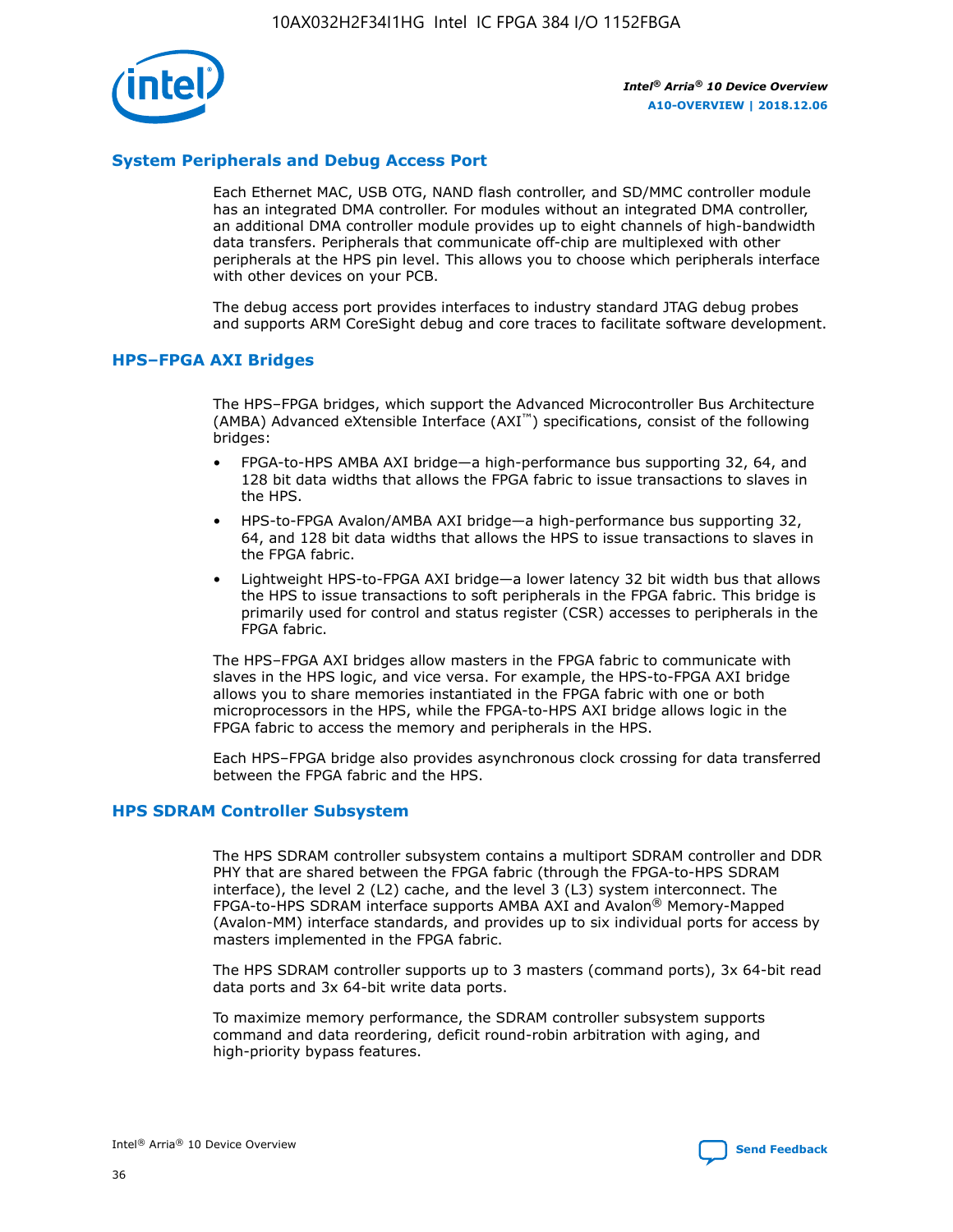## System Peripherals and Debug Access Port

Each Ethernet MAC, USB OTG, NAND flash controller, and SD/MMC controller module has an integrated DMA controller. For modules without an integrated DMA controller, an additional DMA controller module provides up to eight channels of high-bandwidth data transfers. Peripherals that communicate off-chip are multiplexed with other peripherals at the HPS pin level. This allows you to choose which peripherals interface with other devices on your PCB.

The debug access port provides interfaces to industry standard JTAG debug probes and supports ARM CoreSight debug and core traces to facilitate software development.

## HPS–FPGA AXI Bridges

The HPS–FPGA bridges, which support the Advanced Microcontroller Bus Architecture (AMBA) Advanced eXtensible Interface (AXI™) specifications, consist of the following bridges:

- FPGA-to-HPS AMBA AXI bridge—a high-performance bus supporting 32, 64, and 128 bit data widths that allows the FPGA fabric to issue transactions to slaves in the HPS.
- HPS-to-FPGA Avalon/AMBA AXI bridge—a high-performance bus supporting 32, 64, and 128 bit data widths that allows the HPS to issue transactions to slaves in the FPGA fabric.
- Lightweight HPS-to-FPGA AXI bridge—a lower latency 32 bit width bus that allows the HPS to issue transactions to soft peripherals in the FPGA fabric. This bridge is primarily used for control and status register (CSR) accesses to peripherals in the FPGA fabric.

The HPS–FPGA AXI bridges allow masters in the FPGA fabric to communicate with slaves in the HPS logic, and vice versa. For example, the HPS-to-FPGA AXI bridge allows you to share memories instantiated in the FPGA fabric with one or both microprocessors in the HPS, while the FPGA-to-HPS AXI bridge allows logic in the FPGA fabric to access the memory and peripherals in the HPS.

Each HPS–FPGA bridge also provides asynchronous clock crossing for data transferred between the FPGA fabric and the HPS.

## HPS SDRAM Controller Subsystem

The HPS SDRAM controller subsystem contains a multiport SDRAM controller and DDR PHY that are shared between the FPGA fabric (through the FPGA-to-HPS SDRAM interface), the level 2 (L2) cache, and the level 3 (L3) system interconnect. The FPGA-to-HPS SDRAM interface supports AMBA AXI and Avalon® Memory-Mapped (Avalon-MM) interface standards, and provides up to six individual ports for access by masters implemented in the FPGA fabric.

The HPS SDRAM controller supports up to 3 masters (command ports), 3x 64-bit read data ports and 3x 64-bit write data ports.

To maximize memory performance, the SDRAM controller subsystem supports command and data reordering, deficit round-robin arbitration with aging, and high-priority bypass features.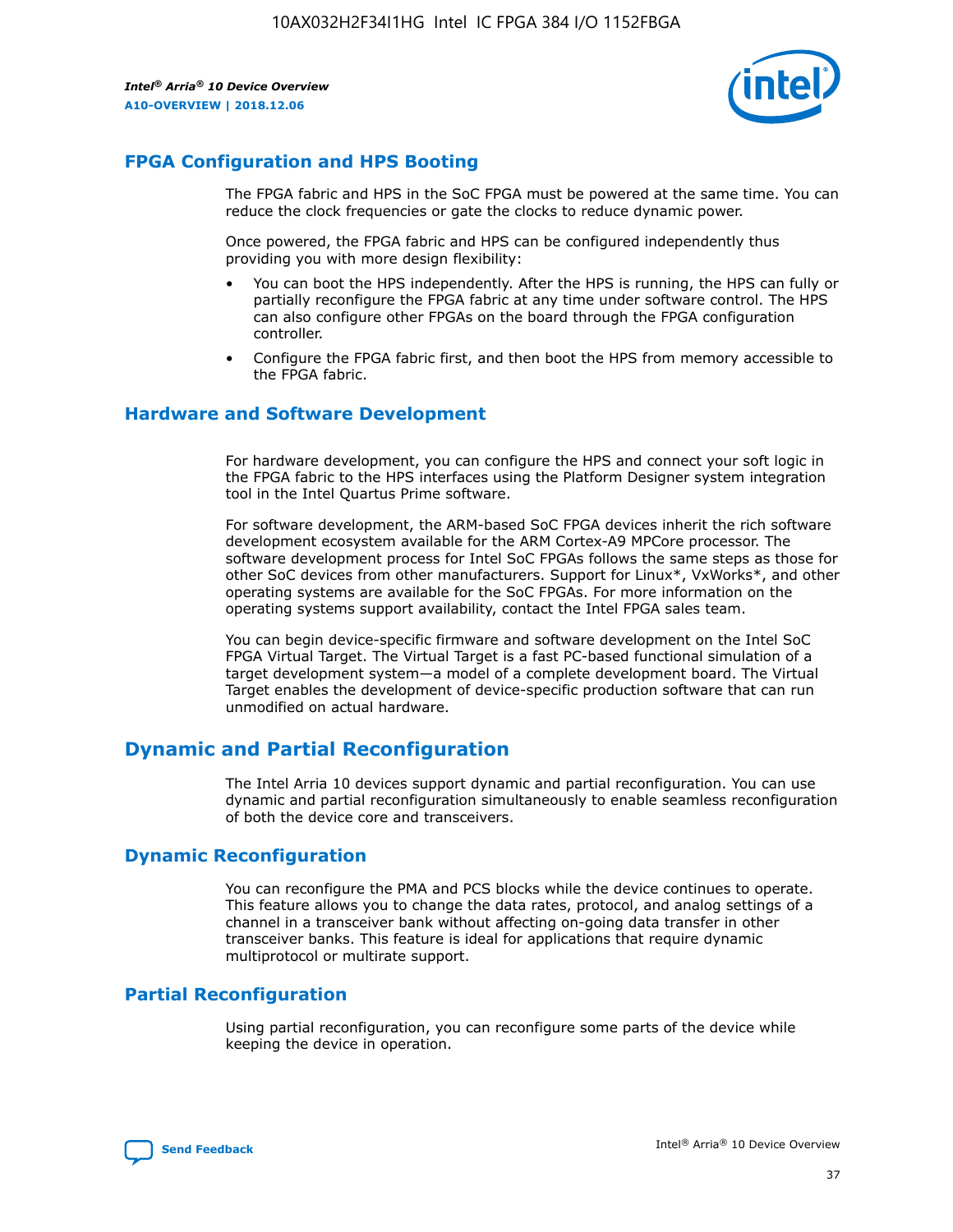## FPGA Configuration and HPS Booting

The FPGA fabric and HPS in the SoC FPGA must be powered at the same time. You can reduce the clock frequencies or gate the clocks to reduce dynamic power.

Once powered, the FPGA fabric and HPS can be configured independently thus providing you with more design flexibility:

- You can boot the HPS independently. After the HPS is running, the HPS can fully or partially reconfigure the FPGA fabric at any time under software control. The HPS can also configure other FPGAs on the board through the FPGA configuration controller.
- Configure the FPGA fabric first, and then boot the HPS from memory accessible to the FPGA fabric.

## Hardware and Software Development

For hardware development, you can configure the HPS and connect your soft logic in the FPGA fabric to the HPS interfaces using the Platform Designer system integration tool in the Intel Quartus Prime software.

For software development, the ARM-based SoC FPGA devices inherit the rich software development ecosystem available for the ARM Cortex-A9 MPCore processor. The software development process for Intel SoC FPGAs follows the same steps as those for other SoC devices from other manufacturers. Support for Linux*, VxWorks*, and other operating systems are available for the SoC FPGAs. For more information on the operating systems support availability, contact the Intel FPGA sales team.

You can begin device-specific firmware and software development on the Intel SoC FPGA Virtual Target. The Virtual Target is a fast PC-based functional simulation of a target development system—a model of a complete development board. The Virtual Target enables the development of device-specific production software that can run unmodified on actual hardware.

# Dynamic and Partial Reconfiguration

The Intel Arria 10 devices support dynamic and partial reconfiguration. You can use dynamic and partial reconfiguration simultaneously to enable seamless reconfiguration of both the device core and transceivers.

## Dynamic Reconfiguration

You can reconfigure the PMA and PCS blocks while the device continues to operate. This feature allows you to change the data rates, protocol, and analog settings of a channel in a transceiver bank without affecting on-going data transfer in other transceiver banks. This feature is ideal for applications that require dynamic multiprotocol or multirate support.

## Partial Reconfiguration

Using partial reconfiguration, you can reconfigure some parts of the device while keeping the device in operation.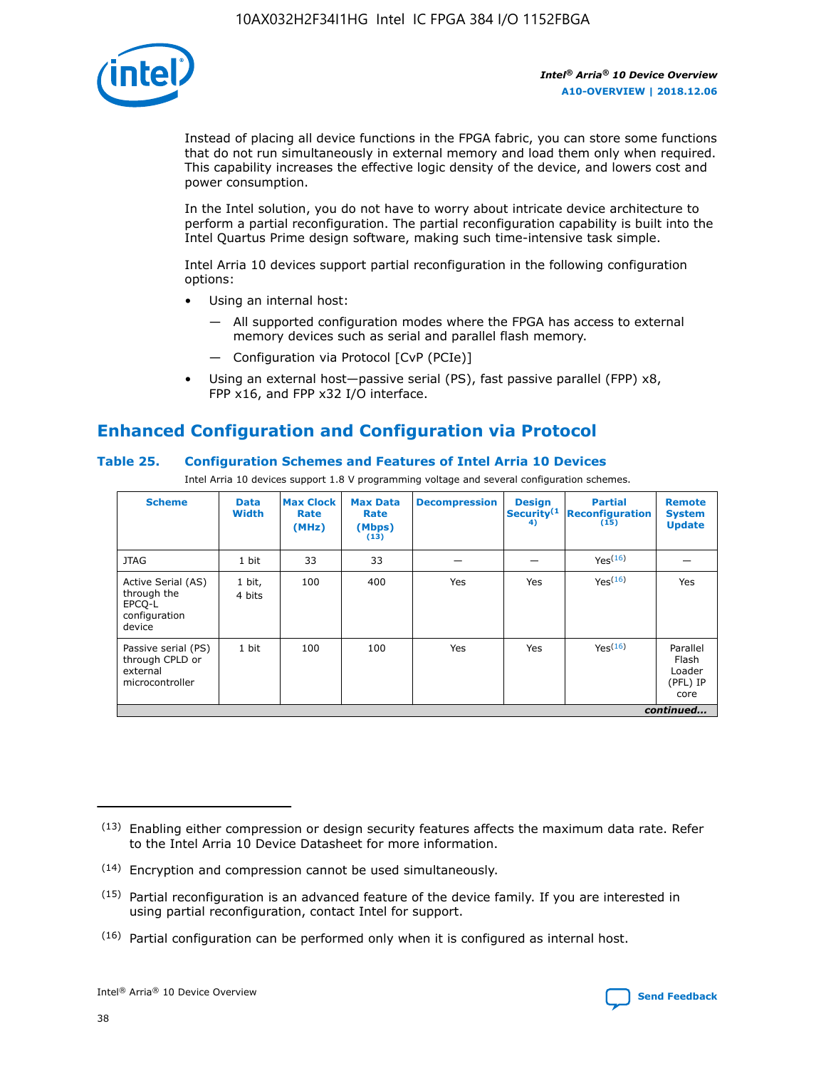Instead of placing all device functions in the FPGA fabric, you can store some functions that do not run simultaneously in external memory and load them only when required. This capability increases the effective logic density of the device, and lowers cost and power consumption.

In the Intel solution, you do not have to worry about intricate device architecture to perform a partial reconfiguration. The partial reconfiguration capability is built into the Intel Quartus Prime design software, making such time-intensive task simple.

Intel Arria 10 devices support partial reconfiguration in the following configuration options:

- Using an internal host:
  - All supported configuration modes where the FPGA has access to external memory devices such as serial and parallel flash memory.
  - Configuration via Protocol [CvP (PCIe)]
- Using an external host—passive serial (PS), fast passive parallel (FPP) x8, FPP x16, and FPP x32 I/O interface.

## Enhanced Configuration and Configuration via Protocol

### Table 25. Configuration Schemes and Features of Intel Arria 10 Devices

Intel Arria 10 devices support 1.8 V programming voltage and several configuration schemes.

| Scheme | Data Width | Max Clock Rate (MHz) | Max Data Rate (Mbps) (13) | Decompression | Design Security(14) | Partial Reconfiguration (15) | Remote System Update |
|---|---|---|---|---|---|---|---|
| JTAG | 1 bit | 33 | 33 | — | — | Yes(16) | — |
| Active Serial (AS) through the EPCQ-L configuration device | 1 bit, 4 bits | 100 | 400 | Yes | Yes | Yes(16) | Yes |
| Passive serial (PS) through CPLD or external microcontroller | 1 bit | 100 | 100 | Yes | Yes | Yes(16) | Parallel Flash Loader (PFL) IP core |
| *continued...* | | | | | | | |

(13) Enabling either compression or design security features affects the maximum data rate. Refer to the Intel Arria 10 Device Datasheet for more information.

(14) Encryption and compression cannot be used simultaneously.

(15) Partial reconfiguration is an advanced feature of the device family. If you are interested in using partial reconfiguration, contact Intel for support.

(16) Partial configuration can be performed only when it is configured as internal host.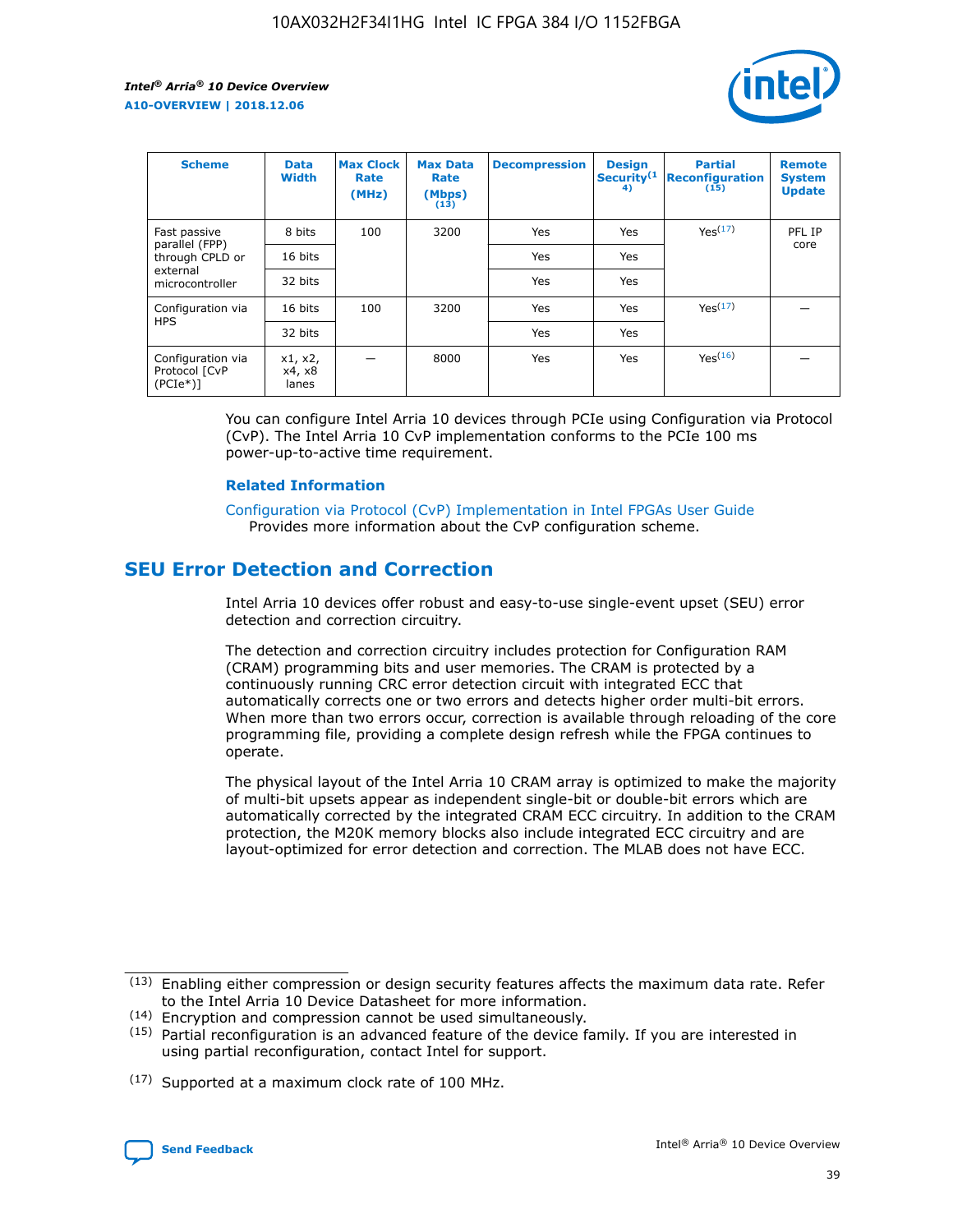| Scheme | Data Width | Max Clock Rate (MHz) | Max Data Rate (Mbps) (13) | Decompression | Design Security (14) | Partial Reconfiguration (15) | Remote System Update |
| --- | --- | --- | --- | --- | --- | --- | --- |
| Fast passive parallel (FPP) through CPLD or external microcontroller | 8 bits | 100 | 3200 | Yes | Yes | Yes (17) | PFL IP core |
| | 16 bits | | | Yes | Yes | | |
| | 32 bits | | | Yes | Yes | | |
| Configuration via HPS | 16 bits | 100 | 3200 | Yes | Yes | Yes (17) | — |
| | 32 bits | | | Yes | Yes | | |
| Configuration via Protocol [CvP (PCIe*)] | x1, x2, x4, x8 lanes | — | 8000 | Yes | Yes | Yes (16) | — |

You can configure Intel Arria 10 devices through PCIe using Configuration via Protocol (CvP). The Intel Arria 10 CvP implementation conforms to the PCIe 100 ms power-up-to-active time requirement.

**Related Information**

Configuration via Protocol (CvP) Implementation in Intel FPGAs User Guide
Provides more information about the CvP configuration scheme.

## SEU Error Detection and Correction

Intel Arria 10 devices offer robust and easy-to-use single-event upset (SEU) error detection and correction circuitry.

The detection and correction circuitry includes protection for Configuration RAM (CRAM) programming bits and user memories. The CRAM is protected by a continuously running CRC error detection circuit with integrated ECC that automatically corrects one or two errors and detects higher order multi-bit errors. When more than two errors occur, correction is available through reloading of the core programming file, providing a complete design refresh while the FPGA continues to operate.

The physical layout of the Intel Arria 10 CRAM array is optimized to make the majority of multi-bit upsets appear as independent single-bit or double-bit errors which are automatically corrected by the integrated CRAM ECC circuitry. In addition to the CRAM protection, the M20K memory blocks also include integrated ECC circuitry and are layout-optimized for error detection and correction. The MLAB does not have ECC.

(13) Enabling either compression or design security features affects the maximum data rate. Refer to the Intel Arria 10 Device Datasheet for more information.

(14) Encryption and compression cannot be used simultaneously.

(15) Partial reconfiguration is an advanced feature of the device family. If you are interested in using partial reconfiguration, contact Intel for support.

(17) Supported at a maximum clock rate of 100 MHz.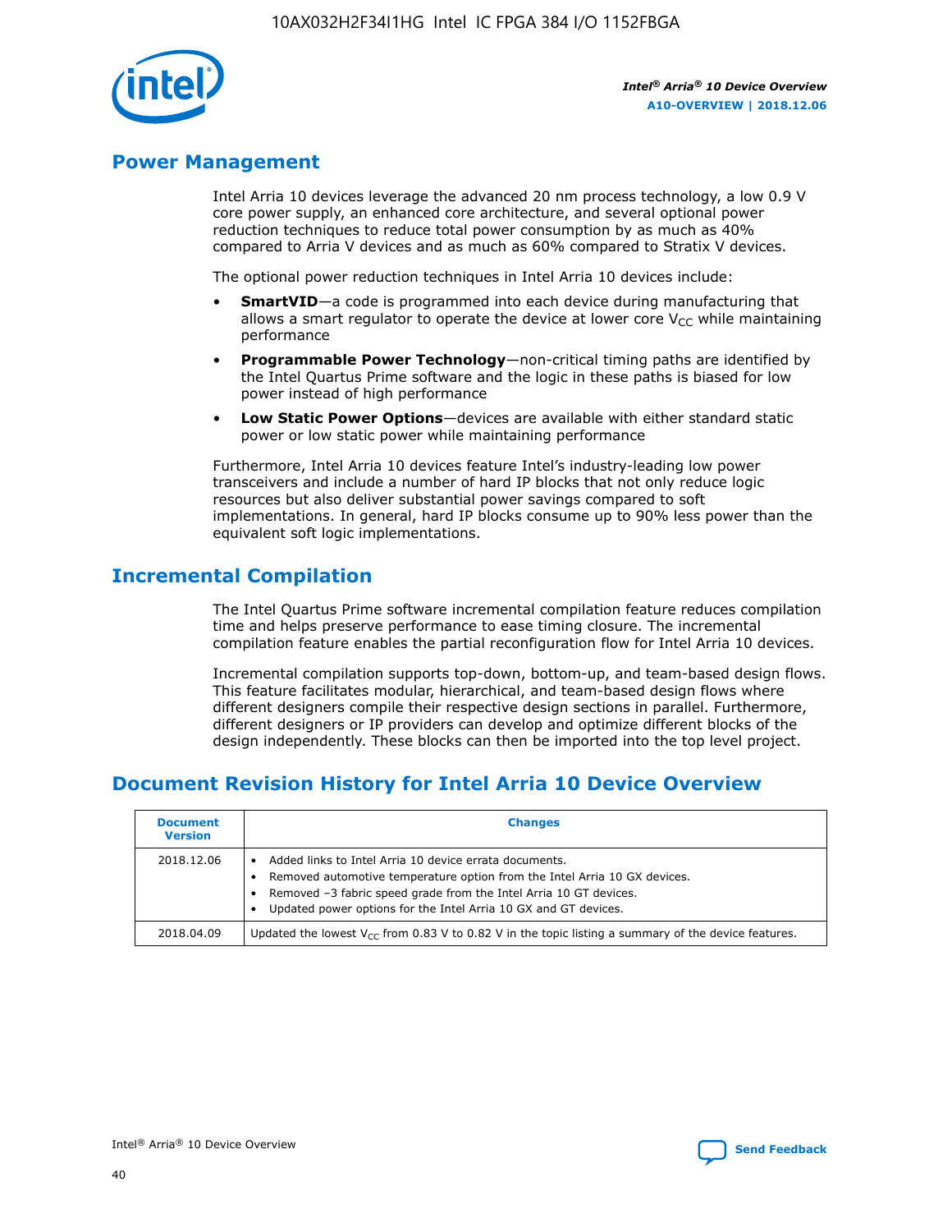## Power Management

Intel Arria 10 devices leverage the advanced 20 nm process technology, a low 0.9 V core power supply, an enhanced core architecture, and several optional power reduction techniques to reduce total power consumption by as much as 40% compared to Arria V devices and as much as 60% compared to Stratix V devices.

The optional power reduction techniques in Intel Arria 10 devices include:

- **SmartVID**—a code is programmed into each device during manufacturing that allows a smart regulator to operate the device at lower core $V_{CC}$ while maintaining performance
- **Programmable Power Technology**—non-critical timing paths are identified by the Intel Quartus Prime software and the logic in these paths is biased for low power instead of high performance
- **Low Static Power Options**—devices are available with either standard static power or low static power while maintaining performance

Furthermore, Intel Arria 10 devices feature Intel's industry-leading low power transceivers and include a number of hard IP blocks that not only reduce logic resources but also deliver substantial power savings compared to soft implementations. In general, hard IP blocks consume up to 90% less power than the equivalent soft logic implementations.

## Incremental Compilation

The Intel Quartus Prime software incremental compilation feature reduces compilation time and helps preserve performance to ease timing closure. The incremental compilation feature enables the partial reconfiguration flow for Intel Arria 10 devices.

Incremental compilation supports top-down, bottom-up, and team-based design flows. This feature facilitates modular, hierarchical, and team-based design flows where different designers compile their respective design sections in parallel. Furthermore, different designers or IP providers can develop and optimize different blocks of the design independently. These blocks can then be imported into the top level project.

## Document Revision History for Intel Arria 10 Device Overview

| Document Version | Changes |
| --- | --- |
| 2018.12.06 | • Added links to Intel Arria 10 device errata documents.<br>• Removed automotive temperature option from the Intel Arria 10 GX devices.<br>• Removed –3 fabric speed grade from the Intel Arria 10 GT devices.<br>• Updated power options for the Intel Arria 10 GX and GT devices. |
| 2018.04.09 | Updated the lowest $V_{CC}$ from 0.83 V to 0.82 V in the topic listing a summary of the device features. |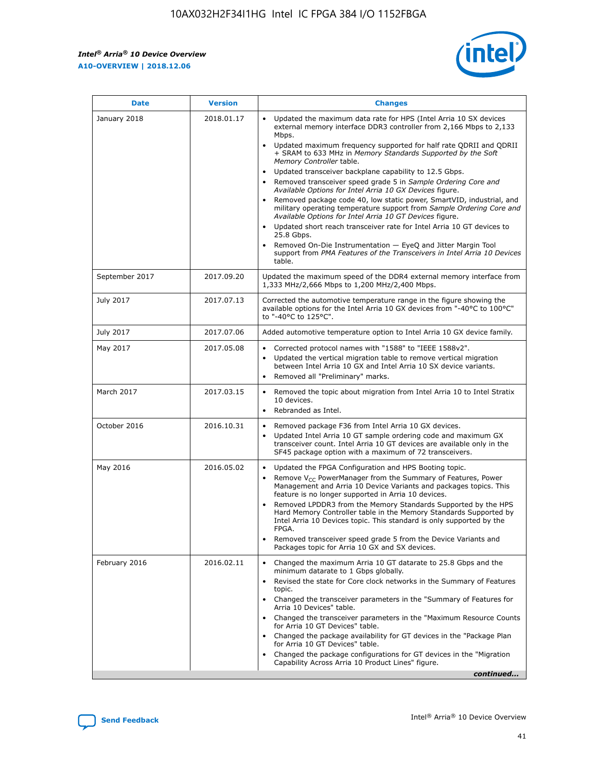| Date | Version | Changes |
| --- | --- | --- |
| January 2018 | 2018.01.17 | • Updated the maximum data rate for HPS (Intel Arria 10 SX devices external memory interface DDR3 controller from 2,166 Mbps to 2,133 Mbps.<br>• Updated maximum frequency supported for half rate QDRII and QDRII + SRAM to 633 MHz in *Memory Standards Supported by the Soft Memory Controller* table.<br>• Updated transceiver backplane capability to 12.5 Gbps.<br>• Removed transceiver speed grade 5 in *Sample Ordering Core and Available Options for Intel Arria 10 GX Devices* figure.<br>• Removed package code 40, low static power, SmartVID, industrial, and military operating temperature support from *Sample Ordering Core and Available Options for Intel Arria 10 GT Devices* figure.<br>• Updated short reach transceiver rate for Intel Arria 10 GT devices to 25.8 Gbps.<br>• Removed On-Die Instrumentation — EyeQ and Jitter Margin Tool support from *PMA Features of the Transceivers in Intel Arria 10 Devices* table. |
| September 2017 | 2017.09.20 | Updated the maximum speed of the DDR4 external memory interface from 1,333 MHz/2,666 Mbps to 1,200 MHz/2,400 Mbps. |
| July 2017 | 2017.07.13 | Corrected the automotive temperature range in the figure showing the available options for the Intel Arria 10 GX devices from "-40°C to 100°C" to "-40°C to 125°C". |
| July 2017 | 2017.07.06 | Added automotive temperature option to Intel Arria 10 GX device family. |
| May 2017 | 2017.05.08 | • Corrected protocol names with "1588" to "IEEE 1588v2".<br>• Updated the vertical migration table to remove vertical migration between Intel Arria 10 GX and Intel Arria 10 SX device variants.<br>• Removed all "Preliminary" marks. |
| March 2017 | 2017.03.15 | • Removed the topic about migration from Intel Arria 10 to Intel Stratix 10 devices.<br>• Rebranded as Intel. |
| October 2016 | 2016.10.31 | • Removed package F36 from Intel Arria 10 GX devices.<br>• Updated Intel Arria 10 GT sample ordering code and maximum GX transceiver count. Intel Arria 10 GT devices are available only in the SF45 package option with a maximum of 72 transceivers. |
| May 2016 | 2016.05.02 | • Updated the FPGA Configuration and HPS Booting topic.<br>• Remove $V_{CC}$ PowerManager from the Summary of Features, Power Management and Arria 10 Device Variants and packages topics. This feature is no longer supported in Arria 10 devices.<br>• Removed LPDDR3 from the Memory Standards Supported by the HPS Hard Memory Controller table in the Memory Standards Supported by Intel Arria 10 Devices topic. This standard is only supported by the FPGA.<br>• Removed transceiver speed grade 5 from the Device Variants and Packages topic for Arria 10 GX and SX devices. |
| February 2016 | 2016.02.11 | • Changed the maximum Arria 10 GT datarate to 25.8 Gbps and the minimum datarate to 1 Gbps globally.<br>• Revised the state for Core clock networks in the Summary of Features topic.<br>• Changed the transceiver parameters in the "Summary of Features for Arria 10 Devices" table.<br>• Changed the transceiver parameters in the "Maximum Resource Counts for Arria 10 GT Devices" table.<br>• Changed the package availability for GT devices in the "Package Plan for Arria 10 GT Devices" table.<br>• Changed the package configurations for GT devices in the "Migration Capability Across Arria 10 Product Lines" figure. |

*continued...*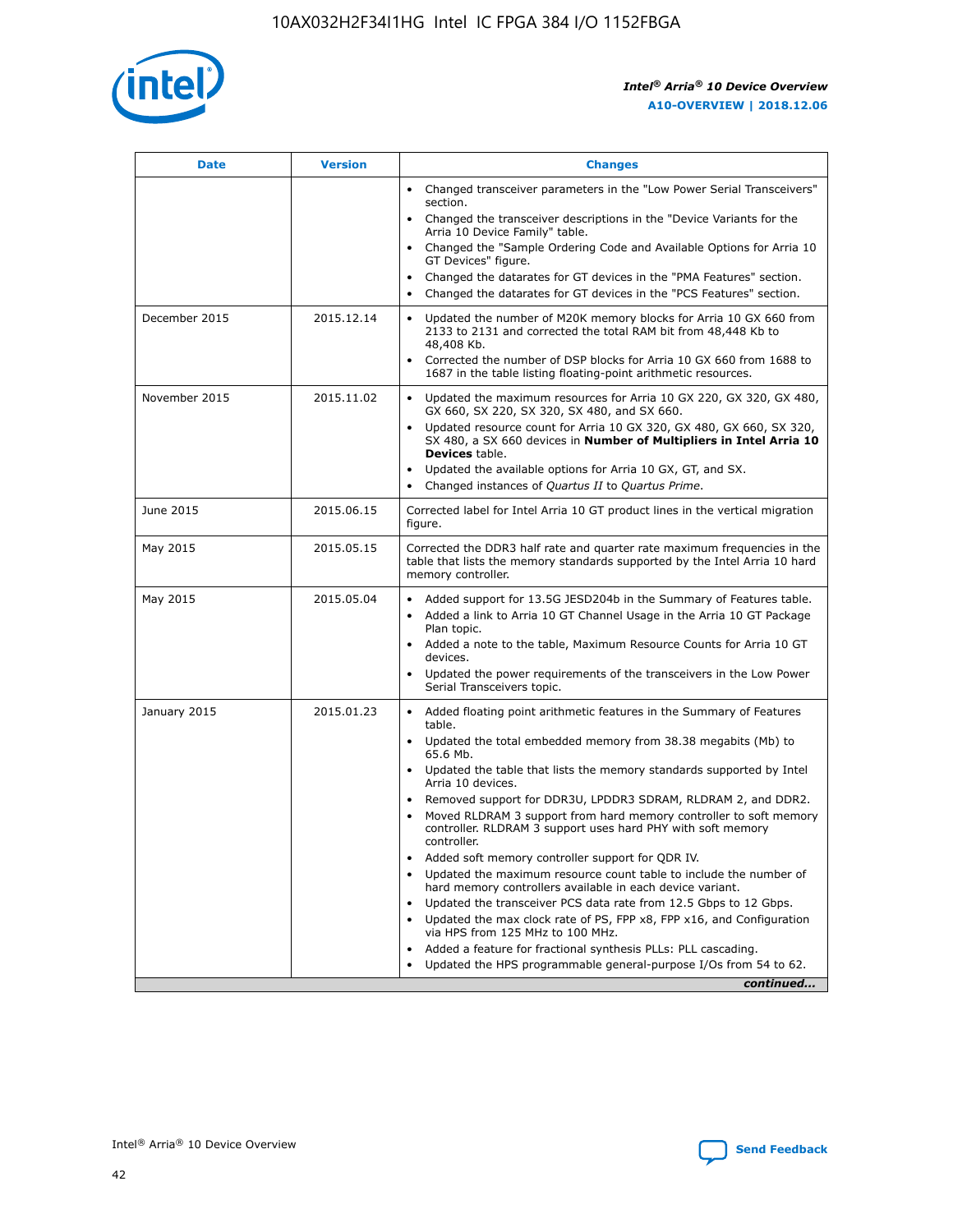| Date | Version | Changes |
| --- | --- | --- |
| | | • Changed transceiver parameters in the "Low Power Serial Transceivers" section.<br>• Changed the transceiver descriptions in the "Device Variants for the Arria 10 Device Family" table.<br>• Changed the "Sample Ordering Code and Available Options for Arria 10 GT Devices" figure.<br>• Changed the datarates for GT devices in the "PMA Features" section.<br>• Changed the datarates for GT devices in the "PCS Features" section. |
| December 2015 | 2015.12.14 | • Updated the number of M20K memory blocks for Arria 10 GX 660 from 2133 to 2131 and corrected the total RAM bit from 48,448 Kb to 48,408 Kb.<br>• Corrected the number of DSP blocks for Arria 10 GX 660 from 1688 to 1687 in the table listing floating-point arithmetic resources. |
| November 2015 | 2015.11.02 | • Updated the maximum resources for Arria 10 GX 220, GX 320, GX 480, GX 660, SX 220, SX 320, SX 480, and SX 660.<br>• Updated resource count for Arria 10 GX 320, GX 480, GX 660, SX 320, SX 480, a SX 660 devices in **Number of Multipliers in Intel Arria 10 Devices** table.<br>• Updated the available options for Arria 10 GX, GT, and SX.<br>• Changed instances of *Quartus II* to *Quartus Prime*. |
| June 2015 | 2015.06.15 | Corrected label for Intel Arria 10 GT product lines in the vertical migration figure. |
| May 2015 | 2015.05.15 | Corrected the DDR3 half rate and quarter rate maximum frequencies in the table that lists the memory standards supported by the Intel Arria 10 hard memory controller. |
| May 2015 | 2015.05.04 | • Added support for 13.5G JESD204b in the Summary of Features table.<br>• Added a link to Arria 10 GT Channel Usage in the Arria 10 GT Package Plan topic.<br>• Added a note to the table, Maximum Resource Counts for Arria 10 GT devices.<br>• Updated the power requirements of the transceivers in the Low Power Serial Transceivers topic. |
| January 2015 | 2015.01.23 | • Added floating point arithmetic features in the Summary of Features table.<br>• Updated the total embedded memory from 38.38 megabits (Mb) to 65.6 Mb.<br>• Updated the table that lists the memory standards supported by Intel Arria 10 devices.<br>• Removed support for DDR3U, LPDDR3 SDRAM, RLDRAM 2, and DDR2.<br>• Moved RLDRAM 3 support from hard memory controller to soft memory controller. RLDRAM 3 support uses hard PHY with soft memory controller.<br>• Added soft memory controller support for QDR IV.<br>• Updated the maximum resource count table to include the number of hard memory controllers available in each device variant.<br>• Updated the transceiver PCS data rate from 12.5 Gbps to 12 Gbps.<br>• Updated the max clock rate of PS, FPP x8, FPP x16, and Configuration via HPS from 125 MHz to 100 MHz.<br>• Added a feature for fractional synthesis PLLs: PLL cascading.<br>• Updated the HPS programmable general-purpose I/Os from 54 to 62. |

*continued...*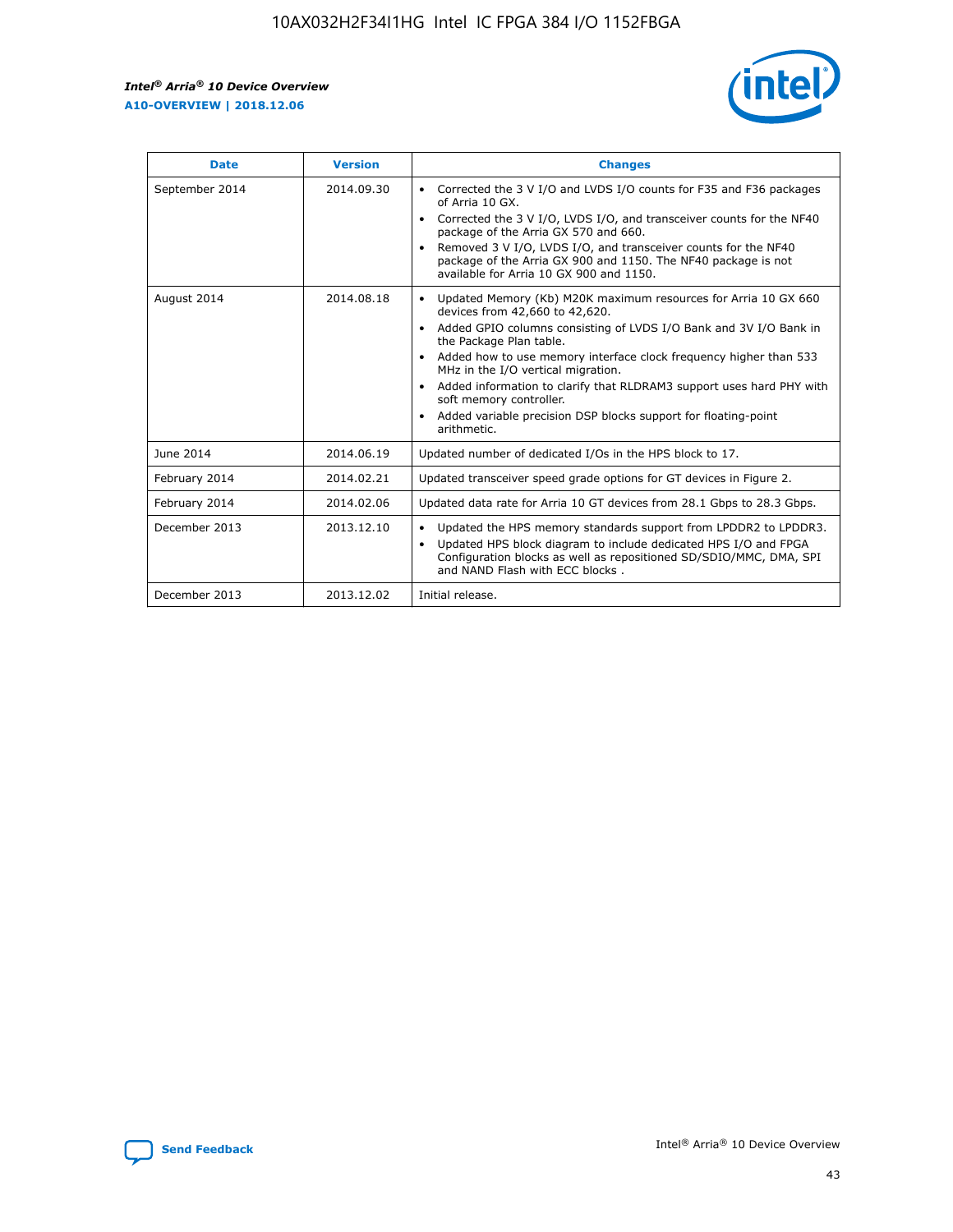| Date | Version | Changes |
| --- | --- | --- |
| September 2014 | 2014.09.30 | • Corrected the 3 V I/O and LVDS I/O counts for F35 and F36 packages of Arria 10 GX.<br>• Corrected the 3 V I/O, LVDS I/O, and transceiver counts for the NF40 package of the Arria GX 570 and 660.<br>• Removed 3 V I/O, LVDS I/O, and transceiver counts for the NF40 package of the Arria GX 900 and 1150. The NF40 package is not available for Arria 10 GX 900 and 1150. |
| August 2014 | 2014.08.18 | • Updated Memory (Kb) M20K maximum resources for Arria 10 GX 660 devices from 42,660 to 42,620.<br>• Added GPIO columns consisting of LVDS I/O Bank and 3V I/O Bank in the Package Plan table.<br>• Added how to use memory interface clock frequency higher than 533 MHz in the I/O vertical migration.<br>• Added information to clarify that RLDRAM3 support uses hard PHY with soft memory controller.<br>• Added variable precision DSP blocks support for floating-point arithmetic. |
| June 2014 | 2014.06.19 | Updated number of dedicated I/Os in the HPS block to 17. |
| February 2014 | 2014.02.21 | Updated transceiver speed grade options for GT devices in Figure 2. |
| February 2014 | 2014.02.06 | Updated data rate for Arria 10 GT devices from 28.1 Gbps to 28.3 Gbps. |
| December 2013 | 2013.12.10 | • Updated the HPS memory standards support from LPDDR2 to LPDDR3.<br>• Updated HPS block diagram to include dedicated HPS I/O and FPGA Configuration blocks as well as repositioned SD/SDIO/MMC, DMA, SPI and NAND Flash with ECC blocks . |
| December 2013 | 2013.12.02 | Initial release. |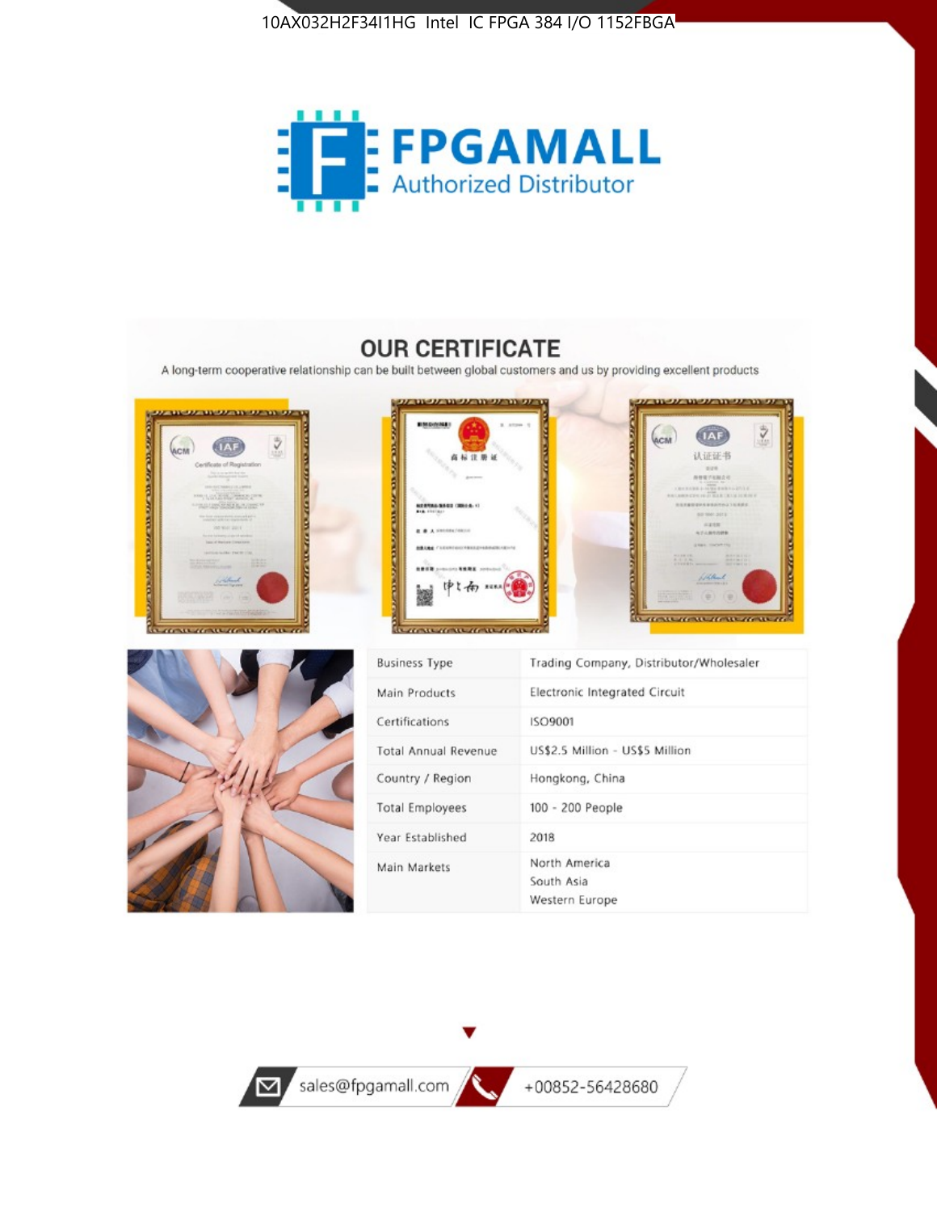# FPGAMALL

Authorized Distributor

## OUR CERTIFICATE

A long-term cooperative relationship can be built between global customers and us by providing excellent products

| | |
|---|---|
| Business Type | Trading Company, Distributor/Wholesaler |
| Main Products | Electronic Integrated Circuit |
| Certifications | ISO9001 |
| Total Annual Revenue | US$2.5 Million - US$5 Million |
| Country / Region | Hongkong, China |
| Total Employees | 100 - 200 People |
| Year Established | 2018 |
| Main Markets | North America<br>South Asia<br>Western Europe |

sales@fpgamall.com

+00852-56428680